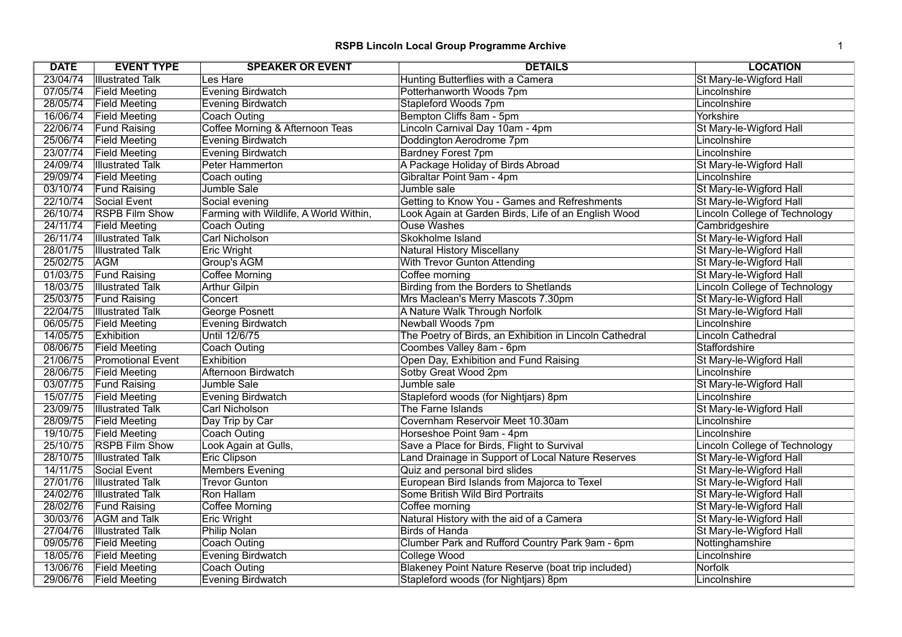# RSPB Lincoln Local Group Programme Archive

| DATE | EVENT TYPE | SPEAKER OR EVENT | DETAILS | LOCATION |
|---|---|---|---|---|
| 23/04/74 | Illustrated Talk | Les Hare | Hunting Butterflies with a Camera | St Mary-le-Wigford Hall |
| 07/05/74 | Field Meeting | Evening Birdwatch | Potterhanworth Woods 7pm | Lincolnshire |
| 28/05/74 | Field Meeting | Evening Birdwatch | Stapleford Woods 7pm | Lincolnshire |
| 16/06/74 | Field Meeting | Coach Outing | Bempton Cliffs 8am - 5pm | Yorkshire |
| 22/06/74 | Fund Raising | Coffee Morning & Afternoon Teas | Lincoln Carnival Day 10am - 4pm | St Mary-le-Wigford Hall |
| 25/06/74 | Field Meeting | Evening Birdwatch | Doddington Aerodrome 7pm | Lincolnshire |
| 23/07/74 | Field Meeting | Evening Birdwatch | Bardney Forest 7pm | Lincolnshire |
| 24/09/74 | Illustrated Talk | Peter Hammerton | A Package Holiday of Birds Abroad | St Mary-le-Wigford Hall |
| 29/09/74 | Field Meeting | Coach outing | Gibraltar Point 9am - 4pm | Lincolnshire |
| 03/10/74 | Fund Raising | Jumble Sale | Jumble sale | St Mary-le-Wigford Hall |
| 22/10/74 | Social Event | Social evening | Getting to Know You - Games and Refreshments | St Mary-le-Wigford Hall |
| 26/10/74 | RSPB Film Show | Farming with Wildlife, A World Within, | Look Again at Garden Birds, Life of an English Wood | Lincoln College of Technology |
| 24/11/74 | Field Meeting | Coach Outing | Ouse Washes | Cambridgeshire |
| 26/11/74 | Illustrated Talk | Carl Nicholson | Skokholme Island | St Mary-le-Wigford Hall |
| 28/01/75 | Illustrated Talk | Eric Wright | Natural History Miscellany | St Mary-le-Wigford Hall |
| 25/02/75 | AGM | Group's AGM | With Trevor Gunton Attending | St Mary-le-Wigford Hall |
| 01/03/75 | Fund Raising | Coffee Morning | Coffee morning | St Mary-le-Wigford Hall |
| 18/03/75 | Illustrated Talk | Arthur Gilpin | Birding from the Borders to Shetlands | Lincoln College of Technology |
| 25/03/75 | Fund Raising | Concert | Mrs Maclean's Merry Mascots 7.30pm | St Mary-le-Wigford Hall |
| 22/04/75 | Illustrated Talk | George Posnett | A Nature Walk Through Norfolk | St Mary-le-Wigford Hall |
| 06/05/75 | Field Meeting | Evening Birdwatch | Newball Woods 7pm | Lincolnshire |
| 14/05/75 | Exhibition | Until 12/6/75 | The Poetry of Birds, an Exhibition in Lincoln Cathedral | Lincoln Cathedral |
| 08/06/75 | Field Meeting | Coach Outing | Coombes Valley 8am - 6pm | Staffordshire |
| 21/06/75 | Promotional Event | Exhibition | Open Day, Exhibition and Fund Raising | St Mary-le-Wigford Hall |
| 28/06/75 | Field Meeting | Afternoon Birdwatch | Sotby Great Wood 2pm | Lincolnshire |
| 03/07/75 | Fund Raising | Jumble Sale | Jumble sale | St Mary-le-Wigford Hall |
| 15/07/75 | Field Meeting | Evening Birdwatch | Stapleford woods (for Nightjars) 8pm | Lincolnshire |
| 23/09/75 | Illustrated Talk | Carl Nicholson | The Farne Islands | St Mary-le-Wigford Hall |
| 28/09/75 | Field Meeting | Day Trip by Car | Covernham Reservoir Meet 10.30am | Lincolnshire |
| 19/10/75 | Field Meeting | Coach Outing | Horseshoe Point 9am - 4pm | Lincolnshire |
| 25/10/75 | RSPB Film Show | Look Again at Gulls, | Save a Place for Birds, Flight to Survival | Lincoln College of Technology |
| 28/10/75 | Illustrated Talk | Eric Clipson | Land Drainage in Support of Local Nature Reserves | St Mary-le-Wigford Hall |
| 14/11/75 | Social Event | Members Evening | Quiz and personal bird slides | St Mary-le-Wigford Hall |
| 27/01/76 | Illustrated Talk | Trevor Gunton | European Bird Islands from Majorca to Texel | St Mary-le-Wigford Hall |
| 24/02/76 | Illustrated Talk | Ron Hallam | Some British Wild Bird Portraits | St Mary-le-Wigford Hall |
| 28/02/76 | Fund Raising | Coffee Morning | Coffee morning | St Mary-le-Wigford Hall |
| 30/03/76 | AGM and Talk | Eric Wright | Natural History with the aid of a Camera | St Mary-le-Wigford Hall |
| 27/04/76 | Illustrated Talk | Philip Nolan | Birds of Handa | St Mary-le-Wigford Hall |
| 09/05/76 | Field Meeting | Coach Outing | Clumber Park and Rufford Country Park 9am - 6pm | Nottinghamshire |
| 18/05/76 | Field Meeting | Evening Birdwatch | College Wood | Lincolnshire |
| 13/06/76 | Field Meeting | Coach Outing | Blakeney Point Nature Reserve (boat trip included) | Norfolk |
| 29/06/76 | Field Meeting | Evening Birdwatch | Stapleford woods (for Nightjars) 8pm | Lincolnshire |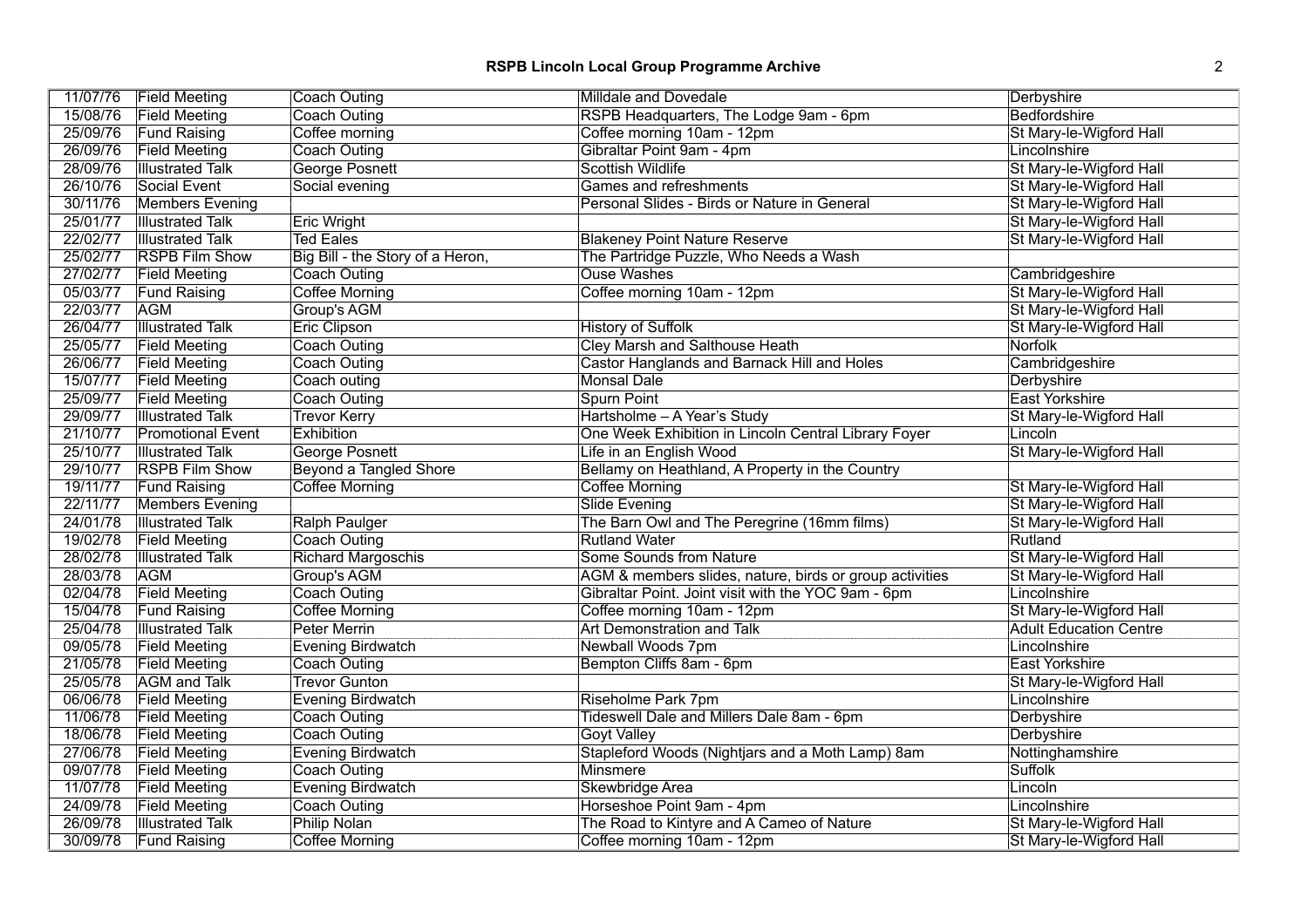| 11/07/76 | Field Meeting | Coach Outing | Milldale and Dovedale | Derbyshire |
|---|---|---|---|---|
| 15/08/76 | Field Meeting | Coach Outing | RSPB Headquarters, The Lodge 9am - 6pm | Bedfordshire |
| 25/09/76 | Fund Raising | Coffee morning | Coffee morning 10am - 12pm | St Mary-le-Wigford Hall |
| 26/09/76 | Field Meeting | Coach Outing | Gibraltar Point 9am - 4pm | Lincolnshire |
| 28/09/76 | Illustrated Talk | George Posnett | Scottish Wildlife | St Mary-le-Wigford Hall |
| 26/10/76 | Social Event | Social evening | Games and refreshments | St Mary-le-Wigford Hall |
| 30/11/76 | Members Evening | | Personal Slides - Birds or Nature in General | St Mary-le-Wigford Hall |
| 25/01/77 | Illustrated Talk | Eric Wright | | St Mary-le-Wigford Hall |
| 22/02/77 | Illustrated Talk | Ted Eales | Blakeney Point Nature Reserve | St Mary-le-Wigford Hall |
| 25/02/77 | RSPB Film Show | Big Bill - the Story of a Heron, | The Partridge Puzzle, Who Needs a Wash | |
| 27/02/77 | Field Meeting | Coach Outing | Ouse Washes | Cambridgeshire |
| 05/03/77 | Fund Raising | Coffee Morning | Coffee morning 10am - 12pm | St Mary-le-Wigford Hall |
| 22/03/77 | AGM | Group's AGM | | St Mary-le-Wigford Hall |
| 26/04/77 | Illustrated Talk | Eric Clipson | History of Suffolk | St Mary-le-Wigford Hall |
| 25/05/77 | Field Meeting | Coach Outing | Cley Marsh and Salthouse Heath | Norfolk |
| 26/06/77 | Field Meeting | Coach Outing | Castor Hanglands and Barnack Hill and Holes | Cambridgeshire |
| 15/07/77 | Field Meeting | Coach outing | Monsal Dale | Derbyshire |
| 25/09/77 | Field Meeting | Coach Outing | Spurn Point | East Yorkshire |
| 29/09/77 | Illustrated Talk | Trevor Kerry | Hartsholme – A Year's Study | St Mary-le-Wigford Hall |
| 21/10/77 | Promotional Event | Exhibition | One Week Exhibition in Lincoln Central Library Foyer | Lincoln |
| 25/10/77 | Illustrated Talk | George Posnett | Life in an English Wood | St Mary-le-Wigford Hall |
| 29/10/77 | RSPB Film Show | Beyond a Tangled Shore | Bellamy on Heathland, A Property in the Country | |
| 19/11/77 | Fund Raising | Coffee Morning | Coffee Morning | St Mary-le-Wigford Hall |
| 22/11/77 | Members Evening | | Slide Evening | St Mary-le-Wigford Hall |
| 24/01/78 | Illustrated Talk | Ralph Paulger | The Barn Owl and The Peregrine (16mm films) | St Mary-le-Wigford Hall |
| 19/02/78 | Field Meeting | Coach Outing | Rutland Water | Rutland |
| 28/02/78 | Illustrated Talk | Richard Margoschis | Some Sounds from Nature | St Mary-le-Wigford Hall |
| 28/03/78 | AGM | Group's AGM | AGM & members slides, nature, birds or group activities | St Mary-le-Wigford Hall |
| 02/04/78 | Field Meeting | Coach Outing | Gibraltar Point. Joint visit with the YOC 9am - 6pm | Lincolnshire |
| 15/04/78 | Fund Raising | Coffee Morning | Coffee morning 10am - 12pm | St Mary-le-Wigford Hall |
| 25/04/78 | Illustrated Talk | Peter Merrin | Art Demonstration and Talk | Adult Education Centre |
| 09/05/78 | Field Meeting | Evening Birdwatch | Newball Woods 7pm | Lincolnshire |
| 21/05/78 | Field Meeting | Coach Outing | Bempton Cliffs 8am - 6pm | East Yorkshire |
| 25/05/78 | AGM and Talk | Trevor Gunton | | St Mary-le-Wigford Hall |
| 06/06/78 | Field Meeting | Evening Birdwatch | Riseholme Park 7pm | Lincolnshire |
| 11/06/78 | Field Meeting | Coach Outing | Tideswell Dale and Millers Dale 8am - 6pm | Derbyshire |
| 18/06/78 | Field Meeting | Coach Outing | Goyt Valley | Derbyshire |
| 27/06/78 | Field Meeting | Evening Birdwatch | Stapleford Woods (Nightjars and a Moth Lamp) 8am | Nottinghamshire |
| 09/07/78 | Field Meeting | Coach Outing | Minsmere | Suffolk |
| 11/07/78 | Field Meeting | Evening Birdwatch | Skewbridge Area | Lincoln |
| 24/09/78 | Field Meeting | Coach Outing | Horseshoe Point 9am - 4pm | Lincolnshire |
| 26/09/78 | Illustrated Talk | Philip Nolan | The Road to Kintyre and A Cameo of Nature | St Mary-le-Wigford Hall |
| 30/09/78 | Fund Raising | Coffee Morning | Coffee morning 10am - 12pm | St Mary-le-Wigford Hall |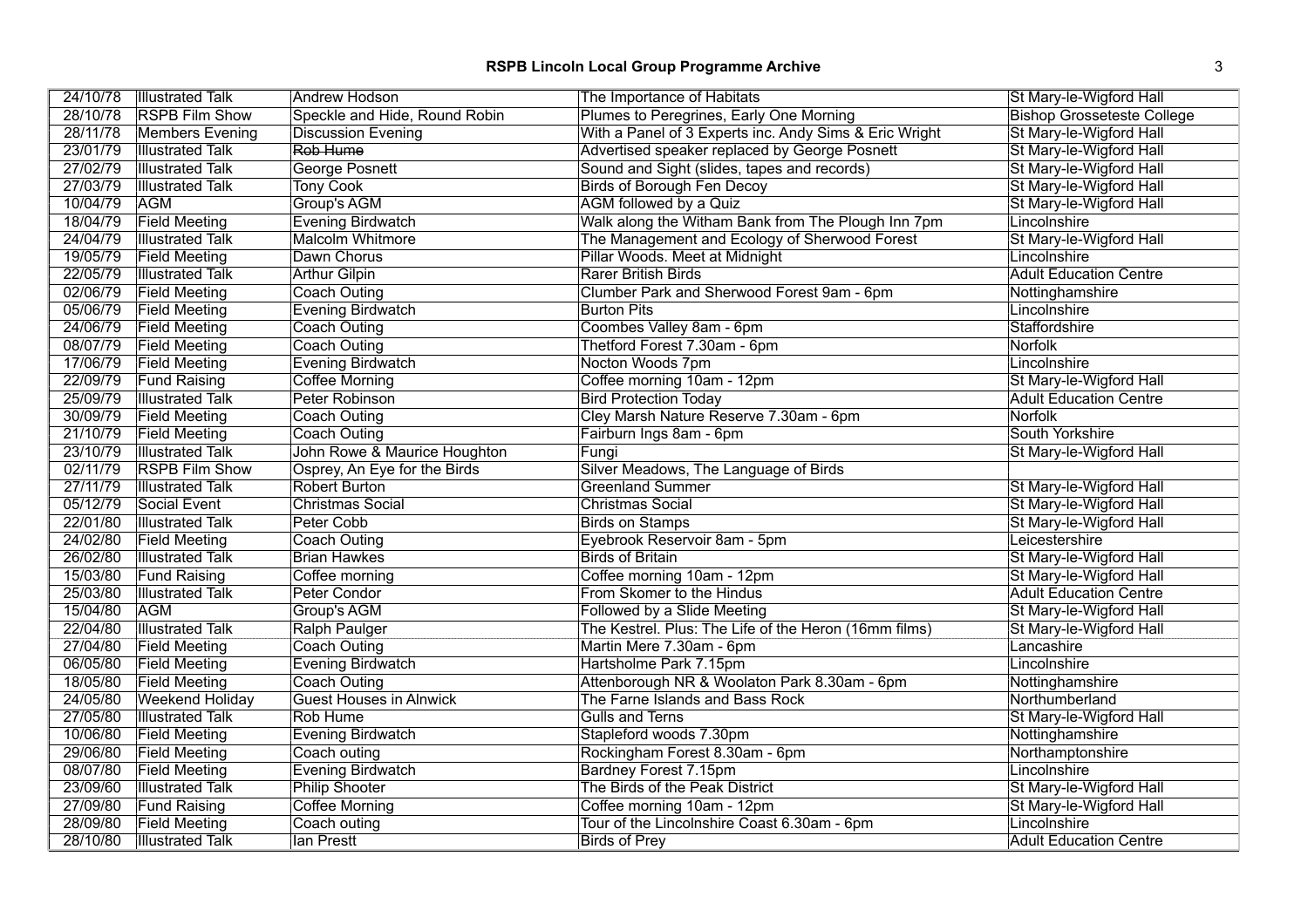| 24/10/78 | Illustrated Talk | Andrew Hodson | The Importance of Habitats | St Mary-le-Wigford Hall |
|---|---|---|---|---|
| 28/10/78 | RSPB Film Show | Speckle and Hide, Round Robin | Plumes to Peregrines, Early One Morning | Bishop Grosseteste College |
| 28/11/78 | Members Evening | Discussion Evening | With a Panel of 3 Experts inc. Andy Sims & Eric Wright | St Mary-le-Wigford Hall |
| 23/01/79 | Illustrated Talk | ~~Rob Hume~~ | Advertised speaker replaced by George Posnett | St Mary-le-Wigford Hall |
| 27/02/79 | Illustrated Talk | George Posnett | Sound and Sight (slides, tapes and records) | St Mary-le-Wigford Hall |
| 27/03/79 | Illustrated Talk | Tony Cook | Birds of Borough Fen Decoy | St Mary-le-Wigford Hall |
| 10/04/79 | AGM | Group's AGM | AGM followed by a Quiz | St Mary-le-Wigford Hall |
| 18/04/79 | Field Meeting | Evening Birdwatch | Walk along the Witham Bank from The Plough Inn 7pm | Lincolnshire |
| 24/04/79 | Illustrated Talk | Malcolm Whitmore | The Management and Ecology of Sherwood Forest | St Mary-le-Wigford Hall |
| 19/05/79 | Field Meeting | Dawn Chorus | Pillar Woods. Meet at Midnight | Lincolnshire |
| 22/05/79 | Illustrated Talk | Arthur Gilpin | Rarer British Birds | Adult Education Centre |
| 02/06/79 | Field Meeting | Coach Outing | Clumber Park and Sherwood Forest 9am - 6pm | Nottinghamshire |
| 05/06/79 | Field Meeting | Evening Birdwatch | Burton Pits | Lincolnshire |
| 24/06/79 | Field Meeting | Coach Outing | Coombes Valley 8am - 6pm | Staffordshire |
| 08/07/79 | Field Meeting | Coach Outing | Thetford Forest 7.30am - 6pm | Norfolk |
| 17/06/79 | Field Meeting | Evening Birdwatch | Nocton Woods 7pm | Lincolnshire |
| 22/09/79 | Fund Raising | Coffee Morning | Coffee morning 10am - 12pm | St Mary-le-Wigford Hall |
| 25/09/79 | Illustrated Talk | Peter Robinson | Bird Protection Today | Adult Education Centre |
| 30/09/79 | Field Meeting | Coach Outing | Cley Marsh Nature Reserve 7.30am - 6pm | Norfolk |
| 21/10/79 | Field Meeting | Coach Outing | Fairburn Ings 8am - 6pm | South Yorkshire |
| 23/10/79 | Illustrated Talk | John Rowe & Maurice Houghton | Fungi | St Mary-le-Wigford Hall |
| 02/11/79 | RSPB Film Show | Osprey, An Eye for the Birds | Silver Meadows, The Language of Birds | |
| 27/11/79 | Illustrated Talk | Robert Burton | Greenland Summer | St Mary-le-Wigford Hall |
| 05/12/79 | Social Event | Christmas Social | Christmas Social | St Mary-le-Wigford Hall |
| 22/01/80 | Illustrated Talk | Peter Cobb | Birds on Stamps | St Mary-le-Wigford Hall |
| 24/02/80 | Field Meeting | Coach Outing | Eyebrook Reservoir 8am - 5pm | Leicestershire |
| 26/02/80 | Illustrated Talk | Brian Hawkes | Birds of Britain | St Mary-le-Wigford Hall |
| 15/03/80 | Fund Raising | Coffee morning | Coffee morning 10am - 12pm | St Mary-le-Wigford Hall |
| 25/03/80 | Illustrated Talk | Peter Condor | From Skomer to the Hindus | Adult Education Centre |
| 15/04/80 | AGM | Group's AGM | Followed by a Slide Meeting | St Mary-le-Wigford Hall |
| 22/04/80 | Illustrated Talk | Ralph Paulger | The Kestrel. Plus: The Life of the Heron (16mm films) | St Mary-le-Wigford Hall |
| 27/04/80 | Field Meeting | Coach Outing | Martin Mere 7.30am - 6pm | Lancashire |
| 06/05/80 | Field Meeting | Evening Birdwatch | Hartsholme Park 7.15pm | Lincolnshire |
| 18/05/80 | Field Meeting | Coach Outing | Attenborough NR & Woolaton Park 8.30am - 6pm | Nottinghamshire |
| 24/05/80 | Weekend Holiday | Guest Houses in Alnwick | The Farne Islands and Bass Rock | Northumberland |
| 27/05/80 | Illustrated Talk | Rob Hume | Gulls and Terns | St Mary-le-Wigford Hall |
| 10/06/80 | Field Meeting | Evening Birdwatch | Stapleford woods 7.30pm | Nottinghamshire |
| 29/06/80 | Field Meeting | Coach outing | Rockingham Forest 8.30am - 6pm | Northamptonshire |
| 08/07/80 | Field Meeting | Evening Birdwatch | Bardney Forest 7.15pm | Lincolnshire |
| 23/09/60 | Illustrated Talk | Philip Shooter | The Birds of the Peak District | St Mary-le-Wigford Hall |
| 27/09/80 | Fund Raising | Coffee Morning | Coffee morning 10am - 12pm | St Mary-le-Wigford Hall |
| 28/09/80 | Field Meeting | Coach outing | Tour of the Lincolnshire Coast 6.30am - 6pm | Lincolnshire |
| 28/10/80 | Illustrated Talk | Ian Prestt | Birds of Prey | Adult Education Centre |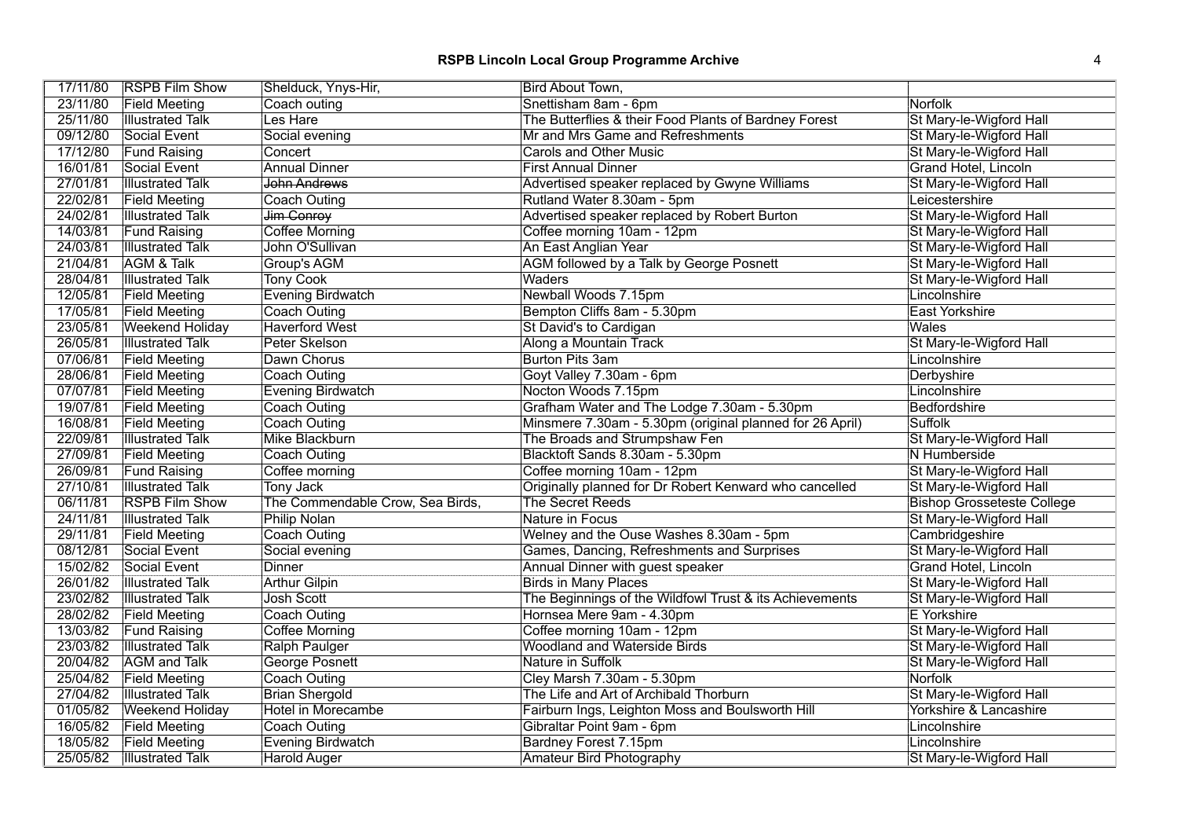| 17/11/80 | RSPB Film Show | Shelduck, Ynys-Hir, | Bird About Town, | |
|---|---|---|---|---|
| 23/11/80 | Field Meeting | Coach outing | Snettisham 8am - 6pm | Norfolk |
| 25/11/80 | Illustrated Talk | Les Hare | The Butterflies & their Food Plants of Bardney Forest | St Mary-le-Wigford Hall |
| 09/12/80 | Social Event | Social evening | Mr and Mrs Game and Refreshments | St Mary-le-Wigford Hall |
| 17/12/80 | Fund Raising | Concert | Carols and Other Music | St Mary-le-Wigford Hall |
| 16/01/81 | Social Event | Annual Dinner | First Annual Dinner | Grand Hotel, Lincoln |
| 27/01/81 | Illustrated Talk | ~~John Andrews~~ | Advertised speaker replaced by Gwyne Williams | St Mary-le-Wigford Hall |
| 22/02/81 | Field Meeting | Coach Outing | Rutland Water 8.30am - 5pm | Leicestershire |
| 24/02/81 | Illustrated Talk | ~~Jim Conroy~~ | Advertised speaker replaced by Robert Burton | St Mary-le-Wigford Hall |
| 14/03/81 | Fund Raising | Coffee Morning | Coffee morning 10am - 12pm | St Mary-le-Wigford Hall |
| 24/03/81 | Illustrated Talk | John O'Sullivan | An East Anglian Year | St Mary-le-Wigford Hall |
| 21/04/81 | AGM & Talk | Group's AGM | AGM followed by a Talk by George Posnett | St Mary-le-Wigford Hall |
| 28/04/81 | Illustrated Talk | Tony Cook | Waders | St Mary-le-Wigford Hall |
| 12/05/81 | Field Meeting | Evening Birdwatch | Newball Woods 7.15pm | Lincolnshire |
| 17/05/81 | Field Meeting | Coach Outing | Bempton Cliffs 8am - 5.30pm | East Yorkshire |
| 23/05/81 | Weekend Holiday | Haverford West | St David's to Cardigan | Wales |
| 26/05/81 | Illustrated Talk | Peter Skelson | Along a Mountain Track | St Mary-le-Wigford Hall |
| 07/06/81 | Field Meeting | Dawn Chorus | Burton Pits 3am | Lincolnshire |
| 28/06/81 | Field Meeting | Coach Outing | Goyt Valley 7.30am - 6pm | Derbyshire |
| 07/07/81 | Field Meeting | Evening Birdwatch | Nocton Woods 7.15pm | Lincolnshire |
| 19/07/81 | Field Meeting | Coach Outing | Grafham Water and The Lodge 7.30am - 5.30pm | Bedfordshire |
| 16/08/81 | Field Meeting | Coach Outing | Minsmere 7.30am - 5.30pm (original planned for 26 April) | Suffolk |
| 22/09/81 | Illustrated Talk | Mike Blackburn | The Broads and Strumpshaw Fen | St Mary-le-Wigford Hall |
| 27/09/81 | Field Meeting | Coach Outing | Blacktoft Sands 8.30am - 5.30pm | N Humberside |
| 26/09/81 | Fund Raising | Coffee morning | Coffee morning 10am - 12pm | St Mary-le-Wigford Hall |
| 27/10/81 | Illustrated Talk | Tony Jack | Originally planned for Dr Robert Kenward who cancelled | St Mary-le-Wigford Hall |
| 06/11/81 | RSPB Film Show | The Commendable Crow, Sea Birds, | The Secret Reeds | Bishop Grosseteste College |
| 24/11/81 | Illustrated Talk | Philip Nolan | Nature in Focus | St Mary-le-Wigford Hall |
| 29/11/81 | Field Meeting | Coach Outing | Welney and the Ouse Washes 8.30am - 5pm | Cambridgeshire |
| 08/12/81 | Social Event | Social evening | Games, Dancing, Refreshments and Surprises | St Mary-le-Wigford Hall |
| 15/02/82 | Social Event | Dinner | Annual Dinner with guest speaker | Grand Hotel, Lincoln |
| 26/01/82 | Illustrated Talk | Arthur Gilpin | Birds in Many Places | St Mary-le-Wigford Hall |
| 23/02/82 | Illustrated Talk | Josh Scott | The Beginnings of the Wildfowl Trust & its Achievements | St Mary-le-Wigford Hall |
| 28/02/82 | Field Meeting | Coach Outing | Hornsea Mere 9am - 4.30pm | E Yorkshire |
| 13/03/82 | Fund Raising | Coffee Morning | Coffee morning 10am - 12pm | St Mary-le-Wigford Hall |
| 23/03/82 | Illustrated Talk | Ralph Paulger | Woodland and Waterside Birds | St Mary-le-Wigford Hall |
| 20/04/82 | AGM and Talk | George Posnett | Nature in Suffolk | St Mary-le-Wigford Hall |
| 25/04/82 | Field Meeting | Coach Outing | Cley Marsh 7.30am - 5.30pm | Norfolk |
| 27/04/82 | Illustrated Talk | Brian Shergold | The Life and Art of Archibald Thorburn | St Mary-le-Wigford Hall |
| 01/05/82 | Weekend Holiday | Hotel in Morecambe | Fairburn Ings, Leighton Moss and Boulsworth Hill | Yorkshire & Lancashire |
| 16/05/82 | Field Meeting | Coach Outing | Gibraltar Point 9am - 6pm | Lincolnshire |
| 18/05/82 | Field Meeting | Evening Birdwatch | Bardney Forest 7.15pm | Lincolnshire |
| 25/05/82 | Illustrated Talk | Harold Auger | Amateur Bird Photography | St Mary-le-Wigford Hall |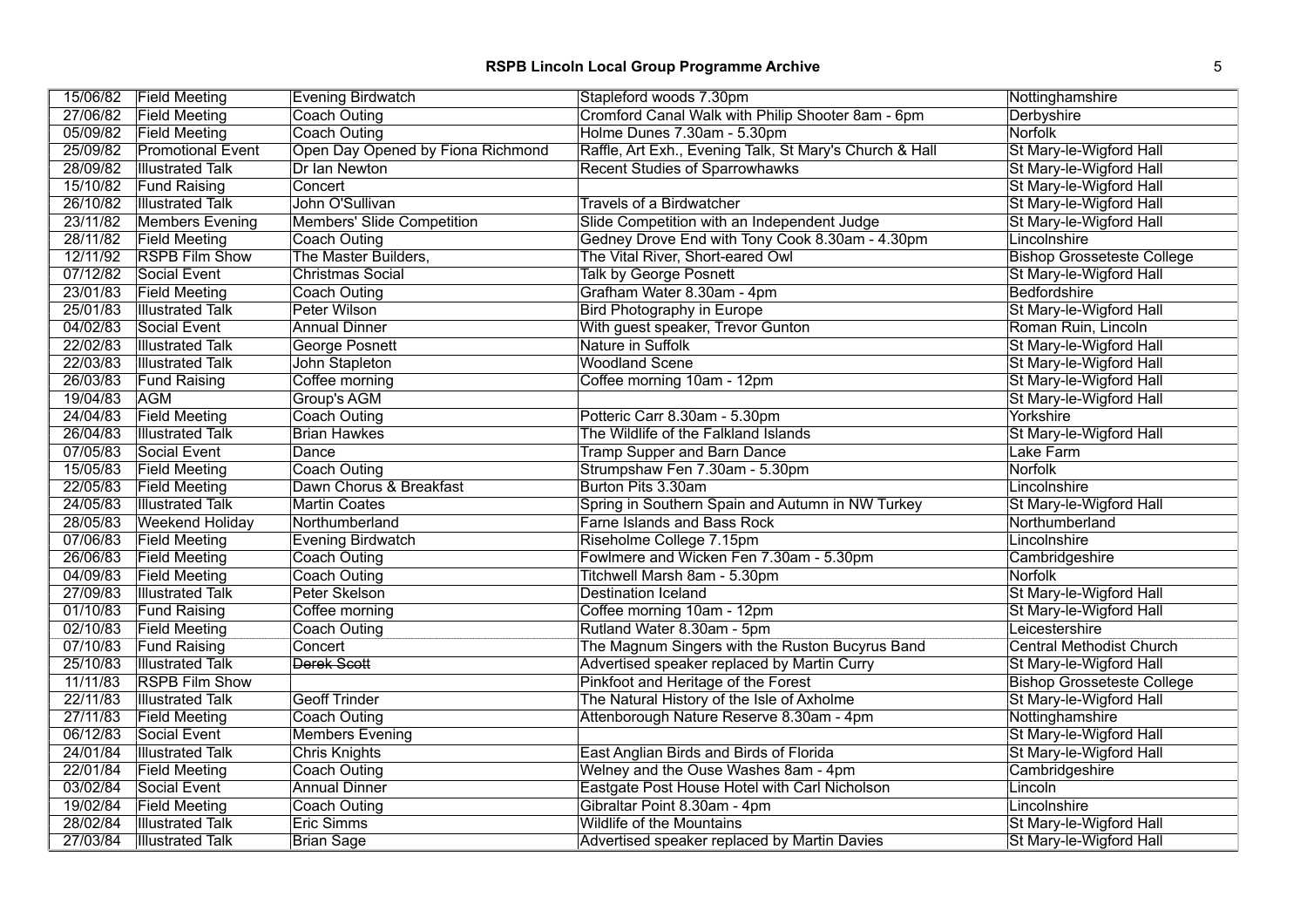| | | | | |
|---|---|---|---|---|
| 15/06/82 | Field Meeting | Evening Birdwatch | Stapleford woods 7.30pm | Nottinghamshire |
| 27/06/82 | Field Meeting | Coach Outing | Cromford Canal Walk with Philip Shooter 8am - 6pm | Derbyshire |
| 05/09/82 | Field Meeting | Coach Outing | Holme Dunes 7.30am - 5.30pm | Norfolk |
| 25/09/82 | Promotional Event | Open Day Opened by Fiona Richmond | Raffle, Art Exh., Evening Talk, St Mary's Church & Hall | St Mary-le-Wigford Hall |
| 28/09/82 | Illustrated Talk | Dr Ian Newton | Recent Studies of Sparrowhawks | St Mary-le-Wigford Hall |
| 15/10/82 | Fund Raising | Concert | | St Mary-le-Wigford Hall |
| 26/10/82 | Illustrated Talk | John O'Sullivan | Travels of a Birdwatcher | St Mary-le-Wigford Hall |
| 23/11/82 | Members Evening | Members' Slide Competition | Slide Competition with an Independent Judge | St Mary-le-Wigford Hall |
| 28/11/82 | Field Meeting | Coach Outing | Gedney Drove End with Tony Cook 8.30am - 4.30pm | Lincolnshire |
| 12/11/92 | RSPB Film Show | The Master Builders, | The Vital River, Short-eared Owl | Bishop Grosseteste College |
| 07/12/82 | Social Event | Christmas Social | Talk by George Posnett | St Mary-le-Wigford Hall |
| 23/01/83 | Field Meeting | Coach Outing | Grafham Water 8.30am - 4pm | Bedfordshire |
| 25/01/83 | Illustrated Talk | Peter Wilson | Bird Photography in Europe | St Mary-le-Wigford Hall |
| 04/02/83 | Social Event | Annual Dinner | With guest speaker, Trevor Gunton | Roman Ruin, Lincoln |
| 22/02/83 | Illustrated Talk | George Posnett | Nature in Suffolk | St Mary-le-Wigford Hall |
| 22/03/83 | Illustrated Talk | John Stapleton | Woodland Scene | St Mary-le-Wigford Hall |
| 26/03/83 | Fund Raising | Coffee morning | Coffee morning 10am - 12pm | St Mary-le-Wigford Hall |
| 19/04/83 | AGM | Group's AGM | | St Mary-le-Wigford Hall |
| 24/04/83 | Field Meeting | Coach Outing | Potteric Carr 8.30am - 5.30pm | Yorkshire |
| 26/04/83 | Illustrated Talk | Brian Hawkes | The Wildlife of the Falkland Islands | St Mary-le-Wigford Hall |
| 07/05/83 | Social Event | Dance | Tramp Supper and Barn Dance | Lake Farm |
| 15/05/83 | Field Meeting | Coach Outing | Strumpshaw Fen 7.30am - 5.30pm | Norfolk |
| 22/05/83 | Field Meeting | Dawn Chorus & Breakfast | Burton Pits 3.30am | Lincolnshire |
| 24/05/83 | Illustrated Talk | Martin Coates | Spring in Southern Spain and Autumn in NW Turkey | St Mary-le-Wigford Hall |
| 28/05/83 | Weekend Holiday | Northumberland | Farne Islands and Bass Rock | Northumberland |
| 07/06/83 | Field Meeting | Evening Birdwatch | Riseholme College 7.15pm | Lincolnshire |
| 26/06/83 | Field Meeting | Coach Outing | Fowlmere and Wicken Fen 7.30am - 5.30pm | Cambridgeshire |
| 04/09/83 | Field Meeting | Coach Outing | Titchwell Marsh 8am - 5.30pm | Norfolk |
| 27/09/83 | Illustrated Talk | Peter Skelson | Destination Iceland | St Mary-le-Wigford Hall |
| 01/10/83 | Fund Raising | Coffee morning | Coffee morning 10am - 12pm | St Mary-le-Wigford Hall |
| 02/10/83 | Field Meeting | Coach Outing | Rutland Water 8.30am - 5pm | Leicestershire |
| 07/10/83 | Fund Raising | Concert | The Magnum Singers with the Ruston Bucyrus Band | Central Methodist Church |
| 25/10/83 | Illustrated Talk | ~~Derek Scott~~ | Advertised speaker replaced by Martin Curry | St Mary-le-Wigford Hall |
| 11/11/83 | RSPB Film Show | | Pinkfoot and Heritage of the Forest | Bishop Grosseteste College |
| 22/11/83 | Illustrated Talk | Geoff Trinder | The Natural History of the Isle of Axholme | St Mary-le-Wigford Hall |
| 27/11/83 | Field Meeting | Coach Outing | Attenborough Nature Reserve 8.30am - 4pm | Nottinghamshire |
| 06/12/83 | Social Event | Members Evening | | St Mary-le-Wigford Hall |
| 24/01/84 | Illustrated Talk | Chris Knights | East Anglian Birds and Birds of Florida | St Mary-le-Wigford Hall |
| 22/01/84 | Field Meeting | Coach Outing | Welney and the Ouse Washes 8am - 4pm | Cambridgeshire |
| 03/02/84 | Social Event | Annual Dinner | Eastgate Post House Hotel with Carl Nicholson | Lincoln |
| 19/02/84 | Field Meeting | Coach Outing | Gibraltar Point 8.30am - 4pm | Lincolnshire |
| 28/02/84 | Illustrated Talk | Eric Simms | Wildlife of the Mountains | St Mary-le-Wigford Hall |
| 27/03/84 | Illustrated Talk | Brian Sage | Advertised speaker replaced by Martin Davies | St Mary-le-Wigford Hall |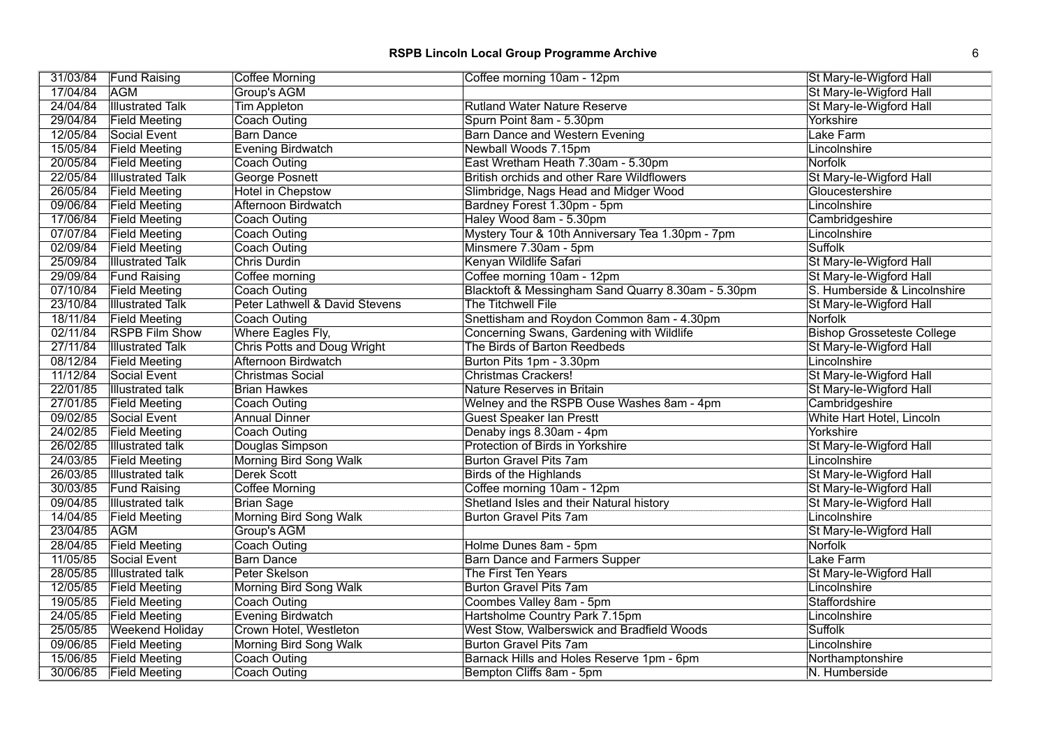| 31/03/84 | Fund Raising | Coffee Morning | Coffee morning 10am - 12pm | St Mary-le-Wigford Hall |
|---|---|---|---|---|
| 17/04/84 | AGM | Group's AGM | | St Mary-le-Wigford Hall |
| 24/04/84 | Illustrated Talk | Tim Appleton | Rutland Water Nature Reserve | St Mary-le-Wigford Hall |
| 29/04/84 | Field Meeting | Coach Outing | Spurn Point 8am - 5.30pm | Yorkshire |
| 12/05/84 | Social Event | Barn Dance | Barn Dance and Western Evening | Lake Farm |
| 15/05/84 | Field Meeting | Evening Birdwatch | Newball Woods 7.15pm | Lincolnshire |
| 20/05/84 | Field Meeting | Coach Outing | East Wretham Heath 7.30am - 5.30pm | Norfolk |
| 22/05/84 | Illustrated Talk | George Posnett | British orchids and other Rare Wildflowers | St Mary-le-Wigford Hall |
| 26/05/84 | Field Meeting | Hotel in Chepstow | Slimbridge, Nags Head and Midger Wood | Gloucestershire |
| 09/06/84 | Field Meeting | Afternoon Birdwatch | Bardney Forest 1.30pm - 5pm | Lincolnshire |
| 17/06/84 | Field Meeting | Coach Outing | Haley Wood 8am - 5.30pm | Cambridgeshire |
| 07/07/84 | Field Meeting | Coach Outing | Mystery Tour & 10th Anniversary Tea 1.30pm - 7pm | Lincolnshire |
| 02/09/84 | Field Meeting | Coach Outing | Minsmere 7.30am - 5pm | Suffolk |
| 25/09/84 | Illustrated Talk | Chris Durdin | Kenyan Wildlife Safari | St Mary-le-Wigford Hall |
| 29/09/84 | Fund Raising | Coffee morning | Coffee morning 10am - 12pm | St Mary-le-Wigford Hall |
| 07/10/84 | Field Meeting | Coach Outing | Blacktoft & Messingham Sand Quarry 8.30am - 5.30pm | S. Humberside & Lincolnshire |
| 23/10/84 | Illustrated Talk | Peter Lathwell & David Stevens | The Titchwell File | St Mary-le-Wigford Hall |
| 18/11/84 | Field Meeting | Coach Outing | Snettisham and Roydon Common 8am - 4.30pm | Norfolk |
| 02/11/84 | RSPB Film Show | Where Eagles Fly, | Concerning Swans, Gardening with Wildlife | Bishop Grosseteste College |
| 27/11/84 | Illustrated Talk | Chris Potts and Doug Wright | The Birds of Barton Reedbeds | St Mary-le-Wigford Hall |
| 08/12/84 | Field Meeting | Afternoon Birdwatch | Burton Pits 1pm - 3.30pm | Lincolnshire |
| 11/12/84 | Social Event | Christmas Social | Christmas Crackers! | St Mary-le-Wigford Hall |
| 22/01/85 | Illustrated talk | Brian Hawkes | Nature Reserves in Britain | St Mary-le-Wigford Hall |
| 27/01/85 | Field Meeting | Coach Outing | Welney and the RSPB Ouse Washes 8am - 4pm | Cambridgeshire |
| 09/02/85 | Social Event | Annual Dinner | Guest Speaker Ian Prestt | White Hart Hotel, Lincoln |
| 24/02/85 | Field Meeting | Coach Outing | Denaby ings 8.30am - 4pm | Yorkshire |
| 26/02/85 | Illustrated talk | Douglas Simpson | Protection of Birds in Yorkshire | St Mary-le-Wigford Hall |
| 24/03/85 | Field Meeting | Morning Bird Song Walk | Burton Gravel Pits 7am | Lincolnshire |
| 26/03/85 | Illustrated talk | Derek Scott | Birds of the Highlands | St Mary-le-Wigford Hall |
| 30/03/85 | Fund Raising | Coffee Morning | Coffee morning 10am - 12pm | St Mary-le-Wigford Hall |
| 09/04/85 | Illustrated talk | Brian Sage | Shetland Isles and their Natural history | St Mary-le-Wigford Hall |
| 14/04/85 | Field Meeting | Morning Bird Song Walk | Burton Gravel Pits 7am | Lincolnshire |
| 23/04/85 | AGM | Group's AGM | | St Mary-le-Wigford Hall |
| 28/04/85 | Field Meeting | Coach Outing | Holme Dunes 8am - 5pm | Norfolk |
| 11/05/85 | Social Event | Barn Dance | Barn Dance and Farmers Supper | Lake Farm |
| 28/05/85 | Illustrated talk | Peter Skelson | The First Ten Years | St Mary-le-Wigford Hall |
| 12/05/85 | Field Meeting | Morning Bird Song Walk | Burton Gravel Pits 7am | Lincolnshire |
| 19/05/85 | Field Meeting | Coach Outing | Coombes Valley 8am - 5pm | Staffordshire |
| 24/05/85 | Field Meeting | Evening Birdwatch | Hartsholme Country Park 7.15pm | Lincolnshire |
| 25/05/85 | Weekend Holiday | Crown Hotel, Westleton | West Stow, Walberswick and Bradfield Woods | Suffolk |
| 09/06/85 | Field Meeting | Morning Bird Song Walk | Burton Gravel Pits 7am | Lincolnshire |
| 15/06/85 | Field Meeting | Coach Outing | Barnack Hills and Holes Reserve 1pm - 6pm | Northamptonshire |
| 30/06/85 | Field Meeting | Coach Outing | Bempton Cliffs 8am - 5pm | N. Humberside |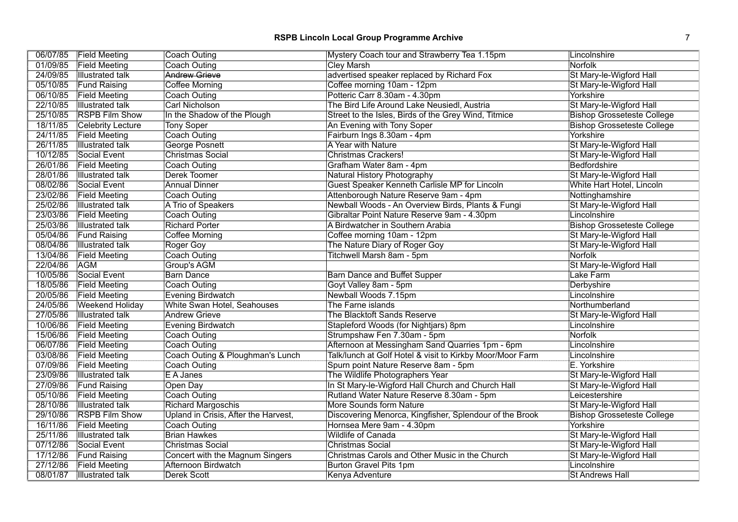| 06/07/85 | Field Meeting | Coach Outing | Mystery Coach tour and Strawberry Tea 1.15pm | Lincolnshire |
|---|---|---|---|---|
| 01/09/85 | Field Meeting | Coach Outing | Cley Marsh | Norfolk |
| 24/09/85 | Illustrated talk | ~~Andrew Grieve~~ | advertised speaker replaced by Richard Fox | St Mary-le-Wigford Hall |
| 05/10/85 | Fund Raising | Coffee Morning | Coffee morning 10am - 12pm | St Mary-le-Wigford Hall |
| 06/10/85 | Field Meeting | Coach Outing | Potteric Carr 8.30am - 4.30pm | Yorkshire |
| 22/10/85 | Illustrated talk | Carl Nicholson | The Bird Life Around Lake Neusiedl, Austria | St Mary-le-Wigford Hall |
| 25/10/85 | RSPB Film Show | In the Shadow of the Plough | Street to the Isles, Birds of the Grey Wind, Titmice | Bishop Grosseteste College |
| 18/11/85 | Celebrity Lecture | Tony Soper | An Evening with Tony Soper | Bishop Grosseteste College |
| 24/11/85 | Field Meeting | Coach Outing | Fairburn Ings 8.30am - 4pm | Yorkshire |
| 26/11/85 | Illustrated talk | George Posnett | A Year with Nature | St Mary-le-Wigford Hall |
| 10/12/85 | Social Event | Christmas Social | Christmas Crackers! | St Mary-le-Wigford Hall |
| 26/01/86 | Field Meeting | Coach Outing | Grafham Water 8am - 4pm | Bedfordshire |
| 28/01/86 | Illustrated talk | Derek Toomer | Natural History Photography | St Mary-le-Wigford Hall |
| 08/02/86 | Social Event | Annual Dinner | Guest Speaker Kenneth Carlisle MP for Lincoln | White Hart Hotel, Lincoln |
| 23/02/86 | Field Meeting | Coach Outing | Attenborough Nature Reserve 9am - 4pm | Nottinghamshire |
| 25/02/86 | Illustrated talk | A Trio of Speakers | Newball Woods - An Overview Birds, Plants & Fungi | St Mary-le-Wigford Hall |
| 23/03/86 | Field Meeting | Coach Outing | Gibraltar Point Nature Reserve 9am - 4.30pm | Lincolnshire |
| 25/03/86 | Illustrated talk | Richard Porter | A Birdwatcher in Southern Arabia | Bishop Grosseteste College |
| 05/04/86 | Fund Raising | Coffee Morning | Coffee morning 10am - 12pm | St Mary-le-Wigford Hall |
| 08/04/86 | Illustrated talk | Roger Goy | The Nature Diary of Roger Goy | St Mary-le-Wigford Hall |
| 13/04/86 | Field Meeting | Coach Outing | Titchwell Marsh 8am - 5pm | Norfolk |
| 22/04/86 | AGM | Group's AGM | | St Mary-le-Wigford Hall |
| 10/05/86 | Social Event | Barn Dance | Barn Dance and Buffet Supper | Lake Farm |
| 18/05/86 | Field Meeting | Coach Outing | Goyt Valley 8am - 5pm | Derbyshire |
| 20/05/86 | Field Meeting | Evening Birdwatch | Newball Woods 7.15pm | Lincolnshire |
| 24/05/86 | Weekend Holiday | White Swan Hotel, Seahouses | The Farne islands | Northumberland |
| 27/05/86 | Illustrated talk | Andrew Grieve | The Blacktoft Sands Reserve | St Mary-le-Wigford Hall |
| 10/06/86 | Field Meeting | Evening Birdwatch | Stapleford Woods (for Nightjars) 8pm | Lincolnshire |
| 15/06/86 | Field Meeting | Coach Outing | Strumpshaw Fen 7.30am - 5pm | Norfolk |
| 06/07/86 | Field Meeting | Coach Outing | Afternoon at Messingham Sand Quarries 1pm - 6pm | Lincolnshire |
| 03/08/86 | Field Meeting | Coach Outing & Ploughman's Lunch | Talk/lunch at Golf Hotel & visit to Kirkby Moor/Moor Farm | Lincolnshire |
| 07/09/86 | Field Meeting | Coach Outing | Spurn point Nature Reserve 8am - 5pm | E. Yorkshire |
| 23/09/86 | Illustrated talk | E A Janes | The Wildlife Photographers Year | St Mary-le-Wigford Hall |
| 27/09/86 | Fund Raising | Open Day | In St Mary-le-Wigford Hall Church and Church Hall | St Mary-le-Wigford Hall |
| 05/10/86 | Field Meeting | Coach Outing | Rutland Water Nature Reserve 8.30am - 5pm | Leicestershire |
| 28/10/86 | Illustrated talk | Richard Margoschis | More Sounds form Nature | St Mary-le-Wigford Hall |
| 29/10/86 | RSPB Film Show | Upland in Crisis, After the Harvest, | Discovering Menorca, Kingfisher, Splendour of the Brook | Bishop Grosseteste College |
| 16/11/86 | Field Meeting | Coach Outing | Hornsea Mere 9am - 4.30pm | Yorkshire |
| 25/11/86 | Illustrated talk | Brian Hawkes | Wildlife of Canada | St Mary-le-Wigford Hall |
| 07/12/86 | Social Event | Christmas Social | Christmas Social | St Mary-le-Wigford Hall |
| 17/12/86 | Fund Raising | Concert with the Magnum Singers | Christmas Carols and Other Music in the Church | St Mary-le-Wigford Hall |
| 27/12/86 | Field Meeting | Afternoon Birdwatch | Burton Gravel Pits 1pm | Lincolnshire |
| 08/01/87 | Illustrated talk | Derek Scott | Kenya Adventure | St Andrews Hall |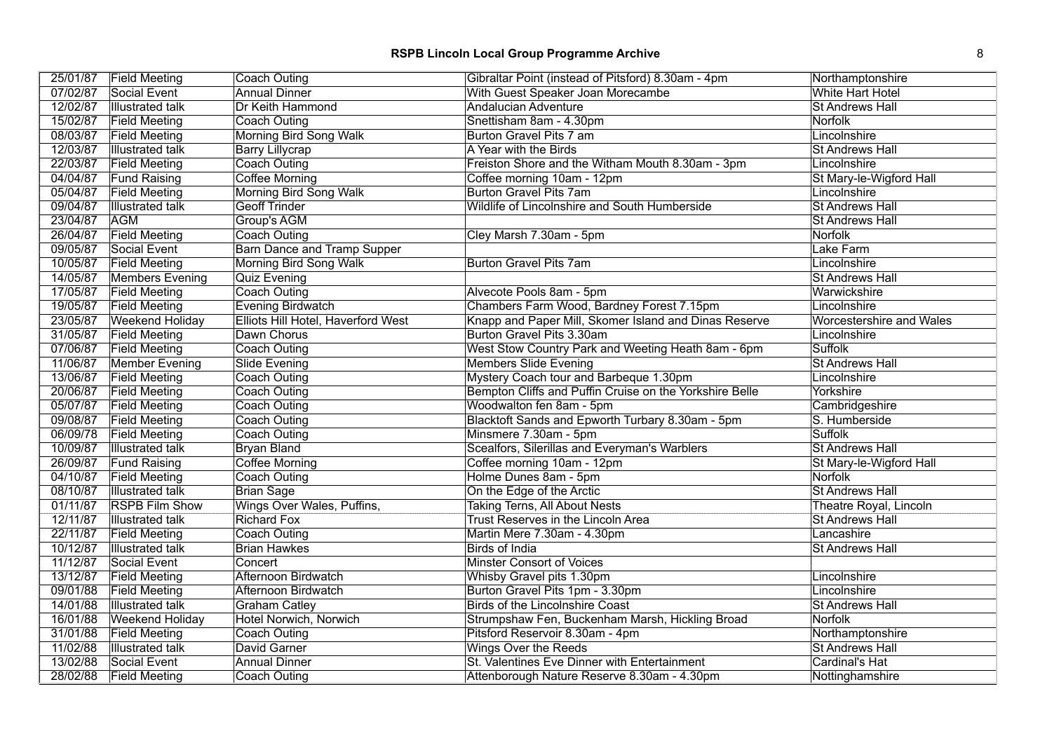| 25/01/87 | Field Meeting | Coach Outing | Gibraltar Point (instead of Pitsford) 8.30am - 4pm | Northamptonshire |
|---|---|---|---|---|
| 07/02/87 | Social Event | Annual Dinner | With Guest Speaker Joan Morecambe | White Hart Hotel |
| 12/02/87 | Illustrated talk | Dr Keith Hammond | Andalucian Adventure | St Andrews Hall |
| 15/02/87 | Field Meeting | Coach Outing | Snettisham 8am - 4.30pm | Norfolk |
| 08/03/87 | Field Meeting | Morning Bird Song Walk | Burton Gravel Pits 7 am | Lincolnshire |
| 12/03/87 | Illustrated talk | Barry Lillycrap | A Year with the Birds | St Andrews Hall |
| 22/03/87 | Field Meeting | Coach Outing | Freiston Shore and the Witham Mouth 8.30am - 3pm | Lincolnshire |
| 04/04/87 | Fund Raising | Coffee Morning | Coffee morning 10am - 12pm | St Mary-le-Wigford Hall |
| 05/04/87 | Field Meeting | Morning Bird Song Walk | Burton Gravel Pits 7am | Lincolnshire |
| 09/04/87 | Illustrated talk | Geoff Trinder | Wildlife of Lincolnshire and South Humberside | St Andrews Hall |
| 23/04/87 | AGM | Group's AGM | | St Andrews Hall |
| 26/04/87 | Field Meeting | Coach Outing | Cley Marsh 7.30am - 5pm | Norfolk |
| 09/05/87 | Social Event | Barn Dance and Tramp Supper | | Lake Farm |
| 10/05/87 | Field Meeting | Morning Bird Song Walk | Burton Gravel Pits 7am | Lincolnshire |
| 14/05/87 | Members Evening | Quiz Evening | | St Andrews Hall |
| 17/05/87 | Field Meeting | Coach Outing | Alvecote Pools 8am - 5pm | Warwickshire |
| 19/05/87 | Field Meeting | Evening Birdwatch | Chambers Farm Wood, Bardney Forest 7.15pm | Lincolnshire |
| 23/05/87 | Weekend Holiday | Elliots Hill Hotel, Haverford West | Knapp and Paper Mill, Skomer Island and Dinas Reserve | Worcestershire and Wales |
| 31/05/87 | Field Meeting | Dawn Chorus | Burton Gravel Pits 3.30am | Lincolnshire |
| 07/06/87 | Field Meeting | Coach Outing | West Stow Country Park and Weeting Heath 8am - 6pm | Suffolk |
| 11/06/87 | Member Evening | Slide Evening | Members Slide Evening | St Andrews Hall |
| 13/06/87 | Field Meeting | Coach Outing | Mystery Coach tour and Barbeque 1.30pm | Lincolnshire |
| 20/06/87 | Field Meeting | Coach Outing | Bempton Cliffs and Puffin Cruise on the Yorkshire Belle | Yorkshire |
| 05/07/87 | Field Meeting | Coach Outing | Woodwalton fen 8am - 5pm | Cambridgeshire |
| 09/08/87 | Field Meeting | Coach Outing | Blacktoft Sands and Epworth Turbary 8.30am - 5pm | S. Humberside |
| 06/09/78 | Field Meeting | Coach Outing | Minsmere 7.30am - 5pm | Suffolk |
| 10/09/87 | Illustrated talk | Bryan Bland | Scealfors, Silerillas and Everyman's Warblers | St Andrews Hall |
| 26/09/87 | Fund Raising | Coffee Morning | Coffee morning 10am - 12pm | St Mary-le-Wigford Hall |
| 04/10/87 | Field Meeting | Coach Outing | Holme Dunes 8am - 5pm | Norfolk |
| 08/10/87 | Illustrated talk | Brian Sage | On the Edge of the Arctic | St Andrews Hall |
| 01/11/87 | RSPB Film Show | Wings Over Wales, Puffins, | Taking Terns, All About Nests | Theatre Royal, Lincoln |
| 12/11/87 | Illustrated talk | Richard Fox | Trust Reserves in the Lincoln Area | St Andrews Hall |
| 22/11/87 | Field Meeting | Coach Outing | Martin Mere 7.30am - 4.30pm | Lancashire |
| 10/12/87 | Illustrated talk | Brian Hawkes | Birds of India | St Andrews Hall |
| 11/12/87 | Social Event | Concert | Minster Consort of Voices | |
| 13/12/87 | Field Meeting | Afternoon Birdwatch | Whisby Gravel pits 1.30pm | Lincolnshire |
| 09/01/88 | Field Meeting | Afternoon Birdwatch | Burton Gravel Pits 1pm - 3.30pm | Lincolnshire |
| 14/01/88 | Illustrated talk | Graham Catley | Birds of the Lincolnshire Coast | St Andrews Hall |
| 16/01/88 | Weekend Holiday | Hotel Norwich, Norwich | Strumpshaw Fen, Buckenham Marsh, Hickling Broad | Norfolk |
| 31/01/88 | Field Meeting | Coach Outing | Pitsford Reservoir 8.30am - 4pm | Northamptonshire |
| 11/02/88 | Illustrated talk | David Garner | Wings Over the Reeds | St Andrews Hall |
| 13/02/88 | Social Event | Annual Dinner | St. Valentines Eve Dinner with Entertainment | Cardinal's Hat |
| 28/02/88 | Field Meeting | Coach Outing | Attenborough Nature Reserve 8.30am - 4.30pm | Nottinghamshire |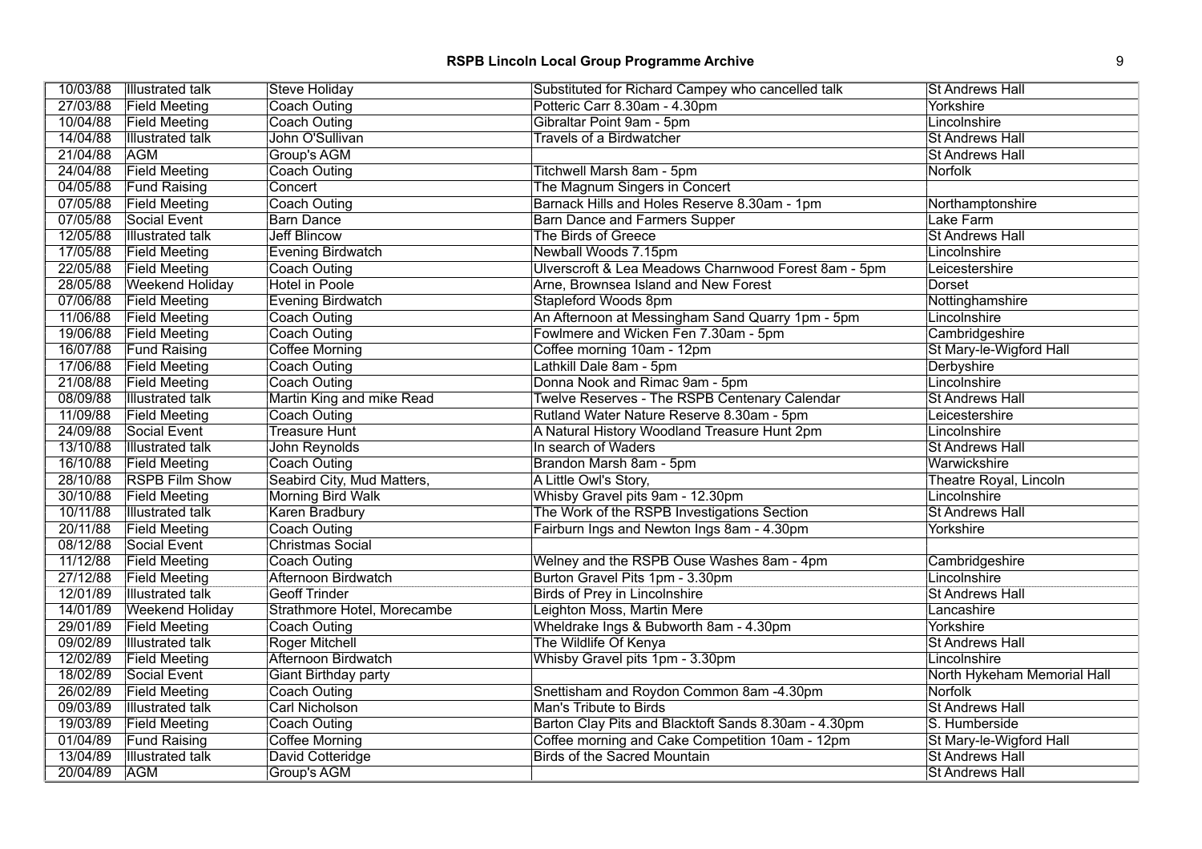| 10/03/88 | Illustrated talk | Steve Holiday | Substituted for Richard Campey who cancelled talk | St Andrews Hall |
|---|---|---|---|---|
| 27/03/88 | Field Meeting | Coach Outing | Potteric Carr 8.30am - 4.30pm | Yorkshire |
| 10/04/88 | Field Meeting | Coach Outing | Gibraltar Point 9am - 5pm | Lincolnshire |
| 14/04/88 | Illustrated talk | John O'Sullivan | Travels of a Birdwatcher | St Andrews Hall |
| 21/04/88 | AGM | Group's AGM | | St Andrews Hall |
| 24/04/88 | Field Meeting | Coach Outing | Titchwell Marsh 8am - 5pm | Norfolk |
| 04/05/88 | Fund Raising | Concert | The Magnum Singers in Concert | |
| 07/05/88 | Field Meeting | Coach Outing | Barnack Hills and Holes Reserve 8.30am - 1pm | Northamptonshire |
| 07/05/88 | Social Event | Barn Dance | Barn Dance and Farmers Supper | Lake Farm |
| 12/05/88 | Illustrated talk | Jeff Blincow | The Birds of Greece | St Andrews Hall |
| 17/05/88 | Field Meeting | Evening Birdwatch | Newball Woods 7.15pm | Lincolnshire |
| 22/05/88 | Field Meeting | Coach Outing | Ulverscroft & Lea Meadows Charnwood Forest 8am - 5pm | Leicestershire |
| 28/05/88 | Weekend Holiday | Hotel in Poole | Arne, Brownsea Island and New Forest | Dorset |
| 07/06/88 | Field Meeting | Evening Birdwatch | Stapleford Woods 8pm | Nottinghamshire |
| 11/06/88 | Field Meeting | Coach Outing | An Afternoon at Messingham Sand Quarry 1pm - 5pm | Lincolnshire |
| 19/06/88 | Field Meeting | Coach Outing | Fowlmere and Wicken Fen 7.30am - 5pm | Cambridgeshire |
| 16/07/88 | Fund Raising | Coffee Morning | Coffee morning 10am - 12pm | St Mary-le-Wigford Hall |
| 17/06/88 | Field Meeting | Coach Outing | Lathkill Dale 8am - 5pm | Derbyshire |
| 21/08/88 | Field Meeting | Coach Outing | Donna Nook and Rimac 9am - 5pm | Lincolnshire |
| 08/09/88 | Illustrated talk | Martin King and mike Read | Twelve Reserves - The RSPB Centenary Calendar | St Andrews Hall |
| 11/09/88 | Field Meeting | Coach Outing | Rutland Water Nature Reserve 8.30am - 5pm | Leicestershire |
| 24/09/88 | Social Event | Treasure Hunt | A Natural History Woodland Treasure Hunt 2pm | Lincolnshire |
| 13/10/88 | Illustrated talk | John Reynolds | In search of Waders | St Andrews Hall |
| 16/10/88 | Field Meeting | Coach Outing | Brandon Marsh 8am - 5pm | Warwickshire |
| 28/10/88 | RSPB Film Show | Seabird City, Mud Matters, | A Little Owl's Story, | Theatre Royal, Lincoln |
| 30/10/88 | Field Meeting | Morning Bird Walk | Whisby Gravel pits 9am - 12.30pm | Lincolnshire |
| 10/11/88 | Illustrated talk | Karen Bradbury | The Work of the RSPB Investigations Section | St Andrews Hall |
| 20/11/88 | Field Meeting | Coach Outing | Fairburn Ings and Newton Ings 8am - 4.30pm | Yorkshire |
| 08/12/88 | Social Event | Christmas Social | | |
| 11/12/88 | Field Meeting | Coach Outing | Welney and the RSPB Ouse Washes 8am - 4pm | Cambridgeshire |
| 27/12/88 | Field Meeting | Afternoon Birdwatch | Burton Gravel Pits 1pm - 3.30pm | Lincolnshire |
| 12/01/89 | Illustrated talk | Geoff Trinder | Birds of Prey in Lincolnshire | St Andrews Hall |
| 14/01/89 | Weekend Holiday | Strathmore Hotel, Morecambe | Leighton Moss, Martin Mere | Lancashire |
| 29/01/89 | Field Meeting | Coach Outing | Wheldrake Ings & Bubworth 8am - 4.30pm | Yorkshire |
| 09/02/89 | Illustrated talk | Roger Mitchell | The Wildlife Of Kenya | St Andrews Hall |
| 12/02/89 | Field Meeting | Afternoon Birdwatch | Whisby Gravel pits 1pm - 3.30pm | Lincolnshire |
| 18/02/89 | Social Event | Giant Birthday party | | North Hykeham Memorial Hall |
| 26/02/89 | Field Meeting | Coach Outing | Snettisham and Roydon Common 8am -4.30pm | Norfolk |
| 09/03/89 | Illustrated talk | Carl Nicholson | Man's Tribute to Birds | St Andrews Hall |
| 19/03/89 | Field Meeting | Coach Outing | Barton Clay Pits and Blacktoft Sands 8.30am - 4.30pm | S. Humberside |
| 01/04/89 | Fund Raising | Coffee Morning | Coffee morning and Cake Competition 10am - 12pm | St Mary-le-Wigford Hall |
| 13/04/89 | Illustrated talk | David Cotteridge | Birds of the Sacred Mountain | St Andrews Hall |
| 20/04/89 | AGM | Group's AGM | | St Andrews Hall |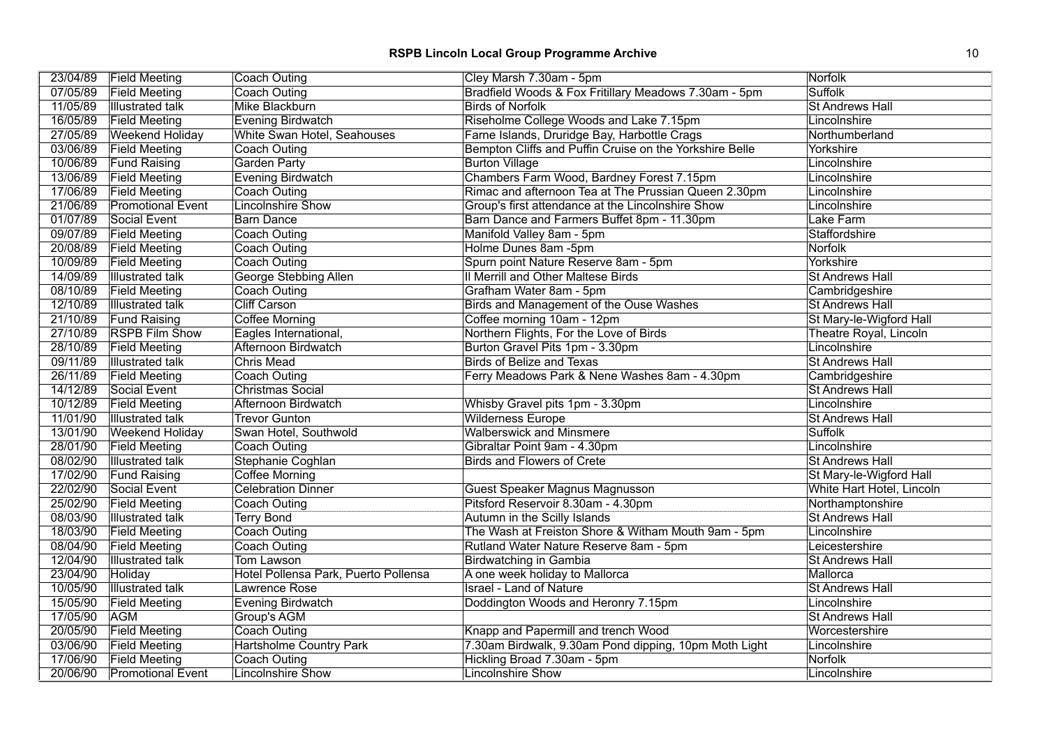| 23/04/89 | Field Meeting | Coach Outing | Cley Marsh 7.30am - 5pm | Norfolk |
|---|---|---|---|---|
| 07/05/89 | Field Meeting | Coach Outing | Bradfield Woods & Fox Fritillary Meadows 7.30am - 5pm | Suffolk |
| 11/05/89 | Illustrated talk | Mike Blackburn | Birds of Norfolk | St Andrews Hall |
| 16/05/89 | Field Meeting | Evening Birdwatch | Riseholme College Woods and Lake 7.15pm | Lincolnshire |
| 27/05/89 | Weekend Holiday | White Swan Hotel, Seahouses | Farne Islands, Druridge Bay, Harbottle Crags | Northumberland |
| 03/06/89 | Field Meeting | Coach Outing | Bempton Cliffs and Puffin Cruise on the Yorkshire Belle | Yorkshire |
| 10/06/89 | Fund Raising | Garden Party | Burton Village | Lincolnshire |
| 13/06/89 | Field Meeting | Evening Birdwatch | Chambers Farm Wood, Bardney Forest 7.15pm | Lincolnshire |
| 17/06/89 | Field Meeting | Coach Outing | Rimac and afternoon Tea at The Prussian Queen 2.30pm | Lincolnshire |
| 21/06/89 | Promotional Event | Lincolnshire Show | Group's first attendance at the Lincolnshire Show | Lincolnshire |
| 01/07/89 | Social Event | Barn Dance | Barn Dance and Farmers Buffet 8pm - 11.30pm | Lake Farm |
| 09/07/89 | Field Meeting | Coach Outing | Manifold Valley 8am - 5pm | Staffordshire |
| 20/08/89 | Field Meeting | Coach Outing | Holme Dunes 8am -5pm | Norfolk |
| 10/09/89 | Field Meeting | Coach Outing | Spurn point Nature Reserve 8am - 5pm | Yorkshire |
| 14/09/89 | Illustrated talk | George Stebbing Allen | Il Merrill and Other Maltese Birds | St Andrews Hall |
| 08/10/89 | Field Meeting | Coach Outing | Grafham Water 8am - 5pm | Cambridgeshire |
| 12/10/89 | Illustrated talk | Cliff Carson | Birds and Management of the Ouse Washes | St Andrews Hall |
| 21/10/89 | Fund Raising | Coffee Morning | Coffee morning 10am - 12pm | St Mary-le-Wigford Hall |
| 27/10/89 | RSPB Film Show | Eagles International, | Northern Flights, For the Love of Birds | Theatre Royal, Lincoln |
| 28/10/89 | Field Meeting | Afternoon Birdwatch | Burton Gravel Pits 1pm - 3.30pm | Lincolnshire |
| 09/11/89 | Illustrated talk | Chris Mead | Birds of Belize and Texas | St Andrews Hall |
| 26/11/89 | Field Meeting | Coach Outing | Ferry Meadows Park & Nene Washes 8am - 4.30pm | Cambridgeshire |
| 14/12/89 | Social Event | Christmas Social | | St Andrews Hall |
| 10/12/89 | Field Meeting | Afternoon Birdwatch | Whisby Gravel pits 1pm - 3.30pm | Lincolnshire |
| 11/01/90 | Illustrated talk | Trevor Gunton | Wilderness Europe | St Andrews Hall |
| 13/01/90 | Weekend Holiday | Swan Hotel, Southwold | Walberswick and Minsmere | Suffolk |
| 28/01/90 | Field Meeting | Coach Outing | Gibraltar Point 9am - 4.30pm | Lincolnshire |
| 08/02/90 | Illustrated talk | Stephanie Coghlan | Birds and Flowers of Crete | St Andrews Hall |
| 17/02/90 | Fund Raising | Coffee Morning | | St Mary-le-Wigford Hall |
| 22/02/90 | Social Event | Celebration Dinner | Guest Speaker Magnus Magnusson | White Hart Hotel, Lincoln |
| 25/02/90 | Field Meeting | Coach Outing | Pitsford Reservoir 8.30am - 4.30pm | Northamptonshire |
| 08/03/90 | Illustrated talk | Terry Bond | Autumn in the Scilly Islands | St Andrews Hall |
| 18/03/90 | Field Meeting | Coach Outing | The Wash at Freiston Shore & Witham Mouth 9am - 5pm | Lincolnshire |
| 08/04/90 | Field Meeting | Coach Outing | Rutland Water Nature Reserve 8am - 5pm | Leicestershire |
| 12/04/90 | Illustrated talk | Tom Lawson | Birdwatching in Gambia | St Andrews Hall |
| 23/04/90 | Holiday | Hotel Pollensa Park, Puerto Pollensa | A one week holiday to Mallorca | Mallorca |
| 10/05/90 | Illustrated talk | Lawrence Rose | Israel - Land of Nature | St Andrews Hall |
| 15/05/90 | Field Meeting | Evening Birdwatch | Doddington Woods and Heronry 7.15pm | Lincolnshire |
| 17/05/90 | AGM | Group's AGM | | St Andrews Hall |
| 20/05/90 | Field Meeting | Coach Outing | Knapp and Papermill and trench Wood | Worcestershire |
| 03/06/90 | Field Meeting | Hartsholme Country Park | 7.30am Birdwalk, 9.30am Pond dipping, 10pm Moth Light | Lincolnshire |
| 17/06/90 | Field Meeting | Coach Outing | Hickling Broad 7.30am - 5pm | Norfolk |
| 20/06/90 | Promotional Event | Lincolnshire Show | Lincolnshire Show | Lincolnshire |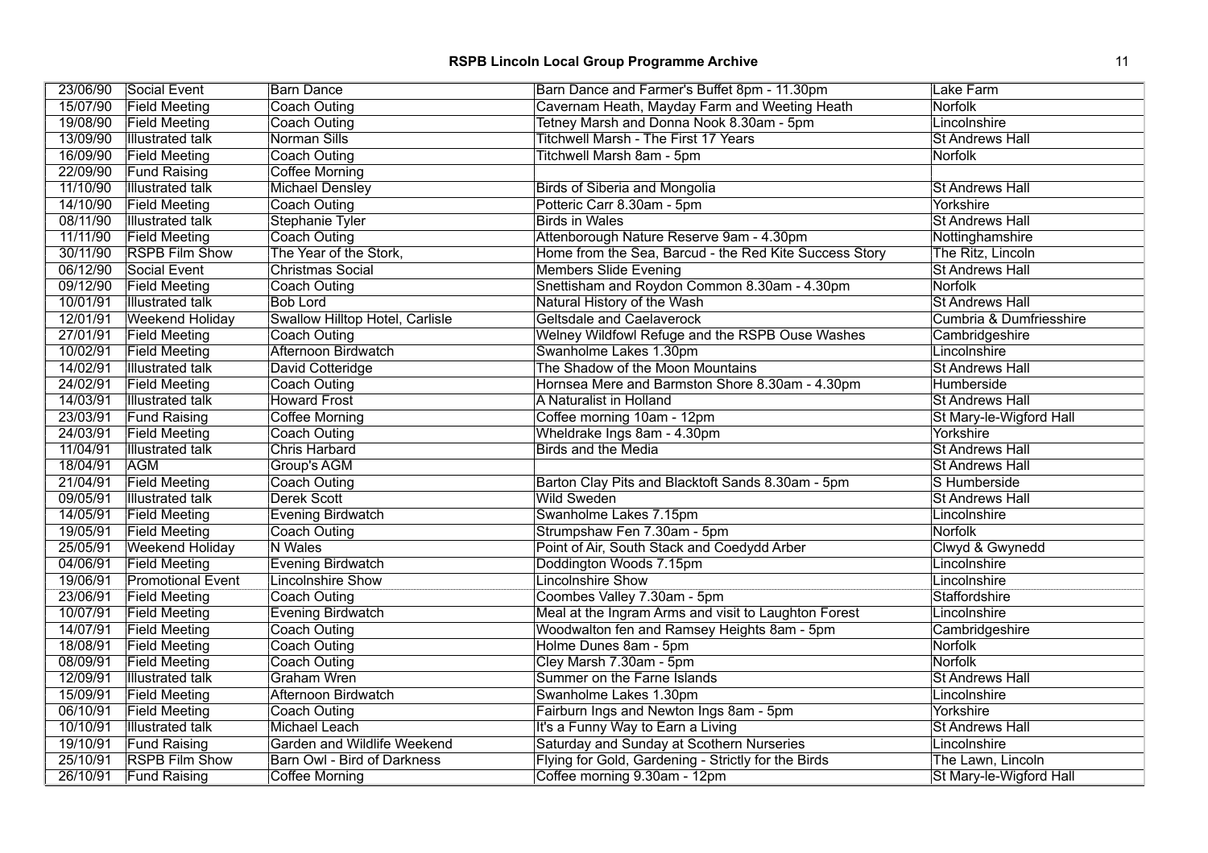| 23/06/90 | Social Event | Barn Dance | Barn Dance and Farmer's Buffet 8pm - 11.30pm | Lake Farm |
|---|---|---|---|---|
| 15/07/90 | Field Meeting | Coach Outing | Cavernam Heath, Mayday Farm and Weeting Heath | Norfolk |
| 19/08/90 | Field Meeting | Coach Outing | Tetney Marsh and Donna Nook 8.30am - 5pm | Lincolnshire |
| 13/09/90 | Illustrated talk | Norman Sills | Titchwell Marsh - The First 17 Years | St Andrews Hall |
| 16/09/90 | Field Meeting | Coach Outing | Titchwell Marsh 8am - 5pm | Norfolk |
| 22/09/90 | Fund Raising | Coffee Morning | | |
| 11/10/90 | Illustrated talk | Michael Densley | Birds of Siberia and Mongolia | St Andrews Hall |
| 14/10/90 | Field Meeting | Coach Outing | Potteric Carr 8.30am - 5pm | Yorkshire |
| 08/11/90 | Illustrated talk | Stephanie Tyler | Birds in Wales | St Andrews Hall |
| 11/11/90 | Field Meeting | Coach Outing | Attenborough Nature Reserve 9am - 4.30pm | Nottinghamshire |
| 30/11/90 | RSPB Film Show | The Year of the Stork, | Home from the Sea, Barcud - the Red Kite Success Story | The Ritz, Lincoln |
| 06/12/90 | Social Event | Christmas Social | Members Slide Evening | St Andrews Hall |
| 09/12/90 | Field Meeting | Coach Outing | Snettisham and Roydon Common 8.30am - 4.30pm | Norfolk |
| 10/01/91 | Illustrated talk | Bob Lord | Natural History of the Wash | St Andrews Hall |
| 12/01/91 | Weekend Holiday | Swallow Hilltop Hotel, Carlisle | Geltsdale and Caelaverock | Cumbria & Dumfriesshire |
| 27/01/91 | Field Meeting | Coach Outing | Welney Wildfowl Refuge and the RSPB Ouse Washes | Cambridgeshire |
| 10/02/91 | Field Meeting | Afternoon Birdwatch | Swanholme Lakes 1.30pm | Lincolnshire |
| 14/02/91 | Illustrated talk | David Cotteridge | The Shadow of the Moon Mountains | St Andrews Hall |
| 24/02/91 | Field Meeting | Coach Outing | Hornsea Mere and Barmston Shore 8.30am - 4.30pm | Humberside |
| 14/03/91 | Illustrated talk | Howard Frost | A Naturalist in Holland | St Andrews Hall |
| 23/03/91 | Fund Raising | Coffee Morning | Coffee morning 10am - 12pm | St Mary-le-Wigford Hall |
| 24/03/91 | Field Meeting | Coach Outing | Wheldrake Ings 8am - 4.30pm | Yorkshire |
| 11/04/91 | Illustrated talk | Chris Harbard | Birds and the Media | St Andrews Hall |
| 18/04/91 | AGM | Group's AGM | | St Andrews Hall |
| 21/04/91 | Field Meeting | Coach Outing | Barton Clay Pits and Blacktoft Sands 8.30am - 5pm | S Humberside |
| 09/05/91 | Illustrated talk | Derek Scott | Wild Sweden | St Andrews Hall |
| 14/05/91 | Field Meeting | Evening Birdwatch | Swanholme Lakes 7.15pm | Lincolnshire |
| 19/05/91 | Field Meeting | Coach Outing | Strumpshaw Fen 7.30am - 5pm | Norfolk |
| 25/05/91 | Weekend Holiday | N Wales | Point of Air, South Stack and Coedydd Arber | Clwyd & Gwynedd |
| 04/06/91 | Field Meeting | Evening Birdwatch | Doddington Woods 7.15pm | Lincolnshire |
| 19/06/91 | Promotional Event | Lincolnshire Show | Lincolnshire Show | Lincolnshire |
| 23/06/91 | Field Meeting | Coach Outing | Coombes Valley 7.30am - 5pm | Staffordshire |
| 10/07/91 | Field Meeting | Evening Birdwatch | Meal at the Ingram Arms and visit to Laughton Forest | Lincolnshire |
| 14/07/91 | Field Meeting | Coach Outing | Woodwalton fen and Ramsey Heights 8am - 5pm | Cambridgeshire |
| 18/08/91 | Field Meeting | Coach Outing | Holme Dunes 8am - 5pm | Norfolk |
| 08/09/91 | Field Meeting | Coach Outing | Cley Marsh 7.30am - 5pm | Norfolk |
| 12/09/91 | Illustrated talk | Graham Wren | Summer on the Farne Islands | St Andrews Hall |
| 15/09/91 | Field Meeting | Afternoon Birdwatch | Swanholme Lakes 1.30pm | Lincolnshire |
| 06/10/91 | Field Meeting | Coach Outing | Fairburn Ings and Newton Ings 8am - 5pm | Yorkshire |
| 10/10/91 | Illustrated talk | Michael Leach | It's a Funny Way to Earn a Living | St Andrews Hall |
| 19/10/91 | Fund Raising | Garden and Wildlife Weekend | Saturday and Sunday at Scothern Nurseries | Lincolnshire |
| 25/10/91 | RSPB Film Show | Barn Owl - Bird of Darkness | Flying for Gold, Gardening - Strictly for the Birds | The Lawn, Lincoln |
| 26/10/91 | Fund Raising | Coffee Morning | Coffee morning 9.30am - 12pm | St Mary-le-Wigford Hall |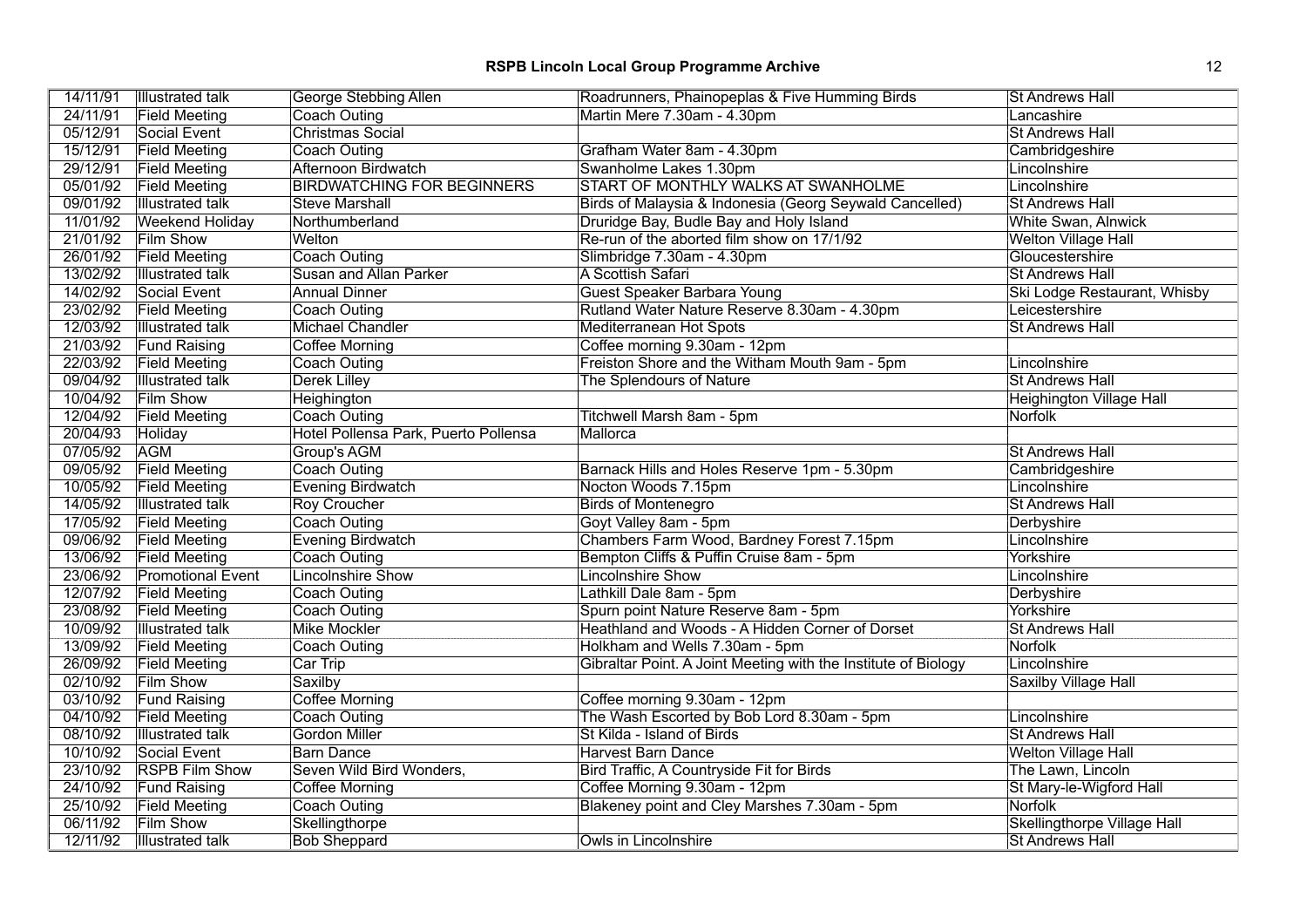| 14/11/91 | Illustrated talk | George Stebbing Allen | Roadrunners, Phainopeplas & Five Humming Birds | St Andrews Hall |
|---|---|---|---|---|
| 24/11/91 | Field Meeting | Coach Outing | Martin Mere 7.30am - 4.30pm | Lancashire |
| 05/12/91 | Social Event | Christmas Social | | St Andrews Hall |
| 15/12/91 | Field Meeting | Coach Outing | Grafham Water 8am - 4.30pm | Cambridgeshire |
| 29/12/91 | Field Meeting | Afternoon Birdwatch | Swanholme Lakes 1.30pm | Lincolnshire |
| 05/01/92 | Field Meeting | BIRDWATCHING FOR BEGINNERS | START OF MONTHLY WALKS AT SWANHOLME | Lincolnshire |
| 09/01/92 | Illustrated talk | Steve Marshall | Birds of Malaysia & Indonesia (Georg Seywald Cancelled) | St Andrews Hall |
| 11/01/92 | Weekend Holiday | Northumberland | Druridge Bay, Budle Bay and Holy Island | White Swan, Alnwick |
| 21/01/92 | Film Show | Welton | Re-run of the aborted film show on 17/1/92 | Welton Village Hall |
| 26/01/92 | Field Meeting | Coach Outing | Slimbridge 7.30am - 4.30pm | Gloucestershire |
| 13/02/92 | Illustrated talk | Susan and Allan Parker | A Scottish Safari | St Andrews Hall |
| 14/02/92 | Social Event | Annual Dinner | Guest Speaker Barbara Young | Ski Lodge Restaurant, Whisby |
| 23/02/92 | Field Meeting | Coach Outing | Rutland Water Nature Reserve 8.30am - 4.30pm | Leicestershire |
| 12/03/92 | Illustrated talk | Michael Chandler | Mediterranean Hot Spots | St Andrews Hall |
| 21/03/92 | Fund Raising | Coffee Morning | Coffee morning 9.30am - 12pm | |
| 22/03/92 | Field Meeting | Coach Outing | Freiston Shore and the Witham Mouth 9am - 5pm | Lincolnshire |
| 09/04/92 | Illustrated talk | Derek Lilley | The Splendours of Nature | St Andrews Hall |
| 10/04/92 | Film Show | Heighington | | Heighington Village Hall |
| 12/04/92 | Field Meeting | Coach Outing | Titchwell Marsh 8am - 5pm | Norfolk |
| 20/04/93 | Holiday | Hotel Pollensa Park, Puerto Pollensa | Mallorca | |
| 07/05/92 | AGM | Group's AGM | | St Andrews Hall |
| 09/05/92 | Field Meeting | Coach Outing | Barnack Hills and Holes Reserve 1pm - 5.30pm | Cambridgeshire |
| 10/05/92 | Field Meeting | Evening Birdwatch | Nocton Woods 7.15pm | Lincolnshire |
| 14/05/92 | Illustrated talk | Roy Croucher | Birds of Montenegro | St Andrews Hall |
| 17/05/92 | Field Meeting | Coach Outing | Goyt Valley 8am - 5pm | Derbyshire |
| 09/06/92 | Field Meeting | Evening Birdwatch | Chambers Farm Wood, Bardney Forest 7.15pm | Lincolnshire |
| 13/06/92 | Field Meeting | Coach Outing | Bempton Cliffs & Puffin Cruise 8am - 5pm | Yorkshire |
| 23/06/92 | Promotional Event | Lincolnshire Show | Lincolnshire Show | Lincolnshire |
| 12/07/92 | Field Meeting | Coach Outing | Lathkill Dale 8am - 5pm | Derbyshire |
| 23/08/92 | Field Meeting | Coach Outing | Spurn point Nature Reserve 8am - 5pm | Yorkshire |
| 10/09/92 | Illustrated talk | Mike Mockler | Heathland and Woods - A Hidden Corner of Dorset | St Andrews Hall |
| 13/09/92 | Field Meeting | Coach Outing | Holkham and Wells 7.30am - 5pm | Norfolk |
| 26/09/92 | Field Meeting | Car Trip | Gibraltar Point. A Joint Meeting with the Institute of Biology | Lincolnshire |
| 02/10/92 | Film Show | Saxilby | | Saxilby Village Hall |
| 03/10/92 | Fund Raising | Coffee Morning | Coffee morning 9.30am - 12pm | |
| 04/10/92 | Field Meeting | Coach Outing | The Wash Escorted by Bob Lord 8.30am - 5pm | Lincolnshire |
| 08/10/92 | Illustrated talk | Gordon Miller | St Kilda - Island of Birds | St Andrews Hall |
| 10/10/92 | Social Event | Barn Dance | Harvest Barn Dance | Welton Village Hall |
| 23/10/92 | RSPB Film Show | Seven Wild Bird Wonders, | Bird Traffic, A Countryside Fit for Birds | The Lawn, Lincoln |
| 24/10/92 | Fund Raising | Coffee Morning | Coffee Morning 9.30am - 12pm | St Mary-le-Wigford Hall |
| 25/10/92 | Field Meeting | Coach Outing | Blakeney point and Cley Marshes 7.30am - 5pm | Norfolk |
| 06/11/92 | Film Show | Skellingthorpe | | Skellingthorpe Village Hall |
| 12/11/92 | Illustrated talk | Bob Sheppard | Owls in Lincolnshire | St Andrews Hall |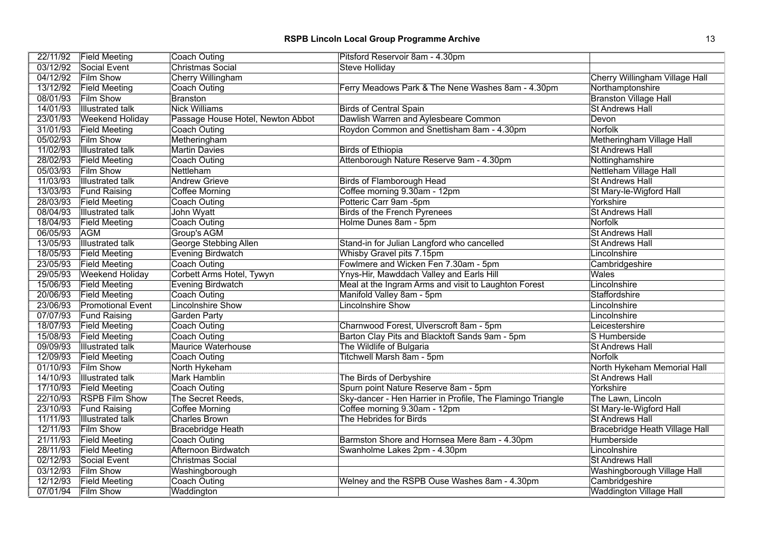| 22/11/92 | Field Meeting | Coach Outing | Pitsford Reservoir 8am - 4.30pm | |
|---|---|---|---|---|
| 03/12/92 | Social Event | Christmas Social | Steve Holliday | |
| 04/12/92 | Film Show | Cherry Willingham | | Cherry Willingham Village Hall |
| 13/12/92 | Field Meeting | Coach Outing | Ferry Meadows Park & The Nene Washes 8am - 4.30pm | Northamptonshire |
| 08/01/93 | Film Show | Branston | | Branston Village Hall |
| 14/01/93 | Illustrated talk | Nick Williams | Birds of Central Spain | St Andrews Hall |
| 23/01/93 | Weekend Holiday | Passage House Hotel, Newton Abbot | Dawlish Warren and Aylesbeare Common | Devon |
| 31/01/93 | Field Meeting | Coach Outing | Roydon Common and Snettisham 8am - 4.30pm | Norfolk |
| 05/02/93 | Film Show | Metheringham | | Metheringham Village Hall |
| 11/02/93 | Illustrated talk | Martin Davies | Birds of Ethiopia | St Andrews Hall |
| 28/02/93 | Field Meeting | Coach Outing | Attenborough Nature Reserve 9am - 4.30pm | Nottinghamshire |
| 05/03/93 | Film Show | Nettleham | | Nettleham Village Hall |
| 11/03/93 | Illustrated talk | Andrew Grieve | Birds of Flamborough Head | St Andrews Hall |
| 13/03/93 | Fund Raising | Coffee Morning | Coffee morning 9.30am - 12pm | St Mary-le-Wigford Hall |
| 28/03/93 | Field Meeting | Coach Outing | Potteric Carr 9am -5pm | Yorkshire |
| 08/04/93 | Illustrated talk | John Wyatt | Birds of the French Pyrenees | St Andrews Hall |
| 18/04/93 | Field Meeting | Coach Outing | Holme Dunes 8am - 5pm | Norfolk |
| 06/05/93 | AGM | Group's AGM | | St Andrews Hall |
| 13/05/93 | Illustrated talk | George Stebbing Allen | Stand-in for Julian Langford who cancelled | St Andrews Hall |
| 18/05/93 | Field Meeting | Evening Birdwatch | Whisby Gravel pits 7.15pm | Lincolnshire |
| 23/05/93 | Field Meeting | Coach Outing | Fowlmere and Wicken Fen 7.30am - 5pm | Cambridgeshire |
| 29/05/93 | Weekend Holiday | Corbett Arms Hotel, Tywyn | Ynys-Hir, Mawddach Valley and Earls Hill | Wales |
| 15/06/93 | Field Meeting | Evening Birdwatch | Meal at the Ingram Arms and visit to Laughton Forest | Lincolnshire |
| 20/06/93 | Field Meeting | Coach Outing | Manifold Valley 8am - 5pm | Staffordshire |
| 23/06/93 | Promotional Event | Lincolnshire Show | Lincolnshire Show | Lincolnshire |
| 07/07/93 | Fund Raising | Garden Party | | Lincolnshire |
| 18/07/93 | Field Meeting | Coach Outing | Charnwood Forest, Ulverscroft 8am - 5pm | Leicestershire |
| 15/08/93 | Field Meeting | Coach Outing | Barton Clay Pits and Blacktoft Sands 9am - 5pm | S Humberside |
| 09/09/93 | Illustrated talk | Maurice Waterhouse | The Wildlife of Bulgaria | St Andrews Hall |
| 12/09/93 | Field Meeting | Coach Outing | Titchwell Marsh 8am - 5pm | Norfolk |
| 01/10/93 | Film Show | North Hykeham | | North Hykeham Memorial Hall |
| 14/10/93 | Illustrated talk | Mark Hamblin | The Birds of Derbyshire | St Andrews Hall |
| 17/10/93 | Field Meeting | Coach Outing | Spurn point Nature Reserve 8am - 5pm | Yorkshire |
| 22/10/93 | RSPB Film Show | The Secret Reeds, | Sky-dancer - Hen Harrier in Profile, The Flamingo Triangle | The Lawn, Lincoln |
| 23/10/93 | Fund Raising | Coffee Morning | Coffee morning 9.30am - 12pm | St Mary-le-Wigford Hall |
| 11/11/93 | Illustrated talk | Charles Brown | The Hebrides for Birds | St Andrews Hall |
| 12/11/93 | Film Show | Bracebridge Heath | | Bracebridge Heath Village Hall |
| 21/11/93 | Field Meeting | Coach Outing | Barmston Shore and Hornsea Mere 8am - 4.30pm | Humberside |
| 28/11/93 | Field Meeting | Afternoon Birdwatch | Swanholme Lakes 2pm - 4.30pm | Lincolnshire |
| 02/12/93 | Social Event | Christmas Social | | St Andrews Hall |
| 03/12/93 | Film Show | Washingborough | | Washingborough Village Hall |
| 12/12/93 | Field Meeting | Coach Outing | Welney and the RSPB Ouse Washes 8am - 4.30pm | Cambridgeshire |
| 07/01/94 | Film Show | Waddington | | Waddington Village Hall |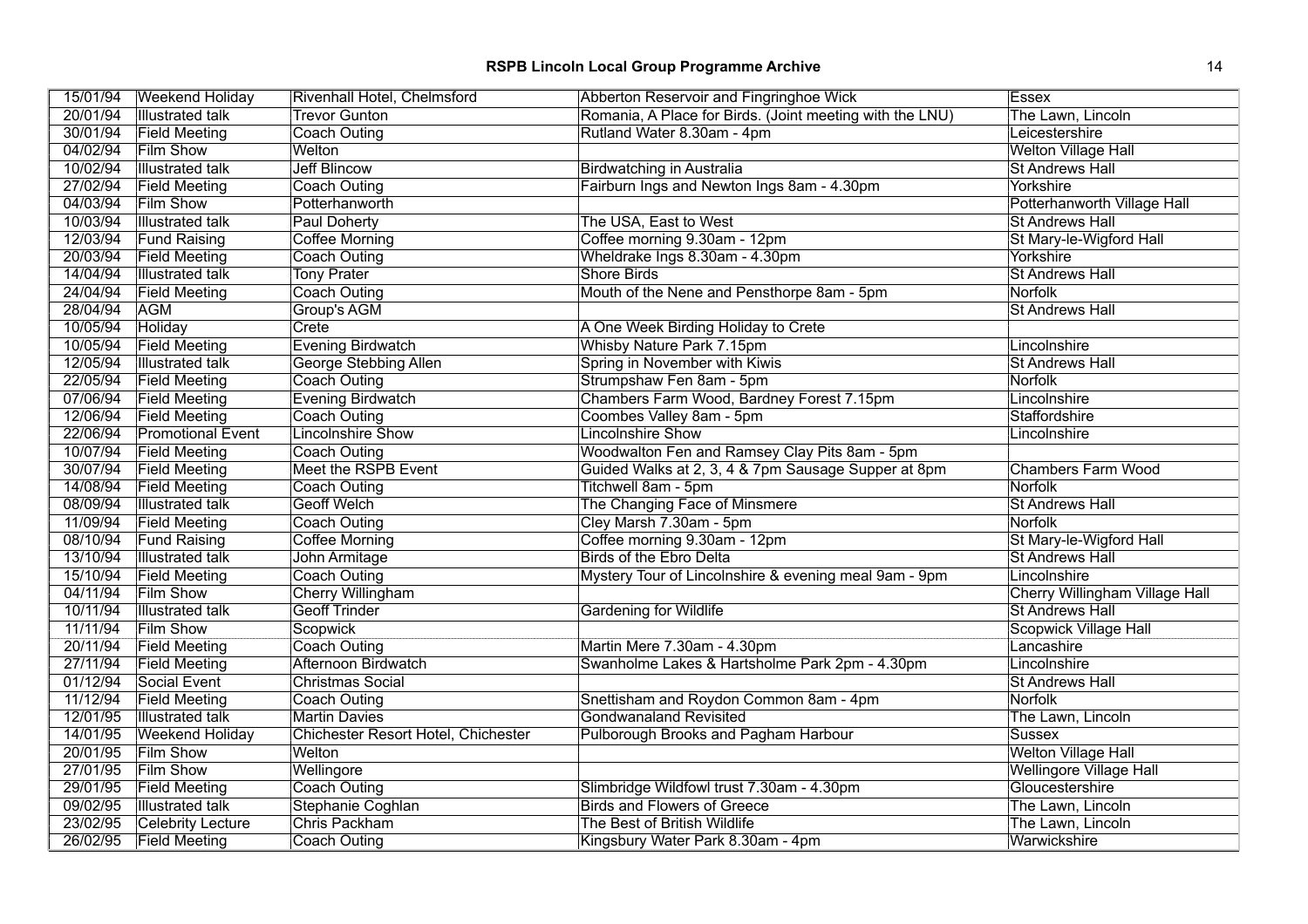| 15/01/94 | Weekend Holiday | Rivenhall Hotel, Chelmsford | Abberton Reservoir and Fingringhoe Wick | Essex |
|---|---|---|---|---|
| 20/01/94 | Illustrated talk | Trevor Gunton | Romania, A Place for Birds. (Joint meeting with the LNU) | The Lawn, Lincoln |
| 30/01/94 | Field Meeting | Coach Outing | Rutland Water 8.30am - 4pm | Leicestershire |
| 04/02/94 | Film Show | Welton | | Welton Village Hall |
| 10/02/94 | Illustrated talk | Jeff Blincow | Birdwatching in Australia | St Andrews Hall |
| 27/02/94 | Field Meeting | Coach Outing | Fairburn Ings and Newton Ings 8am - 4.30pm | Yorkshire |
| 04/03/94 | Film Show | Potterhanworth | | Potterhanworth Village Hall |
| 10/03/94 | Illustrated talk | Paul Doherty | The USA, East to West | St Andrews Hall |
| 12/03/94 | Fund Raising | Coffee Morning | Coffee morning 9.30am - 12pm | St Mary-le-Wigford Hall |
| 20/03/94 | Field Meeting | Coach Outing | Wheldrake Ings 8.30am - 4.30pm | Yorkshire |
| 14/04/94 | Illustrated talk | Tony Prater | Shore Birds | St Andrews Hall |
| 24/04/94 | Field Meeting | Coach Outing | Mouth of the Nene and Pensthorpe 8am - 5pm | Norfolk |
| 28/04/94 | AGM | Group's AGM | | St Andrews Hall |
| 10/05/94 | Holiday | Crete | A One Week Birding Holiday to Crete | |
| 10/05/94 | Field Meeting | Evening Birdwatch | Whisby Nature Park 7.15pm | Lincolnshire |
| 12/05/94 | Illustrated talk | George Stebbing Allen | Spring in November with Kiwis | St Andrews Hall |
| 22/05/94 | Field Meeting | Coach Outing | Strumpshaw Fen 8am - 5pm | Norfolk |
| 07/06/94 | Field Meeting | Evening Birdwatch | Chambers Farm Wood, Bardney Forest 7.15pm | Lincolnshire |
| 12/06/94 | Field Meeting | Coach Outing | Coombes Valley 8am - 5pm | Staffordshire |
| 22/06/94 | Promotional Event | Lincolnshire Show | Lincolnshire Show | Lincolnshire |
| 10/07/94 | Field Meeting | Coach Outing | Woodwalton Fen and Ramsey Clay Pits 8am - 5pm | |
| 30/07/94 | Field Meeting | Meet the RSPB Event | Guided Walks at 2, 3, 4 & 7pm Sausage Supper at 8pm | Chambers Farm Wood |
| 14/08/94 | Field Meeting | Coach Outing | Titchwell 8am - 5pm | Norfolk |
| 08/09/94 | Illustrated talk | Geoff Welch | The Changing Face of Minsmere | St Andrews Hall |
| 11/09/94 | Field Meeting | Coach Outing | Cley Marsh 7.30am - 5pm | Norfolk |
| 08/10/94 | Fund Raising | Coffee Morning | Coffee morning 9.30am - 12pm | St Mary-le-Wigford Hall |
| 13/10/94 | Illustrated talk | John Armitage | Birds of the Ebro Delta | St Andrews Hall |
| 15/10/94 | Field Meeting | Coach Outing | Mystery Tour of Lincolnshire & evening meal 9am - 9pm | Lincolnshire |
| 04/11/94 | Film Show | Cherry Willingham | | Cherry Willingham Village Hall |
| 10/11/94 | Illustrated talk | Geoff Trinder | Gardening for Wildlife | St Andrews Hall |
| 11/11/94 | Film Show | Scopwick | | Scopwick Village Hall |
| 20/11/94 | Field Meeting | Coach Outing | Martin Mere 7.30am - 4.30pm | Lancashire |
| 27/11/94 | Field Meeting | Afternoon Birdwatch | Swanholme Lakes & Hartsholme Park 2pm - 4.30pm | Lincolnshire |
| 01/12/94 | Social Event | Christmas Social | | St Andrews Hall |
| 11/12/94 | Field Meeting | Coach Outing | Snettisham and Roydon Common 8am - 4pm | Norfolk |
| 12/01/95 | Illustrated talk | Martin Davies | Gondwanaland Revisited | The Lawn, Lincoln |
| 14/01/95 | Weekend Holiday | Chichester Resort Hotel, Chichester | Pulborough Brooks and Pagham Harbour | Sussex |
| 20/01/95 | Film Show | Welton | | Welton Village Hall |
| 27/01/95 | Film Show | Wellingore | | Wellingore Village Hall |
| 29/01/95 | Field Meeting | Coach Outing | Slimbridge Wildfowl trust 7.30am - 4.30pm | Gloucestershire |
| 09/02/95 | Illustrated talk | Stephanie Coghlan | Birds and Flowers of Greece | The Lawn, Lincoln |
| 23/02/95 | Celebrity Lecture | Chris Packham | The Best of British Wildlife | The Lawn, Lincoln |
| 26/02/95 | Field Meeting | Coach Outing | Kingsbury Water Park 8.30am - 4pm | Warwickshire |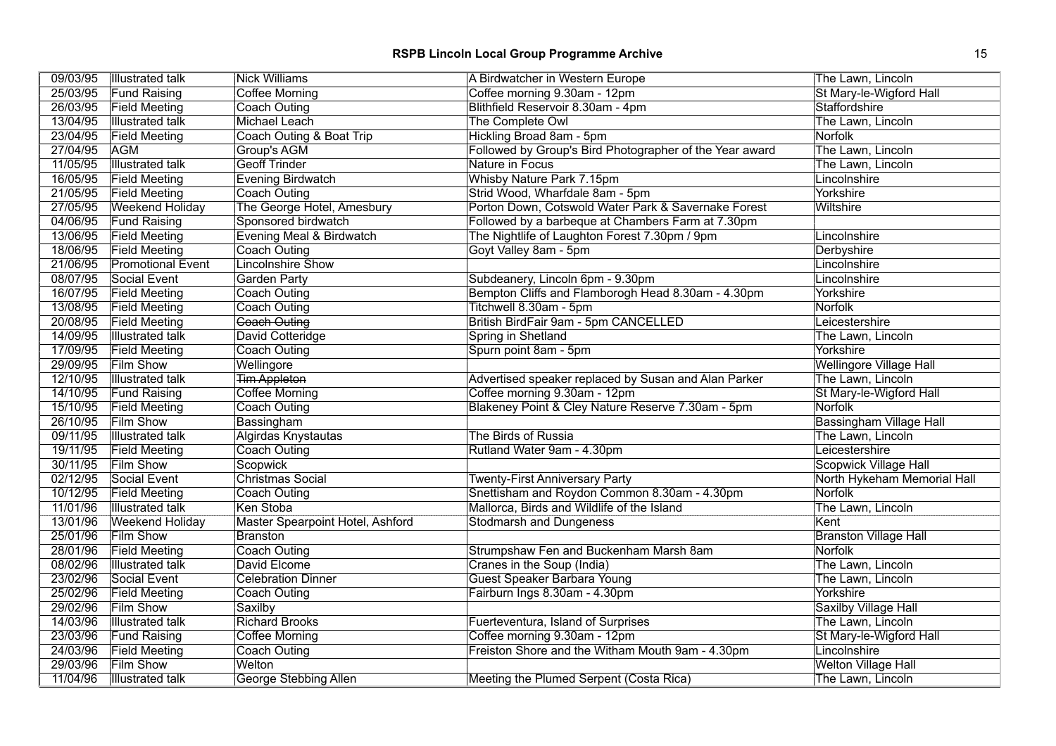| 09/03/95 | Illustrated talk | Nick Williams | A Birdwatcher in Western Europe | The Lawn, Lincoln |
|---|---|---|---|---|
| 25/03/95 | Fund Raising | Coffee Morning | Coffee morning 9.30am - 12pm | St Mary-le-Wigford Hall |
| 26/03/95 | Field Meeting | Coach Outing | Blithfield Reservoir 8.30am - 4pm | Staffordshire |
| 13/04/95 | Illustrated talk | Michael Leach | The Complete Owl | The Lawn, Lincoln |
| 23/04/95 | Field Meeting | Coach Outing & Boat Trip | Hickling Broad 8am - 5pm | Norfolk |
| 27/04/95 | AGM | Group's AGM | Followed by Group's Bird Photographer of the Year award | The Lawn, Lincoln |
| 11/05/95 | Illustrated talk | Geoff Trinder | Nature in Focus | The Lawn, Lincoln |
| 16/05/95 | Field Meeting | Evening Birdwatch | Whisby Nature Park 7.15pm | Lincolnshire |
| 21/05/95 | Field Meeting | Coach Outing | Strid Wood, Wharfdale 8am - 5pm | Yorkshire |
| 27/05/95 | Weekend Holiday | The George Hotel, Amesbury | Porton Down, Cotswold Water Park & Savernake Forest | Wiltshire |
| 04/06/95 | Fund Raising | Sponsored birdwatch | Followed by a barbeque at Chambers Farm at 7.30pm | |
| 13/06/95 | Field Meeting | Evening Meal & Birdwatch | The Nightlife of Laughton Forest 7.30pm / 9pm | Lincolnshire |
| 18/06/95 | Field Meeting | Coach Outing | Goyt Valley 8am - 5pm | Derbyshire |
| 21/06/95 | Promotional Event | Lincolnshire Show | | Lincolnshire |
| 08/07/95 | Social Event | Garden Party | Subdeanery, Lincoln 6pm - 9.30pm | Lincolnshire |
| 16/07/95 | Field Meeting | Coach Outing | Bempton Cliffs and Flamborogh Head 8.30am - 4.30pm | Yorkshire |
| 13/08/95 | Field Meeting | Coach Outing | Titchwell 8.30am - 5pm | Norfolk |
| 20/08/95 | Field Meeting | ~~Coach Outing~~ | British BirdFair 9am - 5pm CANCELLED | Leicestershire |
| 14/09/95 | Illustrated talk | David Cotteridge | Spring in Shetland | The Lawn, Lincoln |
| 17/09/95 | Field Meeting | Coach Outing | Spurn point 8am - 5pm | Yorkshire |
| 29/09/95 | Film Show | Wellingore | | Wellingore Village Hall |
| 12/10/95 | Illustrated talk | ~~Tim Appleton~~ | Advertised speaker replaced by Susan and Alan Parker | The Lawn, Lincoln |
| 14/10/95 | Fund Raising | Coffee Morning | Coffee morning 9.30am - 12pm | St Mary-le-Wigford Hall |
| 15/10/95 | Field Meeting | Coach Outing | Blakeney Point & Cley Nature Reserve 7.30am - 5pm | Norfolk |
| 26/10/95 | Film Show | Bassingham | | Bassingham Village Hall |
| 09/11/95 | Illustrated talk | Algirdas Knystautas | The Birds of Russia | The Lawn, Lincoln |
| 19/11/95 | Field Meeting | Coach Outing | Rutland Water 9am - 4.30pm | Leicestershire |
| 30/11/95 | Film Show | Scopwick | | Scopwick Village Hall |
| 02/12/95 | Social Event | Christmas Social | Twenty-First Anniversary Party | North Hykeham Memorial Hall |
| 10/12/95 | Field Meeting | Coach Outing | Snettisham and Roydon Common 8.30am - 4.30pm | Norfolk |
| 11/01/96 | Illustrated talk | Ken Stoba | Mallorca, Birds and Wildlife of the Island | The Lawn, Lincoln |
| 13/01/96 | Weekend Holiday | Master Spearpoint Hotel, Ashford | Stodmarsh and Dungeness | Kent |
| 25/01/96 | Film Show | Branston | | Branston Village Hall |
| 28/01/96 | Field Meeting | Coach Outing | Strumpshaw Fen and Buckenham Marsh 8am | Norfolk |
| 08/02/96 | Illustrated talk | David Elcome | Cranes in the Soup (India) | The Lawn, Lincoln |
| 23/02/96 | Social Event | Celebration Dinner | Guest Speaker Barbara Young | The Lawn, Lincoln |
| 25/02/96 | Field Meeting | Coach Outing | Fairburn Ings 8.30am - 4.30pm | Yorkshire |
| 29/02/96 | Film Show | Saxilby | | Saxilby Village Hall |
| 14/03/96 | Illustrated talk | Richard Brooks | Fuerteventura, Island of Surprises | The Lawn, Lincoln |
| 23/03/96 | Fund Raising | Coffee Morning | Coffee morning 9.30am - 12pm | St Mary-le-Wigford Hall |
| 24/03/96 | Field Meeting | Coach Outing | Freiston Shore and the Witham Mouth 9am - 4.30pm | Lincolnshire |
| 29/03/96 | Film Show | Welton | | Welton Village Hall |
| 11/04/96 | Illustrated talk | George Stebbing Allen | Meeting the Plumed Serpent (Costa Rica) | The Lawn, Lincoln |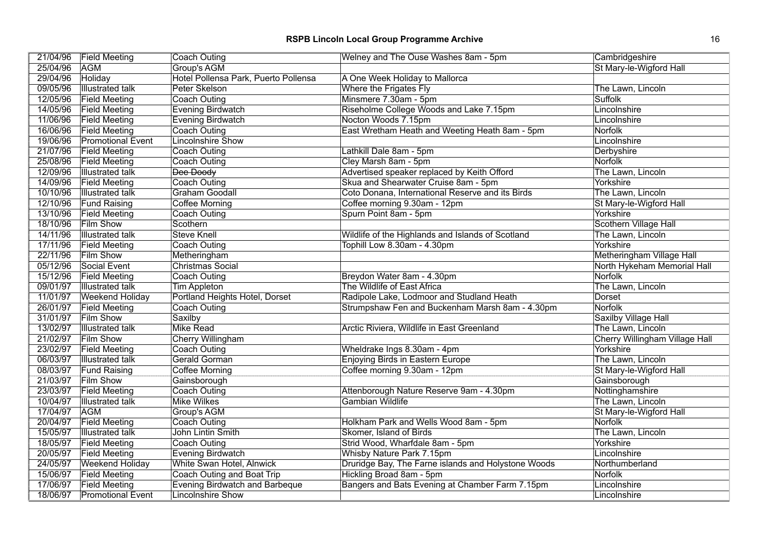| 21/04/96 | Field Meeting | Coach Outing | Welney and The Ouse Washes 8am - 5pm | Cambridgeshire |
|---|---|---|---|---|
| 25/04/96 | AGM | Group's AGM | | St Mary-le-Wigford Hall |
| 29/04/96 | Holiday | Hotel Pollensa Park, Puerto Pollensa | A One Week Holiday to Mallorca | |
| 09/05/96 | Illustrated talk | Peter Skelson | Where the Frigates Fly | The Lawn, Lincoln |
| 12/05/96 | Field Meeting | Coach Outing | Minsmere 7.30am - 5pm | Suffolk |
| 14/05/96 | Field Meeting | Evening Birdwatch | Riseholme College Woods and Lake 7.15pm | Lincolnshire |
| 11/06/96 | Field Meeting | Evening Birdwatch | Nocton Woods 7.15pm | Lincolnshire |
| 16/06/96 | Field Meeting | Coach Outing | East Wretham Heath and Weeting Heath 8am - 5pm | Norfolk |
| 19/06/96 | Promotional Event | Lincolnshire Show | | Lincolnshire |
| 21/07/96 | Field Meeting | Coach Outing | Lathkill Dale 8am - 5pm | Derbyshire |
| 25/08/96 | Field Meeting | Coach Outing | Cley Marsh 8am - 5pm | Norfolk |
| 12/09/96 | Illustrated talk | ~~Dee Doody~~ | Advertised speaker replaced by Keith Offord | The Lawn, Lincoln |
| 14/09/96 | Field Meeting | Coach Outing | Skua and Shearwater Cruise 8am - 5pm | Yorkshire |
| 10/10/96 | Illustrated talk | Graham Goodall | Coto Donana, International Reserve and its Birds | The Lawn, Lincoln |
| 12/10/96 | Fund Raising | Coffee Morning | Coffee morning 9.30am - 12pm | St Mary-le-Wigford Hall |
| 13/10/96 | Field Meeting | Coach Outing | Spurn Point 8am - 5pm | Yorkshire |
| 18/10/96 | Film Show | Scothern | | Scothern Village Hall |
| 14/11/96 | Illustrated talk | Steve Knell | Wildlife of the Highlands and Islands of Scotland | The Lawn, Lincoln |
| 17/11/96 | Field Meeting | Coach Outing | Tophill Low 8.30am - 4.30pm | Yorkshire |
| 22/11/96 | Film Show | Metheringham | | Metheringham Village Hall |
| 05/12/96 | Social Event | Christmas Social | | North Hykeham Memorial Hall |
| 15/12/96 | Field Meeting | Coach Outing | Breydon Water 8am - 4.30pm | Norfolk |
| 09/01/97 | Illustrated talk | Tim Appleton | The Wildlife of East Africa | The Lawn, Lincoln |
| 11/01/97 | Weekend Holiday | Portland Heights Hotel, Dorset | Radipole Lake, Lodmoor and Studland Heath | Dorset |
| 26/01/97 | Field Meeting | Coach Outing | Strumpshaw Fen and Buckenham Marsh 8am - 4.30pm | Norfolk |
| 31/01/97 | Film Show | Saxilby | | Saxilby Village Hall |
| 13/02/97 | Illustrated talk | Mike Read | Arctic Riviera, Wildlife in East Greenland | The Lawn, Lincoln |
| 21/02/97 | Film Show | Cherry Willingham | | Cherry Willingham Village Hall |
| 23/02/97 | Field Meeting | Coach Outing | Wheldrake Ings 8.30am - 4pm | Yorkshire |
| 06/03/97 | Illustrated talk | Gerald Gorman | Enjoying Birds in Eastern Europe | The Lawn, Lincoln |
| 08/03/97 | Fund Raising | Coffee Morning | Coffee morning 9.30am - 12pm | St Mary-le-Wigford Hall |
| 21/03/97 | Film Show | Gainsborough | | Gainsborough |
| 23/03/97 | Field Meeting | Coach Outing | Attenborough Nature Reserve 9am - 4.30pm | Nottinghamshire |
| 10/04/97 | Illustrated talk | Mike Wilkes | Gambian Wildlife | The Lawn, Lincoln |
| 17/04/97 | AGM | Group's AGM | | St Mary-le-Wigford Hall |
| 20/04/97 | Field Meeting | Coach Outing | Holkham Park and Wells Wood 8am - 5pm | Norfolk |
| 15/05/97 | Illustrated talk | John Lintin Smith | Skomer, Island of Birds | The Lawn, Lincoln |
| 18/05/97 | Field Meeting | Coach Outing | Strid Wood, Wharfdale 8am - 5pm | Yorkshire |
| 20/05/97 | Field Meeting | Evening Birdwatch | Whisby Nature Park 7.15pm | Lincolnshire |
| 24/05/97 | Weekend Holiday | White Swan Hotel, Alnwick | Druridge Bay, The Farne islands and Holystone Woods | Northumberland |
| 15/06/97 | Field Meeting | Coach Outing and Boat Trip | Hickling Broad 8am - 5pm | Norfolk |
| 17/06/97 | Field Meeting | Evening Birdwatch and Barbeque | Bangers and Bats Evening at Chamber Farm 7.15pm | Lincolnshire |
| 18/06/97 | Promotional Event | Lincolnshire Show | | Lincolnshire |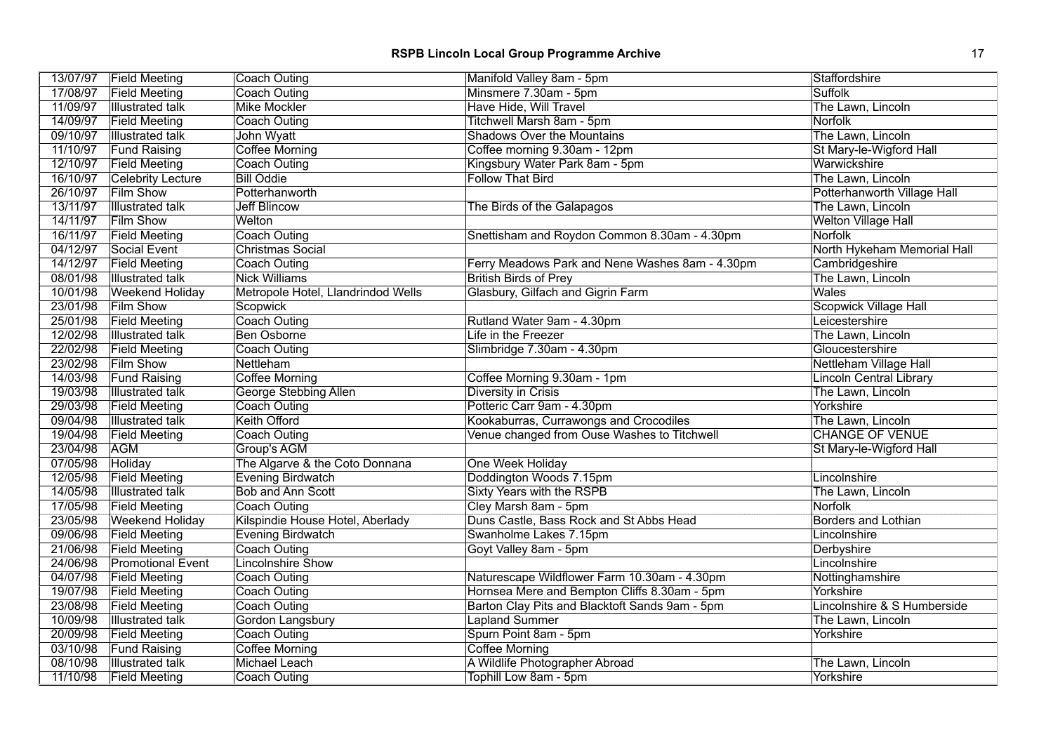# RSPB Lincoln Local Group Programme Archive

| | | | | |
|---|---|---|---|---|
| 13/07/97 | Field Meeting | Coach Outing | Manifold Valley 8am - 5pm | Staffordshire |
| 17/08/97 | Field Meeting | Coach Outing | Minsmere 7.30am - 5pm | Suffolk |
| 11/09/97 | Illustrated talk | Mike Mockler | Have Hide, Will Travel | The Lawn, Lincoln |
| 14/09/97 | Field Meeting | Coach Outing | Titchwell Marsh 8am - 5pm | Norfolk |
| 09/10/97 | Illustrated talk | John Wyatt | Shadows Over the Mountains | The Lawn, Lincoln |
| 11/10/97 | Fund Raising | Coffee Morning | Coffee morning 9.30am - 12pm | St Mary-le-Wigford Hall |
| 12/10/97 | Field Meeting | Coach Outing | Kingsbury Water Park 8am - 5pm | Warwickshire |
| 16/10/97 | Celebrity Lecture | Bill Oddie | Follow That Bird | The Lawn, Lincoln |
| 26/10/97 | Film Show | Potterhanworth | | Potterhanworth Village Hall |
| 13/11/97 | Illustrated talk | Jeff Blincow | The Birds of the Galapagos | The Lawn, Lincoln |
| 14/11/97 | Film Show | Welton | | Welton Village Hall |
| 16/11/97 | Field Meeting | Coach Outing | Snettisham and Roydon Common 8.30am - 4.30pm | Norfolk |
| 04/12/97 | Social Event | Christmas Social | | North Hykeham Memorial Hall |
| 14/12/97 | Field Meeting | Coach Outing | Ferry Meadows Park and Nene Washes 8am - 4.30pm | Cambridgeshire |
| 08/01/98 | Illustrated talk | Nick Williams | British Birds of Prey | The Lawn, Lincoln |
| 10/01/98 | Weekend Holiday | Metropole Hotel, Llandrindod Wells | Glasbury, Gilfach and Gigrin Farm | Wales |
| 23/01/98 | Film Show | Scopwick | | Scopwick Village Hall |
| 25/01/98 | Field Meeting | Coach Outing | Rutland Water 9am - 4.30pm | Leicestershire |
| 12/02/98 | Illustrated talk | Ben Osborne | Life in the Freezer | The Lawn, Lincoln |
| 22/02/98 | Field Meeting | Coach Outing | Slimbridge 7.30am - 4.30pm | Gloucestershire |
| 23/02/98 | Film Show | Nettleham | | Nettleham Village Hall |
| 14/03/98 | Fund Raising | Coffee Morning | Coffee Morning 9.30am - 1pm | Lincoln Central Library |
| 19/03/98 | Illustrated talk | George Stebbing Allen | Diversity in Crisis | The Lawn, Lincoln |
| 29/03/98 | Field Meeting | Coach Outing | Potteric Carr 9am - 4.30pm | Yorkshire |
| 09/04/98 | Illustrated talk | Keith Offord | Kookaburras, Currawongs and Crocodiles | The Lawn, Lincoln |
| 19/04/98 | Field Meeting | Coach Outing | Venue changed from Ouse Washes to Titchwell | CHANGE OF VENUE |
| 23/04/98 | AGM | Group's AGM | | St Mary-le-Wigford Hall |
| 07/05/98 | Holiday | The Algarve & the Coto Donnana | One Week Holiday | |
| 12/05/98 | Field Meeting | Evening Birdwatch | Doddington Woods 7.15pm | Lincolnshire |
| 14/05/98 | Illustrated talk | Bob and Ann Scott | Sixty Years with the RSPB | The Lawn, Lincoln |
| 17/05/98 | Field Meeting | Coach Outing | Cley Marsh 8am - 5pm | Norfolk |
| 23/05/98 | Weekend Holiday | Kilspindie House Hotel, Aberlady | Duns Castle, Bass Rock and St Abbs Head | Borders and Lothian |
| 09/06/98 | Field Meeting | Evening Birdwatch | Swanholme Lakes 7.15pm | Lincolnshire |
| 21/06/98 | Field Meeting | Coach Outing | Goyt Valley 8am - 5pm | Derbyshire |
| 24/06/98 | Promotional Event | Lincolnshire Show | | Lincolnshire |
| 04/07/98 | Field Meeting | Coach Outing | Naturescape Wildflower Farm 10.30am - 4.30pm | Nottinghamshire |
| 19/07/98 | Field Meeting | Coach Outing | Hornsea Mere and Bempton Cliffs 8.30am - 5pm | Yorkshire |
| 23/08/98 | Field Meeting | Coach Outing | Barton Clay Pits and Blacktoft Sands 9am - 5pm | Lincolnshire & S Humberside |
| 10/09/98 | Illustrated talk | Gordon Langsbury | Lapland Summer | The Lawn, Lincoln |
| 20/09/98 | Field Meeting | Coach Outing | Spurn Point 8am - 5pm | Yorkshire |
| 03/10/98 | Fund Raising | Coffee Morning | Coffee Morning | |
| 08/10/98 | Illustrated talk | Michael Leach | A Wildlife Photographer Abroad | The Lawn, Lincoln |
| 11/10/98 | Field Meeting | Coach Outing | Tophill Low 8am - 5pm | Yorkshire |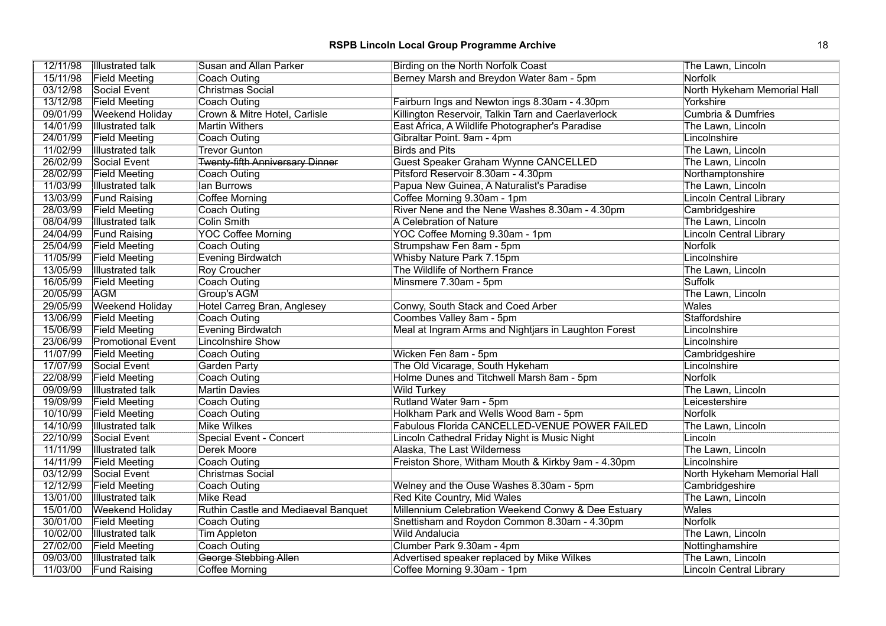# RSPB Lincoln Local Group Programme Archive

| | | | | |
|---|---|---|---|---|
| 12/11/98 | Illustrated talk | Susan and Allan Parker | Birding on the North Norfolk Coast | The Lawn, Lincoln |
| 15/11/98 | Field Meeting | Coach Outing | Berney Marsh and Breydon Water 8am - 5pm | Norfolk |
| 03/12/98 | Social Event | Christmas Social | | North Hykeham Memorial Hall |
| 13/12/98 | Field Meeting | Coach Outing | Fairburn Ings and Newton ings 8.30am - 4.30pm | Yorkshire |
| 09/01/99 | Weekend Holiday | Crown & Mitre Hotel, Carlisle | Killington Reservoir, Talkin Tarn and Caerlaverlock | Cumbria & Dumfries |
| 14/01/99 | Illustrated talk | Martin Withers | East Africa, A Wildlife Photographer's Paradise | The Lawn, Lincoln |
| 24/01/99 | Field Meeting | Coach Outing | Gibraltar Point. 9am - 4pm | Lincolnshire |
| 11/02/99 | Illustrated talk | Trevor Gunton | Birds and Pits | The Lawn, Lincoln |
| 26/02/99 | Social Event | ~~Twenty-fifth Anniversary Dinner~~ | Guest Speaker Graham Wynne CANCELLED | The Lawn, Lincoln |
| 28/02/99 | Field Meeting | Coach Outing | Pitsford Reservoir 8.30am - 4.30pm | Northamptonshire |
| 11/03/99 | Illustrated talk | Ian Burrows | Papua New Guinea, A Naturalist's Paradise | The Lawn, Lincoln |
| 13/03/99 | Fund Raising | Coffee Morning | Coffee Morning 9.30am - 1pm | Lincoln Central Library |
| 28/03/99 | Field Meeting | Coach Outing | River Nene and the Nene Washes 8.30am - 4.30pm | Cambridgeshire |
| 08/04/99 | Illustrated talk | Colin Smith | A Celebration of Nature | The Lawn, Lincoln |
| 24/04/99 | Fund Raising | YOC Coffee Morning | YOC Coffee Morning 9.30am - 1pm | Lincoln Central Library |
| 25/04/99 | Field Meeting | Coach Outing | Strumpshaw Fen 8am - 5pm | Norfolk |
| 11/05/99 | Field Meeting | Evening Birdwatch | Whisby Nature Park 7.15pm | Lincolnshire |
| 13/05/99 | Illustrated talk | Roy Croucher | The Wildlife of Northern France | The Lawn, Lincoln |
| 16/05/99 | Field Meeting | Coach Outing | Minsmere 7.30am - 5pm | Suffolk |
| 20/05/99 | AGM | Group's AGM | | The Lawn, Lincoln |
| 29/05/99 | Weekend Holiday | Hotel Carreg Bran, Anglesey | Conwy, South Stack and Coed Arber | Wales |
| 13/06/99 | Field Meeting | Coach Outing | Coombes Valley 8am - 5pm | Staffordshire |
| 15/06/99 | Field Meeting | Evening Birdwatch | Meal at Ingram Arms and Nightjars in Laughton Forest | Lincolnshire |
| 23/06/99 | Promotional Event | Lincolnshire Show | | Lincolnshire |
| 11/07/99 | Field Meeting | Coach Outing | Wicken Fen 8am - 5pm | Cambridgeshire |
| 17/07/99 | Social Event | Garden Party | The Old Vicarage, South Hykeham | Lincolnshire |
| 22/08/99 | Field Meeting | Coach Outing | Holme Dunes and Titchwell Marsh 8am - 5pm | Norfolk |
| 09/09/99 | Illustrated talk | Martin Davies | Wild Turkey | The Lawn, Lincoln |
| 19/09/99 | Field Meeting | Coach Outing | Rutland Water 9am - 5pm | Leicestershire |
| 10/10/99 | Field Meeting | Coach Outing | Holkham Park and Wells Wood 8am - 5pm | Norfolk |
| 14/10/99 | Illustrated talk | Mike Wilkes | Fabulous Florida CANCELLED-VENUE POWER FAILED | The Lawn, Lincoln |
| 22/10/99 | Social Event | Special Event - Concert | Lincoln Cathedral Friday Night is Music Night | Lincoln |
| 11/11/99 | Illustrated talk | Derek Moore | Alaska, The Last Wilderness | The Lawn, Lincoln |
| 14/11/99 | Field Meeting | Coach Outing | Freiston Shore, Witham Mouth & Kirkby 9am - 4.30pm | Lincolnshire |
| 03/12/99 | Social Event | Christmas Social | | North Hykeham Memorial Hall |
| 12/12/99 | Field Meeting | Coach Outing | Welney and the Ouse Washes 8.30am - 5pm | Cambridgeshire |
| 13/01/00 | Illustrated talk | Mike Read | Red Kite Country, Mid Wales | The Lawn, Lincoln |
| 15/01/00 | Weekend Holiday | Ruthin Castle and Mediaeval Banquet | Millennium Celebration Weekend Conwy & Dee Estuary | Wales |
| 30/01/00 | Field Meeting | Coach Outing | Snettisham and Roydon Common 8.30am - 4.30pm | Norfolk |
| 10/02/00 | Illustrated talk | Tim Appleton | Wild Andalucia | The Lawn, Lincoln |
| 27/02/00 | Field Meeting | Coach Outing | Clumber Park 9.30am - 4pm | Nottinghamshire |
| 09/03/00 | Illustrated talk | ~~George Stebbing Allen~~ | Advertised speaker replaced by Mike Wilkes | The Lawn, Lincoln |
| 11/03/00 | Fund Raising | Coffee Morning | Coffee Morning 9.30am - 1pm | Lincoln Central Library |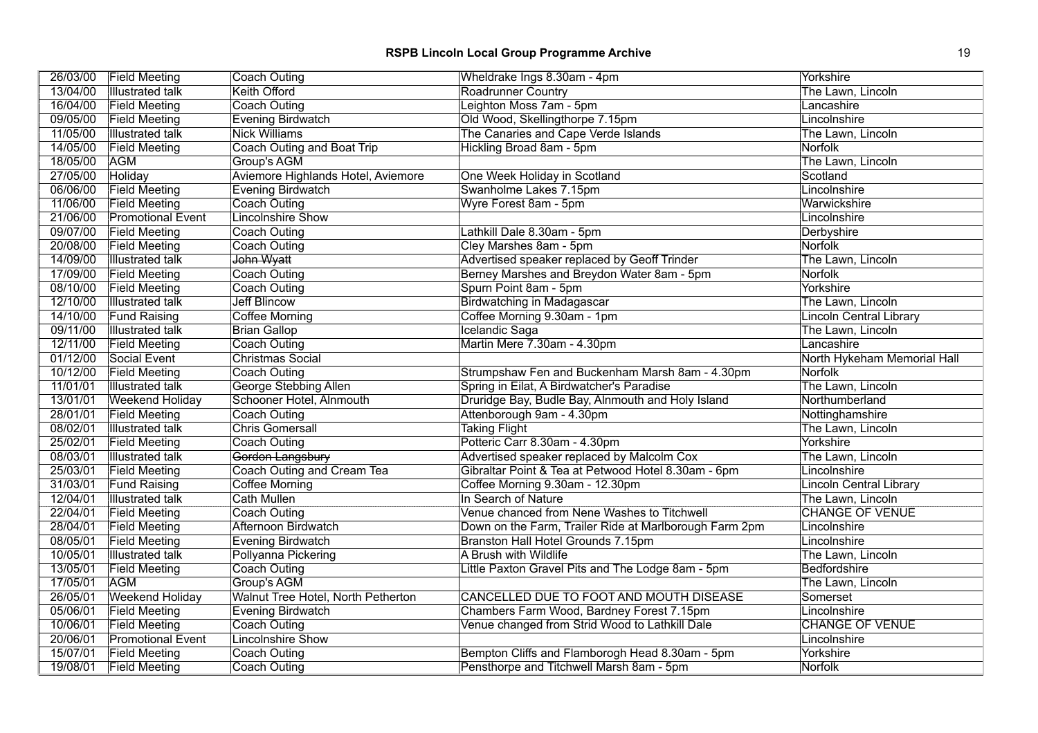| 26/03/00 | Field Meeting | Coach Outing | Wheldrake Ings 8.30am - 4pm | Yorkshire |
|---|---|---|---|---|
| 13/04/00 | Illustrated talk | Keith Offord | Roadrunner Country | The Lawn, Lincoln |
| 16/04/00 | Field Meeting | Coach Outing | Leighton Moss 7am - 5pm | Lancashire |
| 09/05/00 | Field Meeting | Evening Birdwatch | Old Wood, Skellingthorpe 7.15pm | Lincolnshire |
| 11/05/00 | Illustrated talk | Nick Williams | The Canaries and Cape Verde Islands | The Lawn, Lincoln |
| 14/05/00 | Field Meeting | Coach Outing and Boat Trip | Hickling Broad 8am - 5pm | Norfolk |
| 18/05/00 | AGM | Group's AGM | | The Lawn, Lincoln |
| 27/05/00 | Holiday | Aviemore Highlands Hotel, Aviemore | One Week Holiday in Scotland | Scotland |
| 06/06/00 | Field Meeting | Evening Birdwatch | Swanholme Lakes 7.15pm | Lincolnshire |
| 11/06/00 | Field Meeting | Coach Outing | Wyre Forest 8am - 5pm | Warwickshire |
| 21/06/00 | Promotional Event | Lincolnshire Show | | Lincolnshire |
| 09/07/00 | Field Meeting | Coach Outing | Lathkill Dale 8.30am - 5pm | Derbyshire |
| 20/08/00 | Field Meeting | Coach Outing | Cley Marshes 8am - 5pm | Norfolk |
| 14/09/00 | Illustrated talk | ~~John Wyatt~~ | Advertised speaker replaced by Geoff Trinder | The Lawn, Lincoln |
| 17/09/00 | Field Meeting | Coach Outing | Berney Marshes and Breydon Water 8am - 5pm | Norfolk |
| 08/10/00 | Field Meeting | Coach Outing | Spurn Point 8am - 5pm | Yorkshire |
| 12/10/00 | Illustrated talk | Jeff Blincow | Birdwatching in Madagascar | The Lawn, Lincoln |
| 14/10/00 | Fund Raising | Coffee Morning | Coffee Morning 9.30am - 1pm | Lincoln Central Library |
| 09/11/00 | Illustrated talk | Brian Gallop | Icelandic Saga | The Lawn, Lincoln |
| 12/11/00 | Field Meeting | Coach Outing | Martin Mere 7.30am - 4.30pm | Lancashire |
| 01/12/00 | Social Event | Christmas Social | | North Hykeham Memorial Hall |
| 10/12/00 | Field Meeting | Coach Outing | Strumpshaw Fen and Buckenham Marsh 8am - 4.30pm | Norfolk |
| 11/01/01 | Illustrated talk | George Stebbing Allen | Spring in Eilat, A Birdwatcher's Paradise | The Lawn, Lincoln |
| 13/01/01 | Weekend Holiday | Schooner Hotel, Alnmouth | Druridge Bay, Budle Bay, Alnmouth and Holy Island | Northumberland |
| 28/01/01 | Field Meeting | Coach Outing | Attenborough 9am - 4.30pm | Nottinghamshire |
| 08/02/01 | Illustrated talk | Chris Gomersall | Taking Flight | The Lawn, Lincoln |
| 25/02/01 | Field Meeting | Coach Outing | Potteric Carr 8.30am - 4.30pm | Yorkshire |
| 08/03/01 | Illustrated talk | ~~Gordon Langsbury~~ | Advertised speaker replaced by Malcolm Cox | The Lawn, Lincoln |
| 25/03/01 | Field Meeting | Coach Outing and Cream Tea | Gibraltar Point & Tea at Petwood Hotel 8.30am - 6pm | Lincolnshire |
| 31/03/01 | Fund Raising | Coffee Morning | Coffee Morning 9.30am - 12.30pm | Lincoln Central Library |
| 12/04/01 | Illustrated talk | Cath Mullen | In Search of Nature | The Lawn, Lincoln |
| 22/04/01 | Field Meeting | Coach Outing | Venue chanced from Nene Washes to Titchwell | CHANGE OF VENUE |
| 28/04/01 | Field Meeting | Afternoon Birdwatch | Down on the Farm, Trailer Ride at Marlborough Farm 2pm | Lincolnshire |
| 08/05/01 | Field Meeting | Evening Birdwatch | Branston Hall Hotel Grounds 7.15pm | Lincolnshire |
| 10/05/01 | Illustrated talk | Pollyanna Pickering | A Brush with Wildlife | The Lawn, Lincoln |
| 13/05/01 | Field Meeting | Coach Outing | Little Paxton Gravel Pits and The Lodge 8am - 5pm | Bedfordshire |
| 17/05/01 | AGM | Group's AGM | | The Lawn, Lincoln |
| 26/05/01 | Weekend Holiday | Walnut Tree Hotel, North Petherton | CANCELLED DUE TO FOOT AND MOUTH DISEASE | Somerset |
| 05/06/01 | Field Meeting | Evening Birdwatch | Chambers Farm Wood, Bardney Forest 7.15pm | Lincolnshire |
| 10/06/01 | Field Meeting | Coach Outing | Venue changed from Strid Wood to Lathkill Dale | CHANGE OF VENUE |
| 20/06/01 | Promotional Event | Lincolnshire Show | | Lincolnshire |
| 15/07/01 | Field Meeting | Coach Outing | Bempton Cliffs and Flamborogh Head 8.30am - 5pm | Yorkshire |
| 19/08/01 | Field Meeting | Coach Outing | Pensthorpe and Titchwell Marsh 8am - 5pm | Norfolk |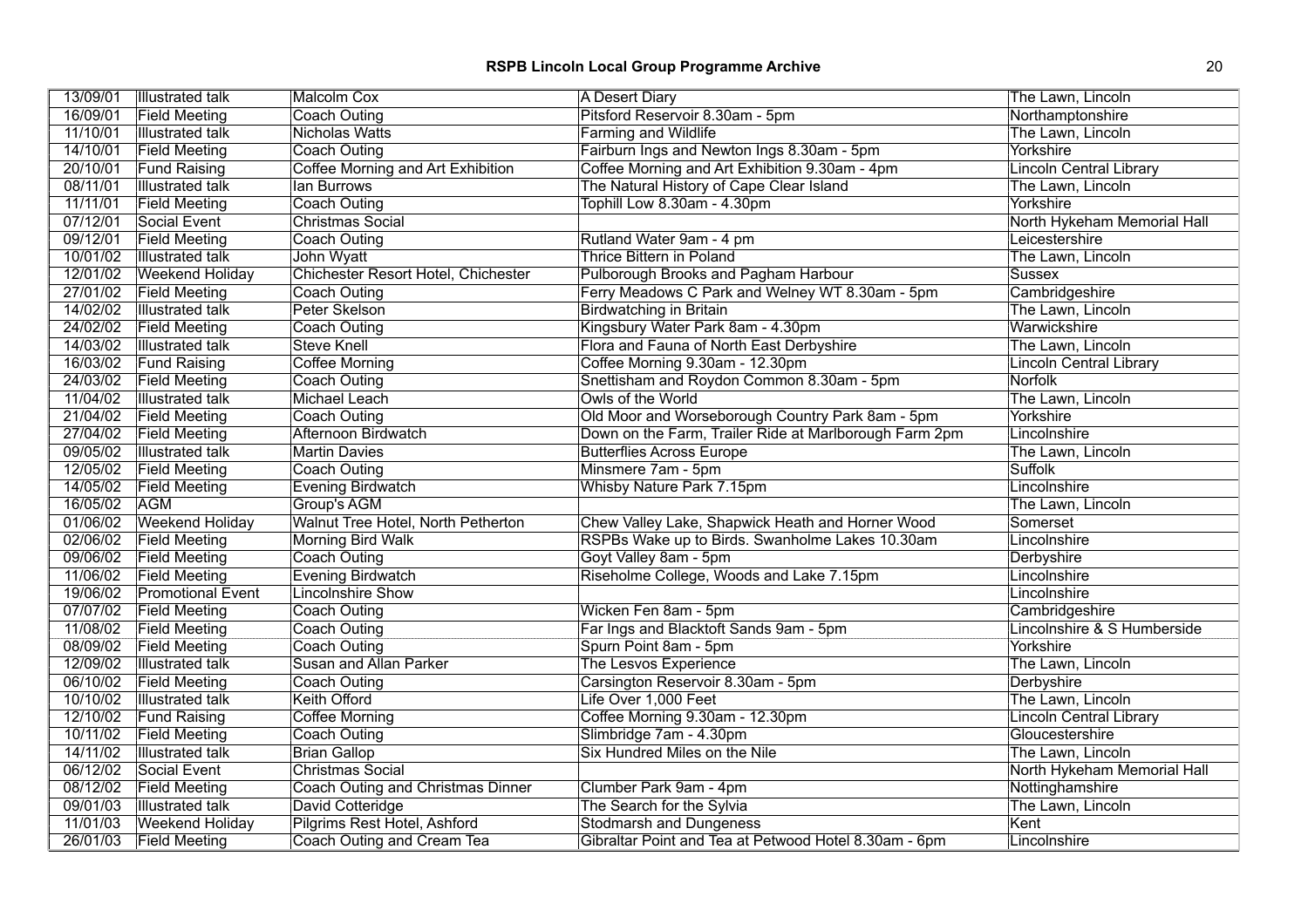| 13/09/01 | Illustrated talk | Malcolm Cox | A Desert Diary | The Lawn, Lincoln |
|---|---|---|---|---|
| 16/09/01 | Field Meeting | Coach Outing | Pitsford Reservoir 8.30am - 5pm | Northamptonshire |
| 11/10/01 | Illustrated talk | Nicholas Watts | Farming and Wildlife | The Lawn, Lincoln |
| 14/10/01 | Field Meeting | Coach Outing | Fairburn Ings and Newton Ings 8.30am - 5pm | Yorkshire |
| 20/10/01 | Fund Raising | Coffee Morning and Art Exhibition | Coffee Morning and Art Exhibition 9.30am - 4pm | Lincoln Central Library |
| 08/11/01 | Illustrated talk | Ian Burrows | The Natural History of Cape Clear Island | The Lawn, Lincoln |
| 11/11/01 | Field Meeting | Coach Outing | Tophill Low 8.30am - 4.30pm | Yorkshire |
| 07/12/01 | Social Event | Christmas Social | | North Hykeham Memorial Hall |
| 09/12/01 | Field Meeting | Coach Outing | Rutland Water 9am - 4 pm | Leicestershire |
| 10/01/02 | Illustrated talk | John Wyatt | Thrice Bittern in Poland | The Lawn, Lincoln |
| 12/01/02 | Weekend Holiday | Chichester Resort Hotel, Chichester | Pulborough Brooks and Pagham Harbour | Sussex |
| 27/01/02 | Field Meeting | Coach Outing | Ferry Meadows C Park and Welney WT 8.30am - 5pm | Cambridgeshire |
| 14/02/02 | Illustrated talk | Peter Skelson | Birdwatching in Britain | The Lawn, Lincoln |
| 24/02/02 | Field Meeting | Coach Outing | Kingsbury Water Park 8am - 4.30pm | Warwickshire |
| 14/03/02 | Illustrated talk | Steve Knell | Flora and Fauna of North East Derbyshire | The Lawn, Lincoln |
| 16/03/02 | Fund Raising | Coffee Morning | Coffee Morning 9.30am - 12.30pm | Lincoln Central Library |
| 24/03/02 | Field Meeting | Coach Outing | Snettisham and Roydon Common 8.30am - 5pm | Norfolk |
| 11/04/02 | Illustrated talk | Michael Leach | Owls of the World | The Lawn, Lincoln |
| 21/04/02 | Field Meeting | Coach Outing | Old Moor and Worseborough Country Park 8am - 5pm | Yorkshire |
| 27/04/02 | Field Meeting | Afternoon Birdwatch | Down on the Farm, Trailer Ride at Marlborough Farm 2pm | Lincolnshire |
| 09/05/02 | Illustrated talk | Martin Davies | Butterflies Across Europe | The Lawn, Lincoln |
| 12/05/02 | Field Meeting | Coach Outing | Minsmere 7am - 5pm | Suffolk |
| 14/05/02 | Field Meeting | Evening Birdwatch | Whisby Nature Park 7.15pm | Lincolnshire |
| 16/05/02 | AGM | Group's AGM | | The Lawn, Lincoln |
| 01/06/02 | Weekend Holiday | Walnut Tree Hotel, North Petherton | Chew Valley Lake, Shapwick Heath and Horner Wood | Somerset |
| 02/06/02 | Field Meeting | Morning Bird Walk | RSPBs Wake up to Birds. Swanholme Lakes 10.30am | Lincolnshire |
| 09/06/02 | Field Meeting | Coach Outing | Goyt Valley 8am - 5pm | Derbyshire |
| 11/06/02 | Field Meeting | Evening Birdwatch | Riseholme College, Woods and Lake 7.15pm | Lincolnshire |
| 19/06/02 | Promotional Event | Lincolnshire Show | | Lincolnshire |
| 07/07/02 | Field Meeting | Coach Outing | Wicken Fen 8am - 5pm | Cambridgeshire |
| 11/08/02 | Field Meeting | Coach Outing | Far Ings and Blacktoft Sands 9am - 5pm | Lincolnshire & S Humberside |
| 08/09/02 | Field Meeting | Coach Outing | Spurn Point 8am - 5pm | Yorkshire |
| 12/09/02 | Illustrated talk | Susan and Allan Parker | The Lesvos Experience | The Lawn, Lincoln |
| 06/10/02 | Field Meeting | Coach Outing | Carsington Reservoir 8.30am - 5pm | Derbyshire |
| 10/10/02 | Illustrated talk | Keith Offord | Life Over 1,000 Feet | The Lawn, Lincoln |
| 12/10/02 | Fund Raising | Coffee Morning | Coffee Morning 9.30am - 12.30pm | Lincoln Central Library |
| 10/11/02 | Field Meeting | Coach Outing | Slimbridge 7am - 4.30pm | Gloucestershire |
| 14/11/02 | Illustrated talk | Brian Gallop | Six Hundred Miles on the Nile | The Lawn, Lincoln |
| 06/12/02 | Social Event | Christmas Social | | North Hykeham Memorial Hall |
| 08/12/02 | Field Meeting | Coach Outing and Christmas Dinner | Clumber Park 9am - 4pm | Nottinghamshire |
| 09/01/03 | Illustrated talk | David Cotteridge | The Search for the Sylvia | The Lawn, Lincoln |
| 11/01/03 | Weekend Holiday | Pilgrims Rest Hotel, Ashford | Stodmarsh and Dungeness | Kent |
| 26/01/03 | Field Meeting | Coach Outing and Cream Tea | Gibraltar Point and Tea at Petwood Hotel 8.30am - 6pm | Lincolnshire |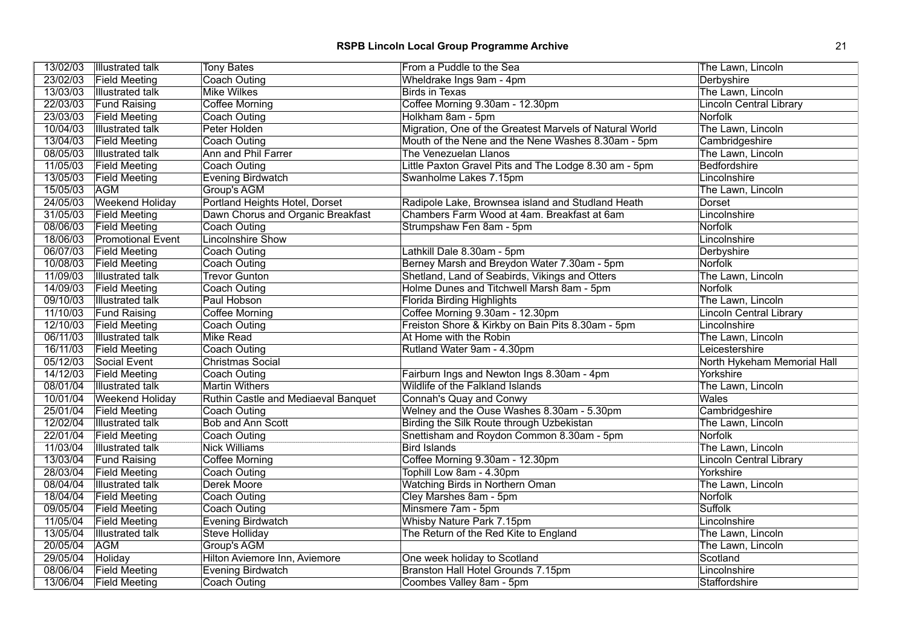| 13/02/03 | Illustrated talk | Tony Bates | From a Puddle to the Sea | The Lawn, Lincoln |
|---|---|---|---|---|
| 23/02/03 | Field Meeting | Coach Outing | Wheldrake Ings 9am - 4pm | Derbyshire |
| 13/03/03 | Illustrated talk | Mike Wilkes | Birds in Texas | The Lawn, Lincoln |
| 22/03/03 | Fund Raising | Coffee Morning | Coffee Morning 9.30am - 12.30pm | Lincoln Central Library |
| 23/03/03 | Field Meeting | Coach Outing | Holkham 8am - 5pm | Norfolk |
| 10/04/03 | Illustrated talk | Peter Holden | Migration, One of the Greatest Marvels of Natural World | The Lawn, Lincoln |
| 13/04/03 | Field Meeting | Coach Outing | Mouth of the Nene and the Nene Washes 8.30am - 5pm | Cambridgeshire |
| 08/05/03 | Illustrated talk | Ann and Phil Farrer | The Venezuelan Llanos | The Lawn, Lincoln |
| 11/05/03 | Field Meeting | Coach Outing | Little Paxton Gravel Pits and The Lodge 8.30 am - 5pm | Bedfordshire |
| 13/05/03 | Field Meeting | Evening Birdwatch | Swanholme Lakes 7.15pm | Lincolnshire |
| 15/05/03 | AGM | Group's AGM | | The Lawn, Lincoln |
| 24/05/03 | Weekend Holiday | Portland Heights Hotel, Dorset | Radipole Lake, Brownsea island and Studland Heath | Dorset |
| 31/05/03 | Field Meeting | Dawn Chorus and Organic Breakfast | Chambers Farm Wood at 4am. Breakfast at 6am | Lincolnshire |
| 08/06/03 | Field Meeting | Coach Outing | Strumpshaw Fen 8am - 5pm | Norfolk |
| 18/06/03 | Promotional Event | Lincolnshire Show | | Lincolnshire |
| 06/07/03 | Field Meeting | Coach Outing | Lathkill Dale 8.30am - 5pm | Derbyshire |
| 10/08/03 | Field Meeting | Coach Outing | Berney Marsh and Breydon Water 7.30am - 5pm | Norfolk |
| 11/09/03 | Illustrated talk | Trevor Gunton | Shetland, Land of Seabirds, Vikings and Otters | The Lawn, Lincoln |
| 14/09/03 | Field Meeting | Coach Outing | Holme Dunes and Titchwell Marsh 8am - 5pm | Norfolk |
| 09/10/03 | Illustrated talk | Paul Hobson | Florida Birding Highlights | The Lawn, Lincoln |
| 11/10/03 | Fund Raising | Coffee Morning | Coffee Morning 9.30am - 12.30pm | Lincoln Central Library |
| 12/10/03 | Field Meeting | Coach Outing | Freiston Shore & Kirkby on Bain Pits 8.30am - 5pm | Lincolnshire |
| 06/11/03 | Illustrated talk | Mike Read | At Home with the Robin | The Lawn, Lincoln |
| 16/11/03 | Field Meeting | Coach Outing | Rutland Water 9am - 4.30pm | Leicestershire |
| 05/12/03 | Social Event | Christmas Social | | North Hykeham Memorial Hall |
| 14/12/03 | Field Meeting | Coach Outing | Fairburn Ings and Newton Ings 8.30am - 4pm | Yorkshire |
| 08/01/04 | Illustrated talk | Martin Withers | Wildlife of the Falkland Islands | The Lawn, Lincoln |
| 10/01/04 | Weekend Holiday | Ruthin Castle and Mediaeval Banquet | Connah's Quay and Conwy | Wales |
| 25/01/04 | Field Meeting | Coach Outing | Welney and the Ouse Washes 8.30am - 5.30pm | Cambridgeshire |
| 12/02/04 | Illustrated talk | Bob and Ann Scott | Birding the Silk Route through Uzbekistan | The Lawn, Lincoln |
| 22/01/04 | Field Meeting | Coach Outing | Snettisham and Roydon Common 8.30am - 5pm | Norfolk |
| 11/03/04 | Illustrated talk | Nick Williams | Bird Islands | The Lawn, Lincoln |
| 13/03/04 | Fund Raising | Coffee Morning | Coffee Morning 9.30am - 12.30pm | Lincoln Central Library |
| 28/03/04 | Field Meeting | Coach Outing | Tophill Low 8am - 4.30pm | Yorkshire |
| 08/04/04 | Illustrated talk | Derek Moore | Watching Birds in Northern Oman | The Lawn, Lincoln |
| 18/04/04 | Field Meeting | Coach Outing | Cley Marshes 8am - 5pm | Norfolk |
| 09/05/04 | Field Meeting | Coach Outing | Minsmere 7am - 5pm | Suffolk |
| 11/05/04 | Field Meeting | Evening Birdwatch | Whisby Nature Park 7.15pm | Lincolnshire |
| 13/05/04 | Illustrated talk | Steve Holliday | The Return of the Red Kite to England | The Lawn, Lincoln |
| 20/05/04 | AGM | Group's AGM | | The Lawn, Lincoln |
| 29/05/04 | Holiday | Hilton Aviemore Inn, Aviemore | One week holiday to Scotland | Scotland |
| 08/06/04 | Field Meeting | Evening Birdwatch | Branston Hall Hotel Grounds 7.15pm | Lincolnshire |
| 13/06/04 | Field Meeting | Coach Outing | Coombes Valley 8am - 5pm | Staffordshire |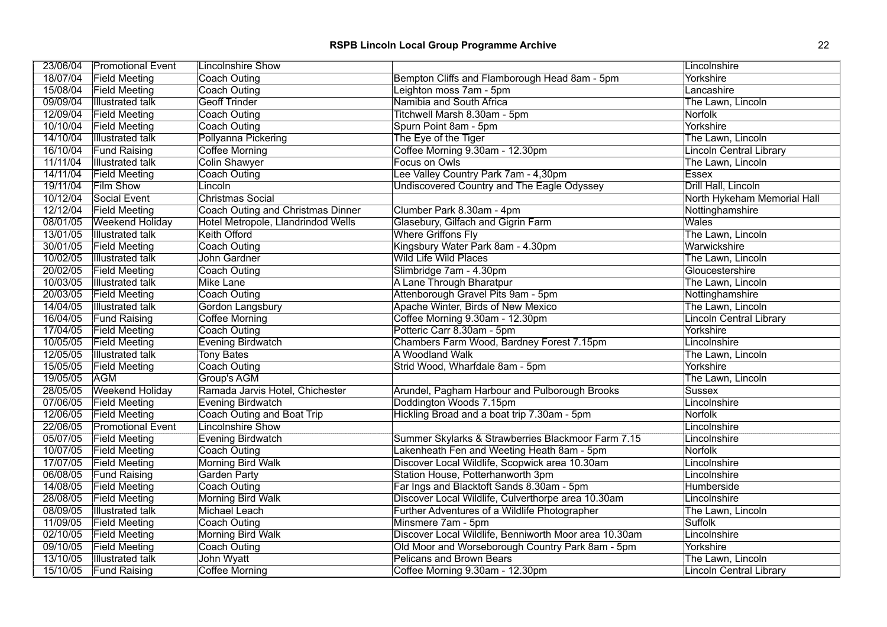**RSPB Lincoln Local Group Programme Archive**

| 23/06/04 | Promotional Event | Lincolnshire Show | | Lincolnshire |
|---|---|---|---|---|
| 18/07/04 | Field Meeting | Coach Outing | Bempton Cliffs and Flamborough Head 8am - 5pm | Yorkshire |
| 15/08/04 | Field Meeting | Coach Outing | Leighton moss 7am - 5pm | Lancashire |
| 09/09/04 | Illustrated talk | Geoff Trinder | Namibia and South Africa | The Lawn, Lincoln |
| 12/09/04 | Field Meeting | Coach Outing | Titchwell Marsh 8.30am - 5pm | Norfolk |
| 10/10/04 | Field Meeting | Coach Outing | Spurn Point 8am - 5pm | Yorkshire |
| 14/10/04 | Illustrated talk | Pollyanna Pickering | The Eye of the Tiger | The Lawn, Lincoln |
| 16/10/04 | Fund Raising | Coffee Morning | Coffee Morning 9.30am - 12.30pm | Lincoln Central Library |
| 11/11/04 | Illustrated talk | Colin Shawyer | Focus on Owls | The Lawn, Lincoln |
| 14/11/04 | Field Meeting | Coach Outing | Lee Valley Country Park 7am - 4,30pm | Essex |
| 19/11/04 | Film Show | Lincoln | Undiscovered Country and The Eagle Odyssey | Drill Hall, Lincoln |
| 10/12/04 | Social Event | Christmas Social | | North Hykeham Memorial Hall |
| 12/12/04 | Field Meeting | Coach Outing and Christmas Dinner | Clumber Park 8.30am - 4pm | Nottinghamshire |
| 08/01/05 | Weekend Holiday | Hotel Metropole, Llandrindod Wells | Glasebury, Gilfach and Gigrin Farm | Wales |
| 13/01/05 | Illustrated talk | Keith Offord | Where Griffons Fly | The Lawn, Lincoln |
| 30/01/05 | Field Meeting | Coach Outing | Kingsbury Water Park 8am - 4.30pm | Warwickshire |
| 10/02/05 | Illustrated talk | John Gardner | Wild Life Wild Places | The Lawn, Lincoln |
| 20/02/05 | Field Meeting | Coach Outing | Slimbridge 7am - 4.30pm | Gloucestershire |
| 10/03/05 | Illustrated talk | Mike Lane | A Lane Through Bharatpur | The Lawn, Lincoln |
| 20/03/05 | Field Meeting | Coach Outing | Attenborough Gravel Pits 9am - 5pm | Nottinghamshire |
| 14/04/05 | Illustrated talk | Gordon Langsbury | Apache Winter, Birds of New Mexico | The Lawn, Lincoln |
| 16/04/05 | Fund Raising | Coffee Morning | Coffee Morning 9.30am - 12.30pm | Lincoln Central Library |
| 17/04/05 | Field Meeting | Coach Outing | Potteric Carr 8.30am - 5pm | Yorkshire |
| 10/05/05 | Field Meeting | Evening Birdwatch | Chambers Farm Wood, Bardney Forest 7.15pm | Lincolnshire |
| 12/05/05 | Illustrated talk | Tony Bates | A Woodland Walk | The Lawn, Lincoln |
| 15/05/05 | Field Meeting | Coach Outing | Strid Wood, Wharfdale 8am - 5pm | Yorkshire |
| 19/05/05 | AGM | Group's AGM | | The Lawn, Lincoln |
| 28/05/05 | Weekend Holiday | Ramada Jarvis Hotel, Chichester | Arundel, Pagham Harbour and Pulborough Brooks | Sussex |
| 07/06/05 | Field Meeting | Evening Birdwatch | Doddington Woods 7.15pm | Lincolnshire |
| 12/06/05 | Field Meeting | Coach Outing and Boat Trip | Hickling Broad and a boat trip 7.30am - 5pm | Norfolk |
| 22/06/05 | Promotional Event | Lincolnshire Show | | Lincolnshire |
| 05/07/05 | Field Meeting | Evening Birdwatch | Summer Skylarks & Strawberries Blackmoor Farm 7.15 | Lincolnshire |
| 10/07/05 | Field Meeting | Coach Outing | Lakenheath Fen and Weeting Heath 8am - 5pm | Norfolk |
| 17/07/05 | Field Meeting | Morning Bird Walk | Discover Local Wildlife, Scopwick area 10.30am | Lincolnshire |
| 06/08/05 | Fund Raising | Garden Party | Station House, Potterhanworth 3pm | Lincolnshire |
| 14/08/05 | Field Meeting | Coach Outing | Far Ings and Blacktoft Sands 8.30am - 5pm | Humberside |
| 28/08/05 | Field Meeting | Morning Bird Walk | Discover Local Wildlife, Culverthorpe area 10.30am | Lincolnshire |
| 08/09/05 | Illustrated talk | Michael Leach | Further Adventures of a Wildlife Photographer | The Lawn, Lincoln |
| 11/09/05 | Field Meeting | Coach Outing | Minsmere 7am - 5pm | Suffolk |
| 02/10/05 | Field Meeting | Morning Bird Walk | Discover Local Wildlife, Benniworth Moor area 10.30am | Lincolnshire |
| 09/10/05 | Field Meeting | Coach Outing | Old Moor and Worseborough Country Park 8am - 5pm | Yorkshire |
| 13/10/05 | Illustrated talk | John Wyatt | Pelicans and Brown Bears | The Lawn, Lincoln |
| 15/10/05 | Fund Raising | Coffee Morning | Coffee Morning 9.30am - 12.30pm | Lincoln Central Library |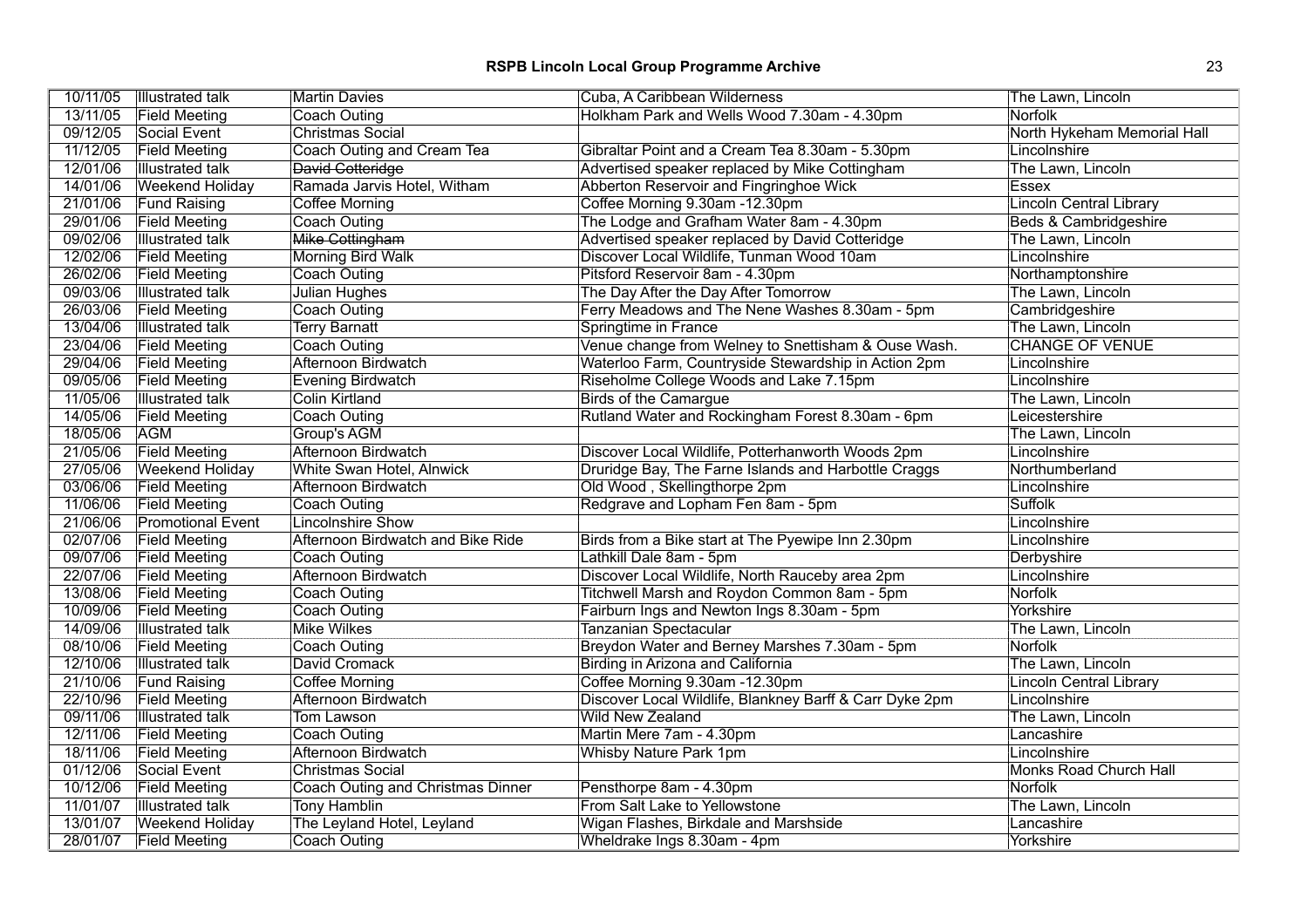# RSPB Lincoln Local Group Programme Archive

| | | | | |
|---|---|---|---|---|
| 10/11/05 | Illustrated talk | Martin Davies | Cuba, A Caribbean Wilderness | The Lawn, Lincoln |
| 13/11/05 | Field Meeting | Coach Outing | Holkham Park and Wells Wood 7.30am - 4.30pm | Norfolk |
| 09/12/05 | Social Event | Christmas Social | | North Hykeham Memorial Hall |
| 11/12/05 | Field Meeting | Coach Outing and Cream Tea | Gibraltar Point and a Cream Tea 8.30am - 5.30pm | Lincolnshire |
| 12/01/06 | Illustrated talk | ~~David Cotteridge~~ | Advertised speaker replaced by Mike Cottingham | The Lawn, Lincoln |
| 14/01/06 | Weekend Holiday | Ramada Jarvis Hotel, Witham | Abberton Reservoir and Fingringhoe Wick | Essex |
| 21/01/06 | Fund Raising | Coffee Morning | Coffee Morning 9.30am -12.30pm | Lincoln Central Library |
| 29/01/06 | Field Meeting | Coach Outing | The Lodge and Grafham Water 8am - 4.30pm | Beds & Cambridgeshire |
| 09/02/06 | Illustrated talk | ~~Mike Cottingham~~ | Advertised speaker replaced by David Cotteridge | The Lawn, Lincoln |
| 12/02/06 | Field Meeting | Morning Bird Walk | Discover Local Wildlife, Tunman Wood 10am | Lincolnshire |
| 26/02/06 | Field Meeting | Coach Outing | Pitsford Reservoir 8am - 4.30pm | Northamptonshire |
| 09/03/06 | Illustrated talk | Julian Hughes | The Day After the Day After Tomorrow | The Lawn, Lincoln |
| 26/03/06 | Field Meeting | Coach Outing | Ferry Meadows and The Nene Washes 8.30am - 5pm | Cambridgeshire |
| 13/04/06 | Illustrated talk | Terry Barnatt | Springtime in France | The Lawn, Lincoln |
| 23/04/06 | Field Meeting | Coach Outing | Venue change from Welney to Snettisham & Ouse Wash. | CHANGE OF VENUE |
| 29/04/06 | Field Meeting | Afternoon Birdwatch | Waterloo Farm, Countryside Stewardship in Action 2pm | Lincolnshire |
| 09/05/06 | Field Meeting | Evening Birdwatch | Riseholme College Woods and Lake 7.15pm | Lincolnshire |
| 11/05/06 | Illustrated talk | Colin Kirtland | Birds of the Camargue | The Lawn, Lincoln |
| 14/05/06 | Field Meeting | Coach Outing | Rutland Water and Rockingham Forest 8.30am - 6pm | Leicestershire |
| 18/05/06 | AGM | Group's AGM | | The Lawn, Lincoln |
| 21/05/06 | Field Meeting | Afternoon Birdwatch | Discover Local Wildlife, Potterhanworth Woods 2pm | Lincolnshire |
| 27/05/06 | Weekend Holiday | White Swan Hotel, Alnwick | Druridge Bay, The Farne Islands and Harbottle Craggs | Northumberland |
| 03/06/06 | Field Meeting | Afternoon Birdwatch | Old Wood , Skellingthorpe 2pm | Lincolnshire |
| 11/06/06 | Field Meeting | Coach Outing | Redgrave and Lopham Fen 8am - 5pm | Suffolk |
| 21/06/06 | Promotional Event | Lincolnshire Show | | Lincolnshire |
| 02/07/06 | Field Meeting | Afternoon Birdwatch and Bike Ride | Birds from a Bike start at The Pyewipe Inn 2.30pm | Lincolnshire |
| 09/07/06 | Field Meeting | Coach Outing | Lathkill Dale 8am - 5pm | Derbyshire |
| 22/07/06 | Field Meeting | Afternoon Birdwatch | Discover Local Wildlife, North Rauceby area 2pm | Lincolnshire |
| 13/08/06 | Field Meeting | Coach Outing | Titchwell Marsh and Roydon Common 8am - 5pm | Norfolk |
| 10/09/06 | Field Meeting | Coach Outing | Fairburn Ings and Newton Ings 8.30am - 5pm | Yorkshire |
| 14/09/06 | Illustrated talk | Mike Wilkes | Tanzanian Spectacular | The Lawn, Lincoln |
| 08/10/06 | Field Meeting | Coach Outing | Breydon Water and Berney Marshes 7.30am - 5pm | Norfolk |
| 12/10/06 | Illustrated talk | David Cromack | Birding in Arizona and California | The Lawn, Lincoln |
| 21/10/06 | Fund Raising | Coffee Morning | Coffee Morning 9.30am -12.30pm | Lincoln Central Library |
| 22/10/96 | Field Meeting | Afternoon Birdwatch | Discover Local Wildlife, Blankney Barff & Carr Dyke 2pm | Lincolnshire |
| 09/11/06 | Illustrated talk | Tom Lawson | Wild New Zealand | The Lawn, Lincoln |
| 12/11/06 | Field Meeting | Coach Outing | Martin Mere 7am - 4.30pm | Lancashire |
| 18/11/06 | Field Meeting | Afternoon Birdwatch | Whisby Nature Park 1pm | Lincolnshire |
| 01/12/06 | Social Event | Christmas Social | | Monks Road Church Hall |
| 10/12/06 | Field Meeting | Coach Outing and Christmas Dinner | Pensthorpe 8am - 4.30pm | Norfolk |
| 11/01/07 | Illustrated talk | Tony Hamblin | From Salt Lake to Yellowstone | The Lawn, Lincoln |
| 13/01/07 | Weekend Holiday | The Leyland Hotel, Leyland | Wigan Flashes, Birkdale and Marshside | Lancashire |
| 28/01/07 | Field Meeting | Coach Outing | Wheldrake Ings 8.30am - 4pm | Yorkshire |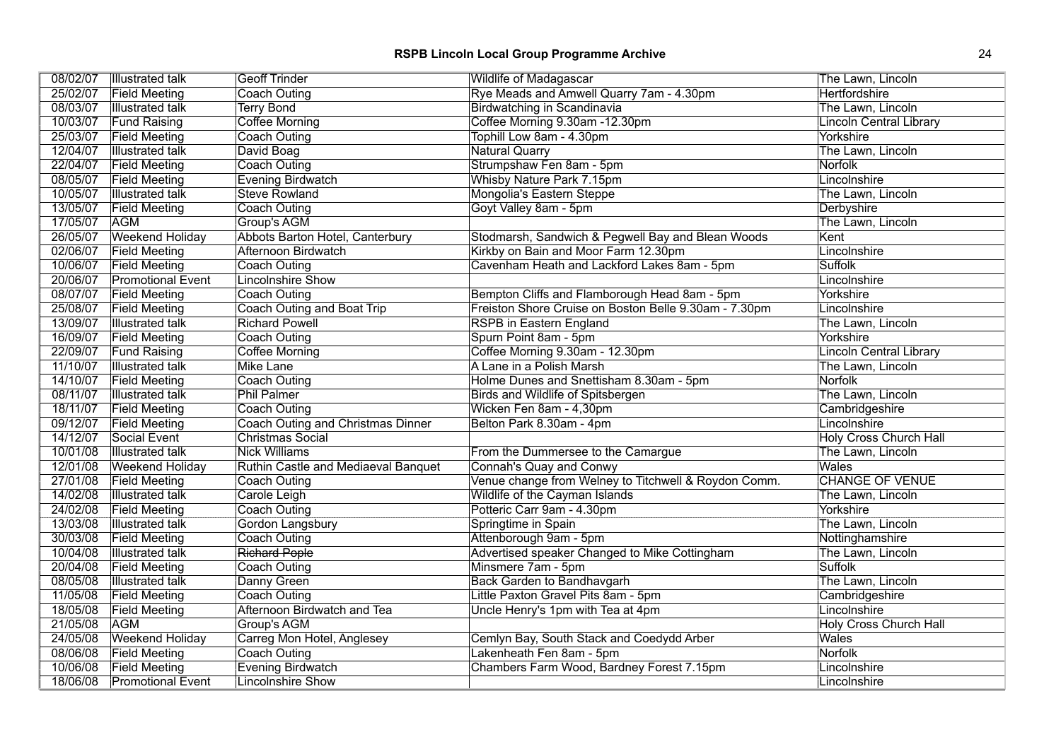# RSPB Lincoln Local Group Programme Archive

| | | | | |
|---|---|---|---|---|
| 08/02/07 | Illustrated talk | Geoff Trinder | Wildlife of Madagascar | The Lawn, Lincoln |
| 25/02/07 | Field Meeting | Coach Outing | Rye Meads and Amwell Quarry 7am - 4.30pm | Hertfordshire |
| 08/03/07 | Illustrated talk | Terry Bond | Birdwatching in Scandinavia | The Lawn, Lincoln |
| 10/03/07 | Fund Raising | Coffee Morning | Coffee Morning 9.30am -12.30pm | Lincoln Central Library |
| 25/03/07 | Field Meeting | Coach Outing | Tophill Low 8am - 4.30pm | Yorkshire |
| 12/04/07 | Illustrated talk | David Boag | Natural Quarry | The Lawn, Lincoln |
| 22/04/07 | Field Meeting | Coach Outing | Strumpshaw Fen 8am - 5pm | Norfolk |
| 08/05/07 | Field Meeting | Evening Birdwatch | Whisby Nature Park 7.15pm | Lincolnshire |
| 10/05/07 | Illustrated talk | Steve Rowland | Mongolia's Eastern Steppe | The Lawn, Lincoln |
| 13/05/07 | Field Meeting | Coach Outing | Goyt Valley 8am - 5pm | Derbyshire |
| 17/05/07 | AGM | Group's AGM | | The Lawn, Lincoln |
| 26/05/07 | Weekend Holiday | Abbots Barton Hotel, Canterbury | Stodmarsh, Sandwich & Pegwell Bay and Blean Woods | Kent |
| 02/06/07 | Field Meeting | Afternoon Birdwatch | Kirkby on Bain and Moor Farm 12.30pm | Lincolnshire |
| 10/06/07 | Field Meeting | Coach Outing | Cavenham Heath and Lackford Lakes 8am - 5pm | Suffolk |
| 20/06/07 | Promotional Event | Lincolnshire Show | | Lincolnshire |
| 08/07/07 | Field Meeting | Coach Outing | Bempton Cliffs and Flamborough Head 8am - 5pm | Yorkshire |
| 25/08/07 | Field Meeting | Coach Outing and Boat Trip | Freiston Shore Cruise on Boston Belle 9.30am - 7.30pm | Lincolnshire |
| 13/09/07 | Illustrated talk | Richard Powell | RSPB in Eastern England | The Lawn, Lincoln |
| 16/09/07 | Field Meeting | Coach Outing | Spurn Point 8am - 5pm | Yorkshire |
| 22/09/07 | Fund Raising | Coffee Morning | Coffee Morning 9.30am - 12.30pm | Lincoln Central Library |
| 11/10/07 | Illustrated talk | Mike Lane | A Lane in a Polish Marsh | The Lawn, Lincoln |
| 14/10/07 | Field Meeting | Coach Outing | Holme Dunes and Snettisham 8.30am - 5pm | Norfolk |
| 08/11/07 | Illustrated talk | Phil Palmer | Birds and Wildlife of Spitsbergen | The Lawn, Lincoln |
| 18/11/07 | Field Meeting | Coach Outing | Wicken Fen 8am - 4,30pm | Cambridgeshire |
| 09/12/07 | Field Meeting | Coach Outing and Christmas Dinner | Belton Park 8.30am - 4pm | Lincolnshire |
| 14/12/07 | Social Event | Christmas Social | | Holy Cross Church Hall |
| 10/01/08 | Illustrated talk | Nick Williams | From the Dummersee to the Camargue | The Lawn, Lincoln |
| 12/01/08 | Weekend Holiday | Ruthin Castle and Mediaeval Banquet | Connah's Quay and Conwy | Wales |
| 27/01/08 | Field Meeting | Coach Outing | Venue change from Welney to Titchwell & Roydon Comm. | CHANGE OF VENUE |
| 14/02/08 | Illustrated talk | Carole Leigh | Wildlife of the Cayman Islands | The Lawn, Lincoln |
| 24/02/08 | Field Meeting | Coach Outing | Potteric Carr 9am - 4.30pm | Yorkshire |
| 13/03/08 | Illustrated talk | Gordon Langsbury | Springtime in Spain | The Lawn, Lincoln |
| 30/03/08 | Field Meeting | Coach Outing | Attenborough 9am - 5pm | Nottinghamshire |
| 10/04/08 | Illustrated talk | ~~Richard Pople~~ | Advertised speaker Changed to Mike Cottingham | The Lawn, Lincoln |
| 20/04/08 | Field Meeting | Coach Outing | Minsmere 7am - 5pm | Suffolk |
| 08/05/08 | Illustrated talk | Danny Green | Back Garden to Bandhavgarh | The Lawn, Lincoln |
| 11/05/08 | Field Meeting | Coach Outing | Little Paxton Gravel Pits 8am - 5pm | Cambridgeshire |
| 18/05/08 | Field Meeting | Afternoon Birdwatch and Tea | Uncle Henry's 1pm with Tea at 4pm | Lincolnshire |
| 21/05/08 | AGM | Group's AGM | | Holy Cross Church Hall |
| 24/05/08 | Weekend Holiday | Carreg Mon Hotel, Anglesey | Cemlyn Bay, South Stack and Coedydd Arber | Wales |
| 08/06/08 | Field Meeting | Coach Outing | Lakenheath Fen 8am - 5pm | Norfolk |
| 10/06/08 | Field Meeting | Evening Birdwatch | Chambers Farm Wood, Bardney Forest 7.15pm | Lincolnshire |
| 18/06/08 | Promotional Event | Lincolnshire Show | | Lincolnshire |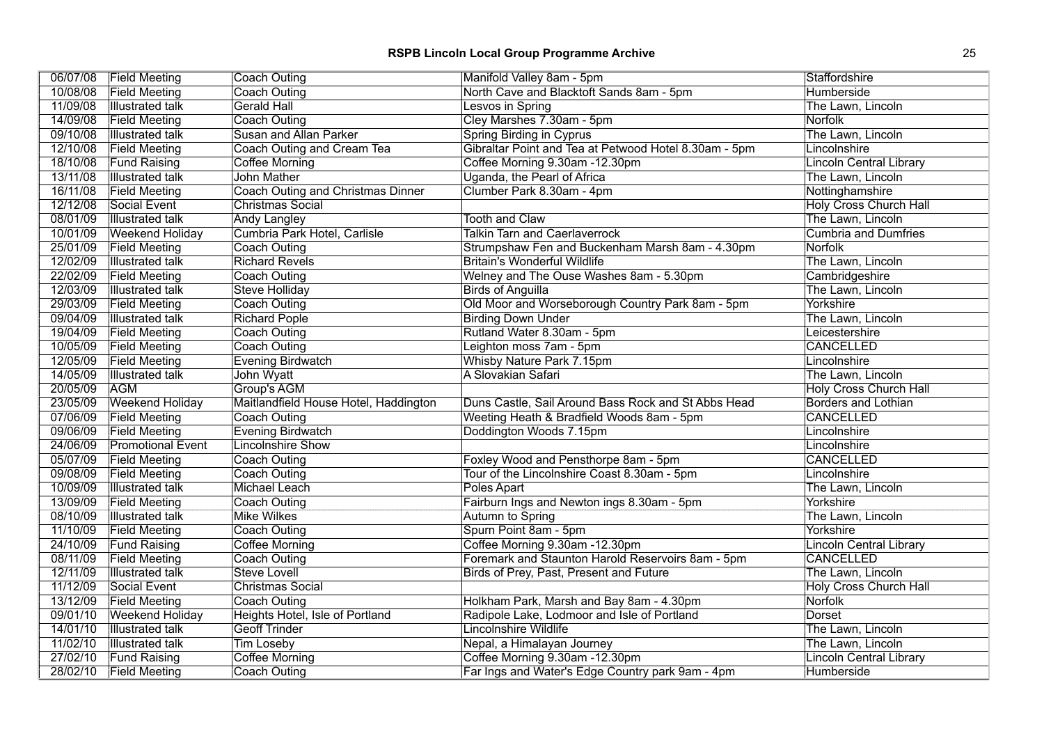| 06/07/08 | Field Meeting | Coach Outing | Manifold Valley 8am - 5pm | Staffordshire |
|---|---|---|---|---|
| 10/08/08 | Field Meeting | Coach Outing | North Cave and Blacktoft Sands 8am - 5pm | Humberside |
| 11/09/08 | Illustrated talk | Gerald Hall | Lesvos in Spring | The Lawn, Lincoln |
| 14/09/08 | Field Meeting | Coach Outing | Cley Marshes 7.30am - 5pm | Norfolk |
| 09/10/08 | Illustrated talk | Susan and Allan Parker | Spring Birding in Cyprus | The Lawn, Lincoln |
| 12/10/08 | Field Meeting | Coach Outing and Cream Tea | Gibraltar Point and Tea at Petwood Hotel 8.30am - 5pm | Lincolnshire |
| 18/10/08 | Fund Raising | Coffee Morning | Coffee Morning 9.30am -12.30pm | Lincoln Central Library |
| 13/11/08 | Illustrated talk | John Mather | Uganda, the Pearl of Africa | The Lawn, Lincoln |
| 16/11/08 | Field Meeting | Coach Outing and Christmas Dinner | Clumber Park 8.30am - 4pm | Nottinghamshire |
| 12/12/08 | Social Event | Christmas Social | | Holy Cross Church Hall |
| 08/01/09 | Illustrated talk | Andy Langley | Tooth and Claw | The Lawn, Lincoln |
| 10/01/09 | Weekend Holiday | Cumbria Park Hotel, Carlisle | Talkin Tarn and Caerlaverrock | Cumbria and Dumfries |
| 25/01/09 | Field Meeting | Coach Outing | Strumpshaw Fen and Buckenham Marsh 8am - 4.30pm | Norfolk |
| 12/02/09 | Illustrated talk | Richard Revels | Britain's Wonderful Wildlife | The Lawn, Lincoln |
| 22/02/09 | Field Meeting | Coach Outing | Welney and The Ouse Washes 8am - 5.30pm | Cambridgeshire |
| 12/03/09 | Illustrated talk | Steve Holliday | Birds of Anguilla | The Lawn, Lincoln |
| 29/03/09 | Field Meeting | Coach Outing | Old Moor and Worseborough Country Park 8am - 5pm | Yorkshire |
| 09/04/09 | Illustrated talk | Richard Pople | Birding Down Under | The Lawn, Lincoln |
| 19/04/09 | Field Meeting | Coach Outing | Rutland Water 8.30am - 5pm | Leicestershire |
| 10/05/09 | Field Meeting | Coach Outing | Leighton moss 7am - 5pm | CANCELLED |
| 12/05/09 | Field Meeting | Evening Birdwatch | Whisby Nature Park 7.15pm | Lincolnshire |
| 14/05/09 | Illustrated talk | John Wyatt | A Slovakian Safari | The Lawn, Lincoln |
| 20/05/09 | AGM | Group's AGM | | Holy Cross Church Hall |
| 23/05/09 | Weekend Holiday | Maitlandfield House Hotel, Haddington | Duns Castle, Sail Around Bass Rock and St Abbs Head | Borders and Lothian |
| 07/06/09 | Field Meeting | Coach Outing | Weeting Heath & Bradfield Woods 8am - 5pm | CANCELLED |
| 09/06/09 | Field Meeting | Evening Birdwatch | Doddington Woods 7.15pm | Lincolnshire |
| 24/06/09 | Promotional Event | Lincolnshire Show | | Lincolnshire |
| 05/07/09 | Field Meeting | Coach Outing | Foxley Wood and Pensthorpe 8am - 5pm | CANCELLED |
| 09/08/09 | Field Meeting | Coach Outing | Tour of the Lincolnshire Coast 8.30am - 5pm | Lincolnshire |
| 10/09/09 | Illustrated talk | Michael Leach | Poles Apart | The Lawn, Lincoln |
| 13/09/09 | Field Meeting | Coach Outing | Fairburn Ings and Newton ings 8.30am - 5pm | Yorkshire |
| 08/10/09 | Illustrated talk | Mike Wilkes | Autumn to Spring | The Lawn, Lincoln |
| 11/10/09 | Field Meeting | Coach Outing | Spurn Point 8am - 5pm | Yorkshire |
| 24/10/09 | Fund Raising | Coffee Morning | Coffee Morning 9.30am -12.30pm | Lincoln Central Library |
| 08/11/09 | Field Meeting | Coach Outing | Foremark and Staunton Harold Reservoirs 8am - 5pm | CANCELLED |
| 12/11/09 | Illustrated talk | Steve Lovell | Birds of Prey, Past, Present and Future | The Lawn, Lincoln |
| 11/12/09 | Social Event | Christmas Social | | Holy Cross Church Hall |
| 13/12/09 | Field Meeting | Coach Outing | Holkham Park, Marsh and Bay 8am - 4.30pm | Norfolk |
| 09/01/10 | Weekend Holiday | Heights Hotel, Isle of Portland | Radipole Lake, Lodmoor and Isle of Portland | Dorset |
| 14/01/10 | Illustrated talk | Geoff Trinder | Lincolnshire Wildlife | The Lawn, Lincoln |
| 11/02/10 | Illustrated talk | Tim Loseby | Nepal, a Himalayan Journey | The Lawn, Lincoln |
| 27/02/10 | Fund Raising | Coffee Morning | Coffee Morning 9.30am -12.30pm | Lincoln Central Library |
| 28/02/10 | Field Meeting | Coach Outing | Far Ings and Water's Edge Country park 9am - 4pm | Humberside |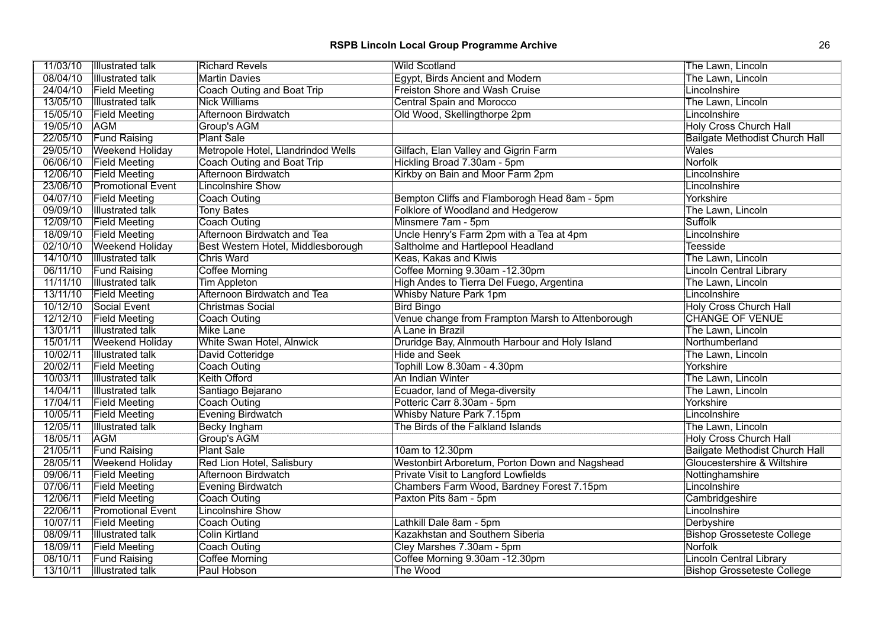# RSPB Lincoln Local Group Programme Archive

| | | | | |
|---|---|---|---|---|
| 11/03/10 | Illustrated talk | Richard Revels | Wild Scotland | The Lawn, Lincoln |
| 08/04/10 | Illustrated talk | Martin Davies | Egypt, Birds Ancient and Modern | The Lawn, Lincoln |
| 24/04/10 | Field Meeting | Coach Outing and Boat Trip | Freiston Shore and Wash Cruise | Lincolnshire |
| 13/05/10 | Illustrated talk | Nick Williams | Central Spain and Morocco | The Lawn, Lincoln |
| 15/05/10 | Field Meeting | Afternoon Birdwatch | Old Wood, Skellingthorpe 2pm | Lincolnshire |
| 19/05/10 | AGM | Group's AGM | | Holy Cross Church Hall |
| 22/05/10 | Fund Raising | Plant Sale | | Bailgate Methodist Church Hall |
| 29/05/10 | Weekend Holiday | Metropole Hotel, Llandrindod Wells | Gilfach, Elan Valley and Gigrin Farm | Wales |
| 06/06/10 | Field Meeting | Coach Outing and Boat Trip | Hickling Broad 7.30am - 5pm | Norfolk |
| 12/06/10 | Field Meeting | Afternoon Birdwatch | Kirkby on Bain and Moor Farm 2pm | Lincolnshire |
| 23/06/10 | Promotional Event | Lincolnshire Show | | Lincolnshire |
| 04/07/10 | Field Meeting | Coach Outing | Bempton Cliffs and Flamborogh Head 8am - 5pm | Yorkshire |
| 09/09/10 | Illustrated talk | Tony Bates | Folklore of Woodland and Hedgerow | The Lawn, Lincoln |
| 12/09/10 | Field Meeting | Coach Outing | Minsmere 7am - 5pm | Suffolk |
| 18/09/10 | Field Meeting | Afternoon Birdwatch and Tea | Uncle Henry's Farm 2pm with a Tea at 4pm | Lincolnshire |
| 02/10/10 | Weekend Holiday | Best Western Hotel, Middlesborough | Saltholme and Hartlepool Headland | Teesside |
| 14/10/10 | Illustrated talk | Chris Ward | Keas, Kakas and Kiwis | The Lawn, Lincoln |
| 06/11/10 | Fund Raising | Coffee Morning | Coffee Morning 9.30am -12.30pm | Lincoln Central Library |
| 11/11/10 | Illustrated talk | Tim Appleton | High Andes to Tierra Del Fuego, Argentina | The Lawn, Lincoln |
| 13/11/10 | Field Meeting | Afternoon Birdwatch and Tea | Whisby Nature Park 1pm | Lincolnshire |
| 10/12/10 | Social Event | Christmas Social | Bird Bingo | Holy Cross Church Hall |
| 12/12/10 | Field Meeting | Coach Outing | Venue change from Frampton Marsh to Attenborough | CHANGE OF VENUE |
| 13/01/11 | Illustrated talk | Mike Lane | A Lane in Brazil | The Lawn, Lincoln |
| 15/01/11 | Weekend Holiday | White Swan Hotel, Alnwick | Druridge Bay, Alnmouth Harbour and Holy Island | Northumberland |
| 10/02/11 | Illustrated talk | David Cotteridge | Hide and Seek | The Lawn, Lincoln |
| 20/02/11 | Field Meeting | Coach Outing | Tophill Low 8.30am - 4.30pm | Yorkshire |
| 10/03/11 | Illustrated talk | Keith Offord | An Indian Winter | The Lawn, Lincoln |
| 14/04/11 | Illustrated talk | Santiago Bejarano | Ecuador, land of Mega-diversity | The Lawn, Lincoln |
| 17/04/11 | Field Meeting | Coach Outing | Potteric Carr 8.30am - 5pm | Yorkshire |
| 10/05/11 | Field Meeting | Evening Birdwatch | Whisby Nature Park 7.15pm | Lincolnshire |
| 12/05/11 | Illustrated talk | Becky Ingham | The Birds of the Falkland Islands | The Lawn, Lincoln |
| 18/05/11 | AGM | Group's AGM | | Holy Cross Church Hall |
| 21/05/11 | Fund Raising | Plant Sale | 10am to 12.30pm | Bailgate Methodist Church Hall |
| 28/05/11 | Weekend Holiday | Red Lion Hotel, Salisbury | Westonbirt Arboretum, Porton Down and Nagshead | Gloucestershire & Wiltshire |
| 09/06/11 | Field Meeting | Afternoon Birdwatch | Private Visit to Langford Lowfields | Nottinghamshire |
| 07/06/11 | Field Meeting | Evening Birdwatch | Chambers Farm Wood, Bardney Forest 7.15pm | Lincolnshire |
| 12/06/11 | Field Meeting | Coach Outing | Paxton Pits 8am - 5pm | Cambridgeshire |
| 22/06/11 | Promotional Event | Lincolnshire Show | | Lincolnshire |
| 10/07/11 | Field Meeting | Coach Outing | Lathkill Dale 8am - 5pm | Derbyshire |
| 08/09/11 | Illustrated talk | Colin Kirtland | Kazakhstan and Southern Siberia | Bishop Grosseteste College |
| 18/09/11 | Field Meeting | Coach Outing | Cley Marshes 7.30am - 5pm | Norfolk |
| 08/10/11 | Fund Raising | Coffee Morning | Coffee Morning 9.30am -12.30pm | Lincoln Central Library |
| 13/10/11 | Illustrated talk | Paul Hobson | The Wood | Bishop Grosseteste College |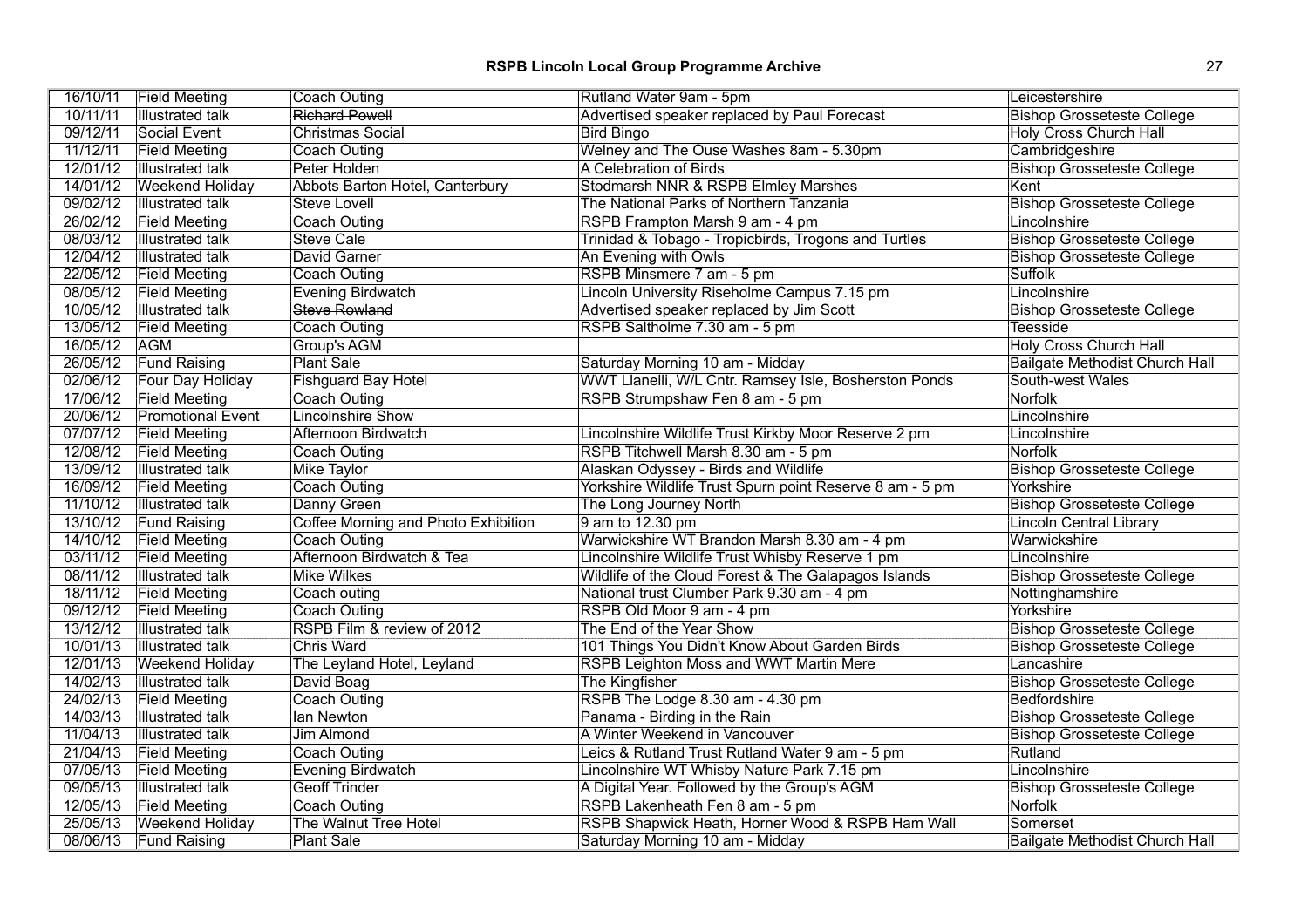| | | | | |
|---|---|---|---|---|
| 16/10/11 | Field Meeting | Coach Outing | Rutland Water 9am - 5pm | Leicestershire |
| 10/11/11 | Illustrated talk | ~~Richard Powell~~ | Advertised speaker replaced by Paul Forecast | Bishop Grosseteste College |
| 09/12/11 | Social Event | Christmas Social | Bird Bingo | Holy Cross Church Hall |
| 11/12/11 | Field Meeting | Coach Outing | Welney and The Ouse Washes 8am - 5.30pm | Cambridgeshire |
| 12/01/12 | Illustrated talk | Peter Holden | A Celebration of Birds | Bishop Grosseteste College |
| 14/01/12 | Weekend Holiday | Abbots Barton Hotel, Canterbury | Stodmarsh NNR & RSPB Elmley Marshes | Kent |
| 09/02/12 | Illustrated talk | Steve Lovell | The National Parks of Northern Tanzania | Bishop Grosseteste College |
| 26/02/12 | Field Meeting | Coach Outing | RSPB Frampton Marsh 9 am - 4 pm | Lincolnshire |
| 08/03/12 | Illustrated talk | Steve Cale | Trinidad & Tobago - Tropicbirds, Trogons and Turtles | Bishop Grosseteste College |
| 12/04/12 | Illustrated talk | David Garner | An Evening with Owls | Bishop Grosseteste College |
| 22/05/12 | Field Meeting | Coach Outing | RSPB Minsmere 7 am - 5 pm | Suffolk |
| 08/05/12 | Field Meeting | Evening Birdwatch | Lincoln University Riseholme Campus 7.15 pm | Lincolnshire |
| 10/05/12 | Illustrated talk | ~~Steve Rowland~~ | Advertised speaker replaced by Jim Scott | Bishop Grosseteste College |
| 13/05/12 | Field Meeting | Coach Outing | RSPB Saltholme 7.30 am - 5 pm | Teesside |
| 16/05/12 | AGM | Group's AGM | | Holy Cross Church Hall |
| 26/05/12 | Fund Raising | Plant Sale | Saturday Morning 10 am - Midday | Bailgate Methodist Church Hall |
| 02/06/12 | Four Day Holiday | Fishguard Bay Hotel | WWT Llanelli, W/L Cntr. Ramsey Isle, Bosherston Ponds | South-west Wales |
| 17/06/12 | Field Meeting | Coach Outing | RSPB Strumpshaw Fen 8 am - 5 pm | Norfolk |
| 20/06/12 | Promotional Event | Lincolnshire Show | | Lincolnshire |
| 07/07/12 | Field Meeting | Afternoon Birdwatch | Lincolnshire Wildlife Trust Kirkby Moor Reserve 2 pm | Lincolnshire |
| 12/08/12 | Field Meeting | Coach Outing | RSPB Titchwell Marsh 8.30 am - 5 pm | Norfolk |
| 13/09/12 | Illustrated talk | Mike Taylor | Alaskan Odyssey - Birds and Wildlife | Bishop Grosseteste College |
| 16/09/12 | Field Meeting | Coach Outing | Yorkshire Wildlife Trust Spurn point Reserve 8 am - 5 pm | Yorkshire |
| 11/10/12 | Illustrated talk | Danny Green | The Long Journey North | Bishop Grosseteste College |
| 13/10/12 | Fund Raising | Coffee Morning and Photo Exhibition | 9 am to 12.30 pm | Lincoln Central Library |
| 14/10/12 | Field Meeting | Coach Outing | Warwickshire WT Brandon Marsh 8.30 am - 4 pm | Warwickshire |
| 03/11/12 | Field Meeting | Afternoon Birdwatch & Tea | Lincolnshire Wildlife Trust Whisby Reserve 1 pm | Lincolnshire |
| 08/11/12 | Illustrated talk | Mike Wilkes | Wildlife of the Cloud Forest & The Galapagos Islands | Bishop Grosseteste College |
| 18/11/12 | Field Meeting | Coach outing | National trust Clumber Park 9.30 am - 4 pm | Nottinghamshire |
| 09/12/12 | Field Meeting | Coach Outing | RSPB Old Moor 9 am - 4 pm | Yorkshire |
| 13/12/12 | Illustrated talk | RSPB Film & review of 2012 | The End of the Year Show | Bishop Grosseteste College |
| 10/01/13 | Illustrated talk | Chris Ward | 101 Things You Didn't Know About Garden Birds | Bishop Grosseteste College |
| 12/01/13 | Weekend Holiday | The Leyland Hotel, Leyland | RSPB Leighton Moss and WWT Martin Mere | Lancashire |
| 14/02/13 | Illustrated talk | David Boag | The Kingfisher | Bishop Grosseteste College |
| 24/02/13 | Field Meeting | Coach Outing | RSPB The Lodge 8.30 am - 4.30 pm | Bedfordshire |
| 14/03/13 | Illustrated talk | Ian Newton | Panama - Birding in the Rain | Bishop Grosseteste College |
| 11/04/13 | Illustrated talk | Jim Almond | A Winter Weekend in Vancouver | Bishop Grosseteste College |
| 21/04/13 | Field Meeting | Coach Outing | Leics & Rutland Trust Rutland Water 9 am - 5 pm | Rutland |
| 07/05/13 | Field Meeting | Evening Birdwatch | Lincolnshire WT Whisby Nature Park 7.15 pm | Lincolnshire |
| 09/05/13 | Illustrated talk | Geoff Trinder | A Digital Year. Followed by the Group's AGM | Bishop Grosseteste College |
| 12/05/13 | Field Meeting | Coach Outing | RSPB Lakenheath Fen 8 am - 5 pm | Norfolk |
| 25/05/13 | Weekend Holiday | The Walnut Tree Hotel | RSPB Shapwick Heath, Horner Wood & RSPB Ham Wall | Somerset |
| 08/06/13 | Fund Raising | Plant Sale | Saturday Morning 10 am - Midday | Bailgate Methodist Church Hall |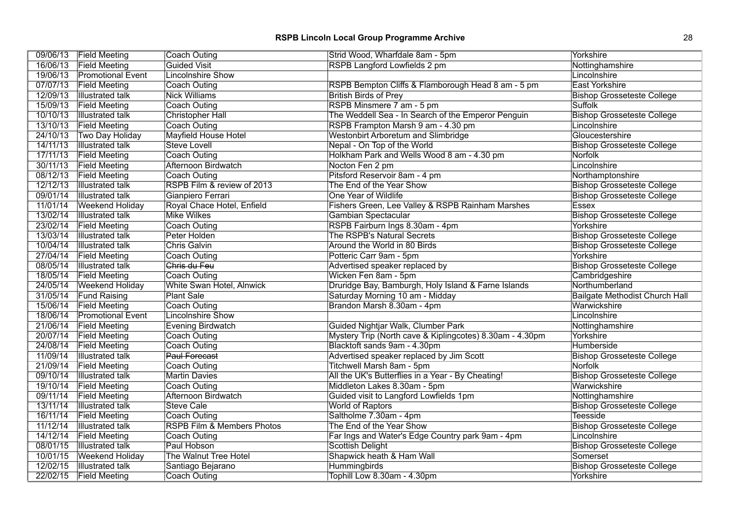| 09/06/13 | Field Meeting | Coach Outing | Strid Wood, Wharfdale 8am - 5pm | Yorkshire |
|---|---|---|---|---|
| 16/06/13 | Field Meeting | Guided Visit | RSPB Langford Lowfields 2 pm | Nottinghamshire |
| 19/06/13 | Promotional Event | Lincolnshire Show | | Lincolnshire |
| 07/07/13 | Field Meeting | Coach Outing | RSPB Bempton Cliffs & Flamborough Head 8 am - 5 pm | East Yorkshire |
| 12/09/13 | Illustrated talk | Nick Williams | British Birds of Prey | Bishop Grosseteste College |
| 15/09/13 | Field Meeting | Coach Outing | RSPB Minsmere 7 am - 5 pm | Suffolk |
| 10/10/13 | Illustrated talk | Christopher Hall | The Weddell Sea - In Search of the Emperor Penguin | Bishop Grosseteste College |
| 13/10/13 | Field Meeting | Coach Outing | RSPB Frampton Marsh 9 am - 4.30 pm | Lincolnshire |
| 24/10/13 | Two Day Holiday | Mayfield House Hotel | Westonbirt Arboretum and Slimbridge | Gloucestershire |
| 14/11/13 | Illustrated talk | Steve Lovell | Nepal - On Top of the World | Bishop Grosseteste College |
| 17/11/13 | Field Meeting | Coach Outing | Holkham Park and Wells Wood 8 am - 4.30 pm | Norfolk |
| 30/11/13 | Field Meeting | Afternoon Birdwatch | Nocton Fen 2 pm | Lincolnshire |
| 08/12/13 | Field Meeting | Coach Outing | Pitsford Reservoir 8am - 4 pm | Northamptonshire |
| 12/12/13 | Illustrated talk | RSPB Film & review of 2013 | The End of the Year Show | Bishop Grosseteste College |
| 09/01/14 | Illustrated talk | Gianpiero Ferrari | One Year of Wildlife | Bishop Grosseteste College |
| 11/01/14 | Weekend Holiday | Royal Chace Hotel, Enfield | Fishers Green, Lee Valley & RSPB Rainham Marshes | Essex |
| 13/02/14 | Illustrated talk | Mike Wilkes | Gambian Spectacular | Bishop Grosseteste College |
| 23/02/14 | Field Meeting | Coach Outing | RSPB Fairburn Ings 8.30am - 4pm | Yorkshire |
| 13/03/14 | Illustrated talk | Peter Holden | The RSPB's Natural Secrets | Bishop Grosseteste College |
| 10/04/14 | Illustrated talk | Chris Galvin | Around the World in 80 Birds | Bishop Grosseteste College |
| 27/04/14 | Field Meeting | Coach Outing | Potteric Carr 9am - 5pm | Yorkshire |
| 08/05/14 | Illustrated talk | ~~Chris du Feu~~ | Advertised speaker replaced by | Bishop Grosseteste College |
| 18/05/14 | Field Meeting | Coach Outing | Wicken Fen 8am - 5pm | Cambridgeshire |
| 24/05/14 | Weekend Holiday | White Swan Hotel, Alnwick | Druridge Bay, Bamburgh, Holy Island & Farne Islands | Northumberland |
| 31/05/14 | Fund Raising | Plant Sale | Saturday Morning 10 am - Midday | Bailgate Methodist Church Hall |
| 15/06/14 | Field Meeting | Coach Outing | Brandon Marsh 8.30am - 4pm | Warwickshire |
| 18/06/14 | Promotional Event | Lincolnshire Show | | Lincolnshire |
| 21/06/14 | Field Meeting | Evening Birdwatch | Guided Nightjar Walk, Clumber Park | Nottinghamshire |
| 20/07/14 | Field Meeting | Coach Outing | Mystery Trip (North cave & Kiplingcotes) 8.30am - 4.30pm | Yorkshire |
| 24/08/14 | Field Meeting | Coach Outing | Blacktoft sands 9am - 4.30pm | Humberside |
| 11/09/14 | Illustrated talk | ~~Paul Forecast~~ | Advertised speaker replaced by Jim Scott | Bishop Grosseteste College |
| 21/09/14 | Field Meeting | Coach Outing | Titchwell Marsh 8am - 5pm | Norfolk |
| 09/10/14 | Illustrated talk | Martin Davies | All the UK's Butterflies in a Year - By Cheating! | Bishop Grosseteste College |
| 19/10/14 | Field Meeting | Coach Outing | Middleton Lakes 8.30am - 5pm | Warwickshire |
| 09/11/14 | Field Meeting | Afternoon Birdwatch | Guided visit to Langford Lowfields 1pm | Nottinghamshire |
| 13/11/14 | Illustrated talk | Steve Cale | World of Raptors | Bishop Grosseteste College |
| 16/11/14 | Field Meeting | Coach Outing | Saltholme 7.30am - 4pm | Teesside |
| 11/12/14 | Illustrated talk | RSPB Film & Members Photos | The End of the Year Show | Bishop Grosseteste College |
| 14/12/14 | Field Meeting | Coach Outing | Far Ings and Water's Edge Country park 9am - 4pm | Lincolnshire |
| 08/01/15 | Illustrated talk | Paul Hobson | Scottish Delight | Bishop Grosseteste College |
| 10/01/15 | Weekend Holiday | The Walnut Tree Hotel | Shapwick heath & Ham Wall | Somerset |
| 12/02/15 | Illustrated talk | Santiago Bejarano | Hummingbirds | Bishop Grosseteste College |
| 22/02/15 | Field Meeting | Coach Outing | Tophill Low 8.30am - 4.30pm | Yorkshire |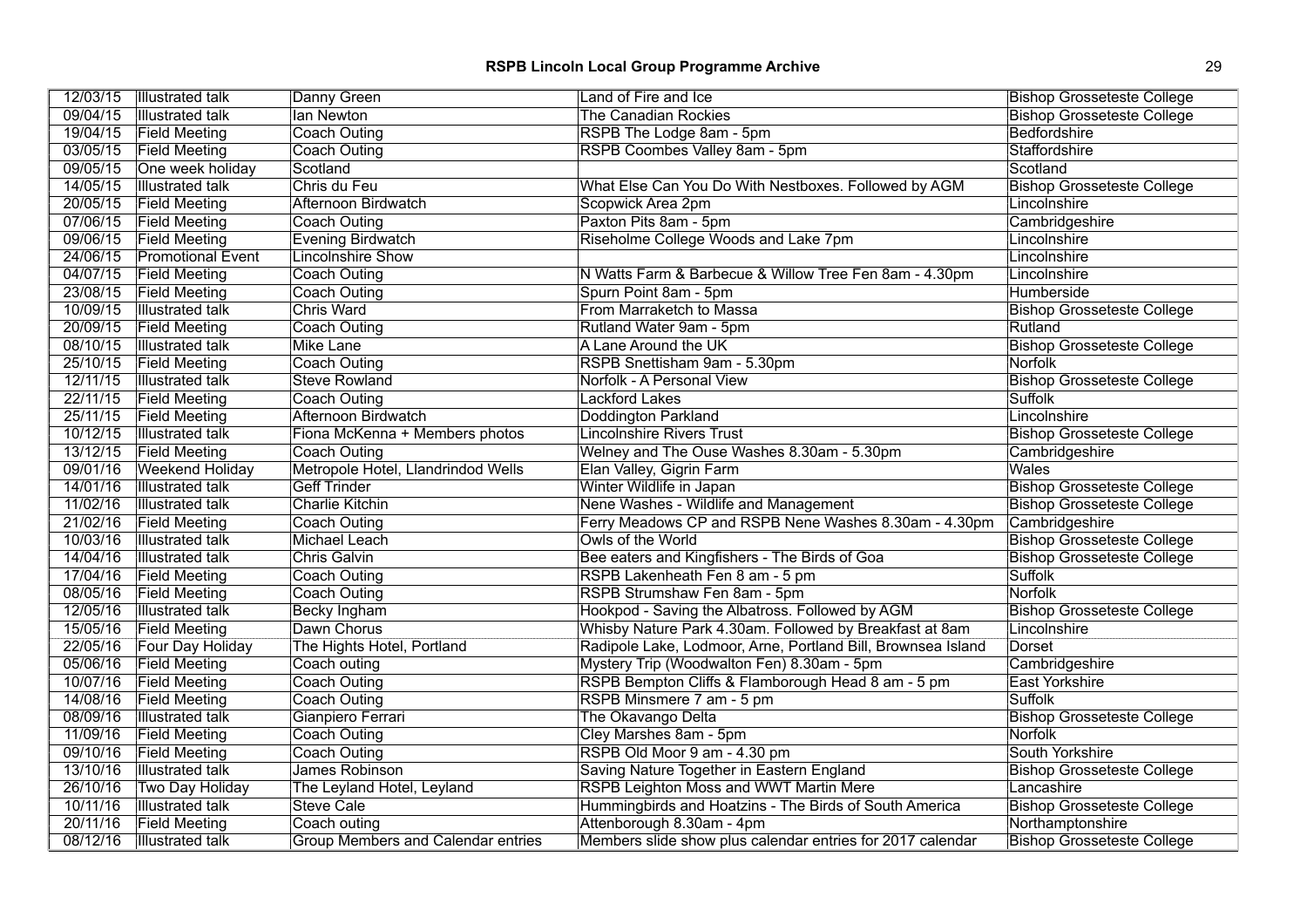| 12/03/15 | Illustrated talk | Danny Green | Land of Fire and Ice | Bishop Grosseteste College |
|---|---|---|---|---|
| 09/04/15 | Illustrated talk | Ian Newton | The Canadian Rockies | Bishop Grosseteste College |
| 19/04/15 | Field Meeting | Coach Outing | RSPB The Lodge 8am - 5pm | Bedfordshire |
| 03/05/15 | Field Meeting | Coach Outing | RSPB Coombes Valley 8am - 5pm | Staffordshire |
| 09/05/15 | One week holiday | Scotland | | Scotland |
| 14/05/15 | Illustrated talk | Chris du Feu | What Else Can You Do With Nestboxes. Followed by AGM | Bishop Grosseteste College |
| 20/05/15 | Field Meeting | Afternoon Birdwatch | Scopwick Area 2pm | Lincolnshire |
| 07/06/15 | Field Meeting | Coach Outing | Paxton Pits 8am - 5pm | Cambridgeshire |
| 09/06/15 | Field Meeting | Evening Birdwatch | Riseholme College Woods and Lake 7pm | Lincolnshire |
| 24/06/15 | Promotional Event | Lincolnshire Show | | Lincolnshire |
| 04/07/15 | Field Meeting | Coach Outing | N Watts Farm & Barbecue & Willow Tree Fen 8am - 4.30pm | Lincolnshire |
| 23/08/15 | Field Meeting | Coach Outing | Spurn Point 8am - 5pm | Humberside |
| 10/09/15 | Illustrated talk | Chris Ward | From Marraketch to Massa | Bishop Grosseteste College |
| 20/09/15 | Field Meeting | Coach Outing | Rutland Water 9am - 5pm | Rutland |
| 08/10/15 | Illustrated talk | Mike Lane | A Lane Around the UK | Bishop Grosseteste College |
| 25/10/15 | Field Meeting | Coach Outing | RSPB Snettisham 9am - 5.30pm | Norfolk |
| 12/11/15 | Illustrated talk | Steve Rowland | Norfolk - A Personal View | Bishop Grosseteste College |
| 22/11/15 | Field Meeting | Coach Outing | Lackford Lakes | Suffolk |
| 25/11/15 | Field Meeting | Afternoon Birdwatch | Doddington Parkland | Lincolnshire |
| 10/12/15 | Illustrated talk | Fiona McKenna + Members photos | Lincolnshire Rivers Trust | Bishop Grosseteste College |
| 13/12/15 | Field Meeting | Coach Outing | Welney and The Ouse Washes 8.30am - 5.30pm | Cambridgeshire |
| 09/01/16 | Weekend Holiday | Metropole Hotel, Llandrindod Wells | Elan Valley, Gigrin Farm | Wales |
| 14/01/16 | Illustrated talk | Geff Trinder | Winter Wildlife in Japan | Bishop Grosseteste College |
| 11/02/16 | Illustrated talk | Charlie Kitchin | Nene Washes - Wildlife and Management | Bishop Grosseteste College |
| 21/02/16 | Field Meeting | Coach Outing | Ferry Meadows CP and RSPB Nene Washes 8.30am - 4.30pm | Cambridgeshire |
| 10/03/16 | Illustrated talk | Michael Leach | Owls of the World | Bishop Grosseteste College |
| 14/04/16 | Illustrated talk | Chris Galvin | Bee eaters and Kingfishers - The Birds of Goa | Bishop Grosseteste College |
| 17/04/16 | Field Meeting | Coach Outing | RSPB Lakenheath Fen 8 am - 5 pm | Suffolk |
| 08/05/16 | Field Meeting | Coach Outing | RSPB Strumshaw Fen 8am - 5pm | Norfolk |
| 12/05/16 | Illustrated talk | Becky Ingham | Hookpod - Saving the Albatross. Followed by AGM | Bishop Grosseteste College |
| 15/05/16 | Field Meeting | Dawn Chorus | Whisby Nature Park 4.30am. Followed by Breakfast at 8am | Lincolnshire |
| 22/05/16 | Four Day Holiday | The Hights Hotel, Portland | Radipole Lake, Lodmoor, Arne, Portland Bill, Brownsea Island | Dorset |
| 05/06/16 | Field Meeting | Coach outing | Mystery Trip (Woodwalton Fen) 8.30am - 5pm | Cambridgeshire |
| 10/07/16 | Field Meeting | Coach Outing | RSPB Bempton Cliffs & Flamborough Head 8 am - 5 pm | East Yorkshire |
| 14/08/16 | Field Meeting | Coach Outing | RSPB Minsmere 7 am - 5 pm | Suffolk |
| 08/09/16 | Illustrated talk | Gianpiero Ferrari | The Okavango Delta | Bishop Grosseteste College |
| 11/09/16 | Field Meeting | Coach Outing | Cley Marshes 8am - 5pm | Norfolk |
| 09/10/16 | Field Meeting | Coach Outing | RSPB Old Moor 9 am - 4.30 pm | South Yorkshire |
| 13/10/16 | Illustrated talk | James Robinson | Saving Nature Together in Eastern England | Bishop Grosseteste College |
| 26/10/16 | Two Day Holiday | The Leyland Hotel, Leyland | RSPB Leighton Moss and WWT Martin Mere | Lancashire |
| 10/11/16 | Illustrated talk | Steve Cale | Hummingbirds and Hoatzins - The Birds of South America | Bishop Grosseteste College |
| 20/11/16 | Field Meeting | Coach outing | Attenborough 8.30am - 4pm | Northamptonshire |
| 08/12/16 | Illustrated talk | Group Members and Calendar entries | Members slide show plus calendar entries for 2017 calendar | Bishop Grosseteste College |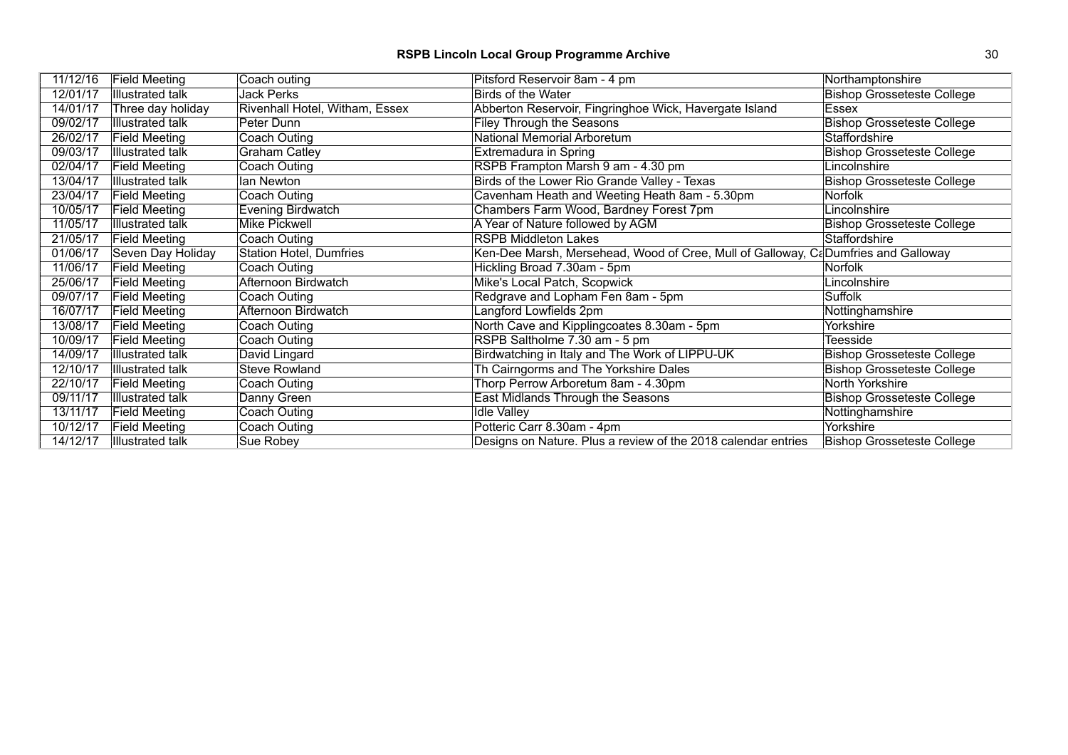**RSPB Lincoln Local Group Programme Archive**

| | | | | |
|---|---|---|---|---|
| 11/12/16 | Field Meeting | Coach outing | Pitsford Reservoir 8am - 4 pm | Northamptonshire |
| 12/01/17 | Illustrated talk | Jack Perks | Birds of the Water | Bishop Grosseteste College |
| 14/01/17 | Three day holiday | Rivenhall Hotel, Witham, Essex | Abberton Reservoir, Fingringhoe Wick, Havergate Island | Essex |
| 09/02/17 | Illustrated talk | Peter Dunn | Filey Through the Seasons | Bishop Grosseteste College |
| 26/02/17 | Field Meeting | Coach Outing | National Memorial Arboretum | Staffordshire |
| 09/03/17 | Illustrated talk | Graham Catley | Extremadura in Spring | Bishop Grosseteste College |
| 02/04/17 | Field Meeting | Coach Outing | RSPB Frampton Marsh 9 am - 4.30 pm | Lincolnshire |
| 13/04/17 | Illustrated talk | Ian Newton | Birds of the Lower Rio Grande Valley - Texas | Bishop Grosseteste College |
| 23/04/17 | Field Meeting | Coach Outing | Cavenham Heath and Weeting Heath 8am - 5.30pm | Norfolk |
| 10/05/17 | Field Meeting | Evening Birdwatch | Chambers Farm Wood, Bardney Forest 7pm | Lincolnshire |
| 11/05/17 | Illustrated talk | Mike Pickwell | A Year of Nature followed by AGM | Bishop Grosseteste College |
| 21/05/17 | Field Meeting | Coach Outing | RSPB Middleton Lakes | Staffordshire |
| 01/06/17 | Seven Day Holiday | Station Hotel, Dumfries | Ken-Dee Marsh, Mersehead, Wood of Cree, Mull of Galloway, Ca | Dumfries and Galloway |
| 11/06/17 | Field Meeting | Coach Outing | Hickling Broad 7.30am - 5pm | Norfolk |
| 25/06/17 | Field Meeting | Afternoon Birdwatch | Mike's Local Patch, Scopwick | Lincolnshire |
| 09/07/17 | Field Meeting | Coach Outing | Redgrave and Lopham Fen 8am - 5pm | Suffolk |
| 16/07/17 | Field Meeting | Afternoon Birdwatch | Langford Lowfields 2pm | Nottinghamshire |
| 13/08/17 | Field Meeting | Coach Outing | North Cave and Kipplingcoates 8.30am - 5pm | Yorkshire |
| 10/09/17 | Field Meeting | Coach Outing | RSPB Saltholme 7.30 am - 5 pm | Teesside |
| 14/09/17 | Illustrated talk | David Lingard | Birdwatching in Italy and The Work of LIPPU-UK | Bishop Grosseteste College |
| 12/10/17 | Illustrated talk | Steve Rowland | Th Cairngorms and The Yorkshire Dales | Bishop Grosseteste College |
| 22/10/17 | Field Meeting | Coach Outing | Thorp Perrow Arboretum 8am - 4.30pm | North Yorkshire |
| 09/11/17 | Illustrated talk | Danny Green | East Midlands Through the Seasons | Bishop Grosseteste College |
| 13/11/17 | Field Meeting | Coach Outing | Idle Valley | Nottinghamshire |
| 10/12/17 | Field Meeting | Coach Outing | Potteric Carr 8.30am - 4pm | Yorkshire |
| 14/12/17 | Illustrated talk | Sue Robey | Designs on Nature. Plus a review of the 2018 calendar entries | Bishop Grosseteste College |